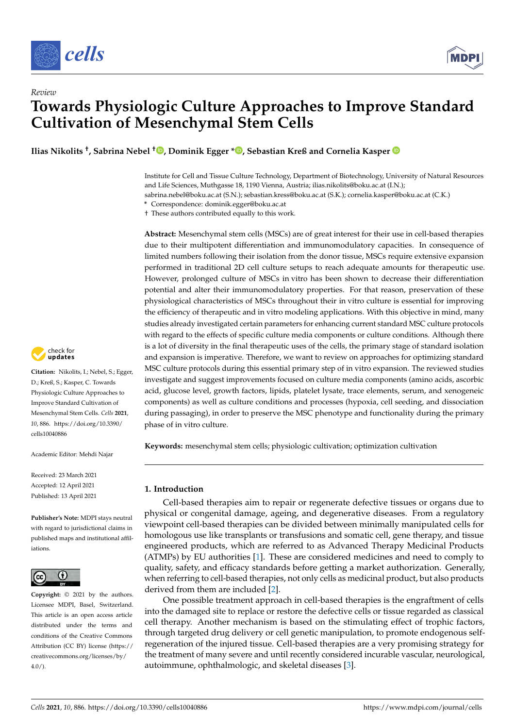*Review*

# Towards Physiologic Culture Approaches to Improve Standard Cultivation of Mesenchymal Stem Cells

**Ilias Nikolits †, Sabrina Nebel †, Dominik Egger \*, Sebastian Kreß and Cornelia Kasper**

Institute for Cell and Tissue Culture Technology, Department of Biotechnology, University of Natural Resources and Life Sciences, Muthgasse 18, 1190 Vienna, Austria; ilias.nikolits@boku.ac.at (I.N.); sabrina.nebel@boku.ac.at (S.N.); sebastian.kress@boku.ac.at (S.K.); cornelia.kasper@boku.ac.at (C.K.)

\* Correspondence: dominik.egger@boku.ac.at

† These authors contributed equally to this work.

**Abstract:** Mesenchymal stem cells (MSCs) are of great interest for their use in cell-based therapies due to their multipotent differentiation and immunomodulatory capacities. In consequence of limited numbers following their isolation from the donor tissue, MSCs require extensive expansion performed in traditional 2D cell culture setups to reach adequate amounts for therapeutic use. However, prolonged culture of MSCs in vitro has been shown to decrease their differentiation potential and alter their immunomodulatory properties. For that reason, preservation of these physiological characteristics of MSCs throughout their in vitro culture is essential for improving the efficiency of therapeutic and in vitro modeling applications. With this objective in mind, many studies already investigated certain parameters for enhancing current standard MSC culture protocols with regard to the effects of specific culture media components or culture conditions. Although there is a lot of diversity in the final therapeutic uses of the cells, the primary stage of standard isolation and expansion is imperative. Therefore, we want to review on approaches for optimizing standard MSC culture protocols during this essential primary step of in vitro expansion. The reviewed studies investigate and suggest improvements focused on culture media components (amino acids, ascorbic acid, glucose level, growth factors, lipids, platelet lysate, trace elements, serum, and xenogeneic components) as well as culture conditions and processes (hypoxia, cell seeding, and dissociation during passaging), in order to preserve the MSC phenotype and functionality during the primary phase of in vitro culture.

**Keywords:** mesenchymal stem cells; physiologic cultivation; optimization cultivation

**Citation:** Nikolits, I.; Nebel, S.; Egger, D.; Kreß, S.; Kasper, C. Towards Physiologic Culture Approaches to Improve Standard Cultivation of Mesenchymal Stem Cells. *Cells* **2021**, *10*, 886. https://doi.org/10.3390/cells10040886

Academic Editor: Mehdi Najar

Received: 23 March 2021
Accepted: 12 April 2021
Published: 13 April 2021

**Publisher's Note:** MDPI stays neutral with regard to jurisdictional claims in published maps and institutional affiliations.

**Copyright:** © 2021 by the authors. Licensee MDPI, Basel, Switzerland. This article is an open access article distributed under the terms and conditions of the Creative Commons Attribution (CC BY) license (https://creativecommons.org/licenses/by/4.0/).

## 1. Introduction

Cell-based therapies aim to repair or regenerate defective tissues or organs due to physical or congenital damage, ageing, and degenerative diseases. From a regulatory viewpoint cell-based therapies can be divided between minimally manipulated cells for homologous use like transplants or transfusions and somatic cell, gene therapy, and tissue engineered products, which are referred to as Advanced Therapy Medicinal Products (ATMPs) by EU authorities [1]. These are considered medicines and need to comply to quality, safety, and efficacy standards before getting a market authorization. Generally, when referring to cell-based therapies, not only cells as medicinal product, but also products derived from them are included [2].

One possible treatment approach in cell-based therapies is the engraftment of cells into the damaged site to replace or restore the defective cells or tissue regarded as classical cell therapy. Another mechanism is based on the stimulating effect of trophic factors, through targeted drug delivery or cell genetic manipulation, to promote endogenous self-regeneration of the injured tissue. Cell-based therapies are a very promising strategy for the treatment of many severe and until recently considered incurable vascular, neurological, autoimmune, ophthalmologic, and skeletal diseases [3].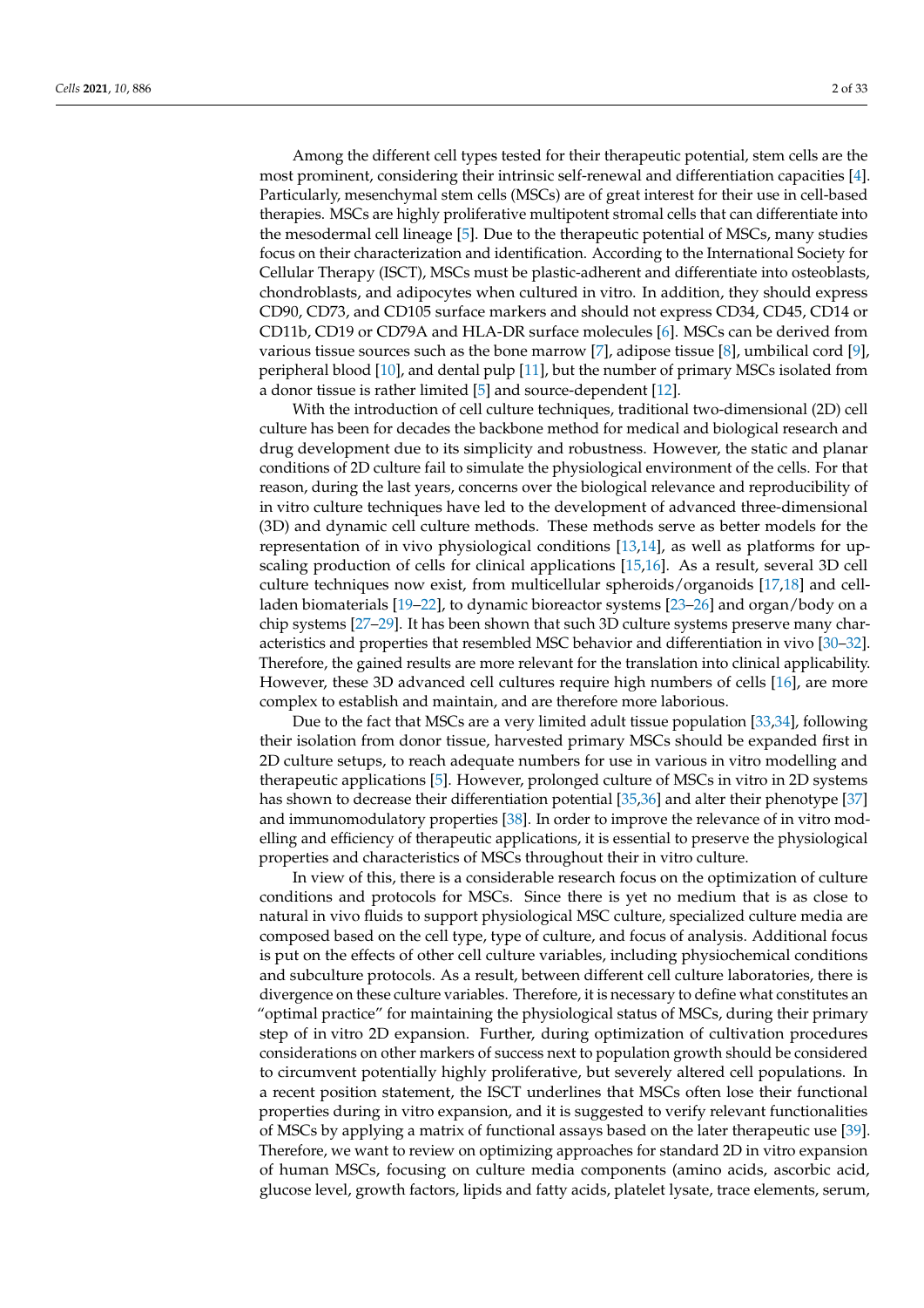Among the different cell types tested for their therapeutic potential, stem cells are the most prominent, considering their intrinsic self-renewal and differentiation capacities [4]. Particularly, mesenchymal stem cells (MSCs) are of great interest for their use in cell-based therapies. MSCs are highly proliferative multipotent stromal cells that can differentiate into the mesodermal cell lineage [5]. Due to the therapeutic potential of MSCs, many studies focus on their characterization and identification. According to the International Society for Cellular Therapy (ISCT), MSCs must be plastic-adherent and differentiate into osteoblasts, chondroblasts, and adipocytes when cultured in vitro. In addition, they should express CD90, CD73, and CD105 surface markers and should not express CD34, CD45, CD14 or CD11b, CD19 or CD79A and HLA-DR surface molecules [6]. MSCs can be derived from various tissue sources such as the bone marrow [7], adipose tissue [8], umbilical cord [9], peripheral blood [10], and dental pulp [11], but the number of primary MSCs isolated from a donor tissue is rather limited [5] and source-dependent [12].

With the introduction of cell culture techniques, traditional two-dimensional (2D) cell culture has been for decades the backbone method for medical and biological research and drug development due to its simplicity and robustness. However, the static and planar conditions of 2D culture fail to simulate the physiological environment of the cells. For that reason, during the last years, concerns over the biological relevance and reproducibility of in vitro culture techniques have led to the development of advanced three-dimensional (3D) and dynamic cell culture methods. These methods serve as better models for the representation of in vivo physiological conditions [13,14], as well as platforms for upscaling production of cells for clinical applications [15,16]. As a result, several 3D cell culture techniques now exist, from multicellular spheroids/organoids [17,18] and cell-laden biomaterials [19–22], to dynamic bioreactor systems [23–26] and organ/body on a chip systems [27–29]. It has been shown that such 3D culture systems preserve many characteristics and properties that resembled MSC behavior and differentiation in vivo [30–32]. Therefore, the gained results are more relevant for the translation into clinical applicability. However, these 3D advanced cell cultures require high numbers of cells [16], are more complex to establish and maintain, and are therefore more laborious.

Due to the fact that MSCs are a very limited adult tissue population [33,34], following their isolation from donor tissue, harvested primary MSCs should be expanded first in 2D culture setups, to reach adequate numbers for use in various in vitro modelling and therapeutic applications [5]. However, prolonged culture of MSCs in vitro in 2D systems has shown to decrease their differentiation potential [35,36] and alter their phenotype [37] and immunomodulatory properties [38]. In order to improve the relevance of in vitro modelling and efficiency of therapeutic applications, it is essential to preserve the physiological properties and characteristics of MSCs throughout their in vitro culture.

In view of this, there is a considerable research focus on the optimization of culture conditions and protocols for MSCs. Since there is yet no medium that is as close to natural in vivo fluids to support physiological MSC culture, specialized culture media are composed based on the cell type, type of culture, and focus of analysis. Additional focus is put on the effects of other cell culture variables, including physiochemical conditions and subculture protocols. As a result, between different cell culture laboratories, there is divergence on these culture variables. Therefore, it is necessary to define what constitutes an "optimal practice" for maintaining the physiological status of MSCs, during their primary step of in vitro 2D expansion. Further, during optimization of cultivation procedures considerations on other markers of success next to population growth should be considered to circumvent potentially highly proliferative, but severely altered cell populations. In a recent position statement, the ISCT underlines that MSCs often lose their functional properties during in vitro expansion, and it is suggested to verify relevant functionalities of MSCs by applying a matrix of functional assays based on the later therapeutic use [39]. Therefore, we want to review on optimizing approaches for standard 2D in vitro expansion of human MSCs, focusing on culture media components (amino acids, ascorbic acid, glucose level, growth factors, lipids and fatty acids, platelet lysate, trace elements, serum,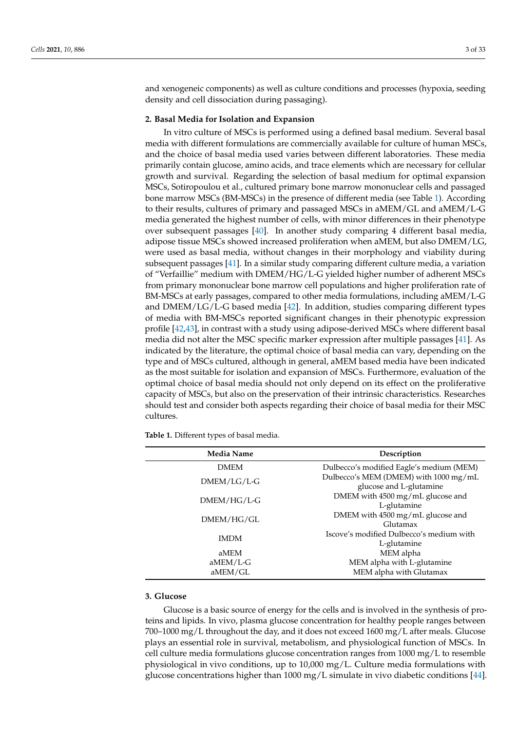and xenogeneic components) as well as culture conditions and processes (hypoxia, seeding density and cell dissociation during passaging).

## 2. Basal Media for Isolation and Expansion

In vitro culture of MSCs is performed using a defined basal medium. Several basal media with different formulations are commercially available for culture of human MSCs, and the choice of basal media used varies between different laboratories. These media primarily contain glucose, amino acids, and trace elements which are necessary for cellular growth and survival. Regarding the selection of basal medium for optimal expansion MSCs, Sotiropoulou et al., cultured primary bone marrow mononuclear cells and passaged bone marrow MSCs (BM-MSCs) in the presence of different media (see Table 1). According to their results, cultures of primary and passaged MSCs in aMEM/GL and aMEM/L-G media generated the highest number of cells, with minor differences in their phenotype over subsequent passages [40]. In another study comparing 4 different basal media, adipose tissue MSCs showed increased proliferation when aMEM, but also DMEM/LG, were used as basal media, without changes in their morphology and viability during subsequent passages [41]. In a similar study comparing different culture media, a variation of "Verfaillie" medium with DMEM/HG/L-G yielded higher number of adherent MSCs from primary mononuclear bone marrow cell populations and higher proliferation rate of BM-MSCs at early passages, compared to other media formulations, including aMEM/L-G and DMEM/LG/L-G based media [42]. In addition, studies comparing different types of media with BM-MSCs reported significant changes in their phenotypic expression profile [42,43], in contrast with a study using adipose-derived MSCs where different basal media did not alter the MSC specific marker expression after multiple passages [41]. As indicated by the literature, the optimal choice of basal media can vary, depending on the type and of MSCs cultured, although in general, aMEM based media have been indicated as the most suitable for isolation and expansion of MSCs. Furthermore, evaluation of the optimal choice of basal media should not only depend on its effect on the proliferative capacity of MSCs, but also on the preservation of their intrinsic characteristics. Researches should test and consider both aspects regarding their choice of basal media for their MSC cultures.

**Table 1.** Different types of basal media.

| Media Name | Description |
| --- | --- |
| DMEM | Dulbecco's modified Eagle's medium (MEM) |
| DMEM/LG/L-G | Dulbecco's MEM (DMEM) with 1000 mg/mL glucose and L-glutamine |
| DMEM/HG/L-G | DMEM with 4500 mg/mL glucose and L-glutamine |
| DMEM/HG/GL | DMEM with 4500 mg/mL glucose and Glutamax |
| IMDM | Iscove's modified Dulbecco's medium with L-glutamine |
| aMEM | MEM alpha |
| aMEM/L-G | MEM alpha with L-glutamine |
| aMEM/GL | MEM alpha with Glutamax |

## 3. Glucose

Glucose is a basic source of energy for the cells and is involved in the synthesis of proteins and lipids. In vivo, plasma glucose concentration for healthy people ranges between 700–1000 mg/L throughout the day, and it does not exceed 1600 mg/L after meals. Glucose plays an essential role in survival, metabolism, and physiological function of MSCs. In cell culture media formulations glucose concentration ranges from 1000 mg/L to resemble physiological in vivo conditions, up to 10,000 mg/L. Culture media formulations with glucose concentrations higher than 1000 mg/L simulate in vivo diabetic conditions [44].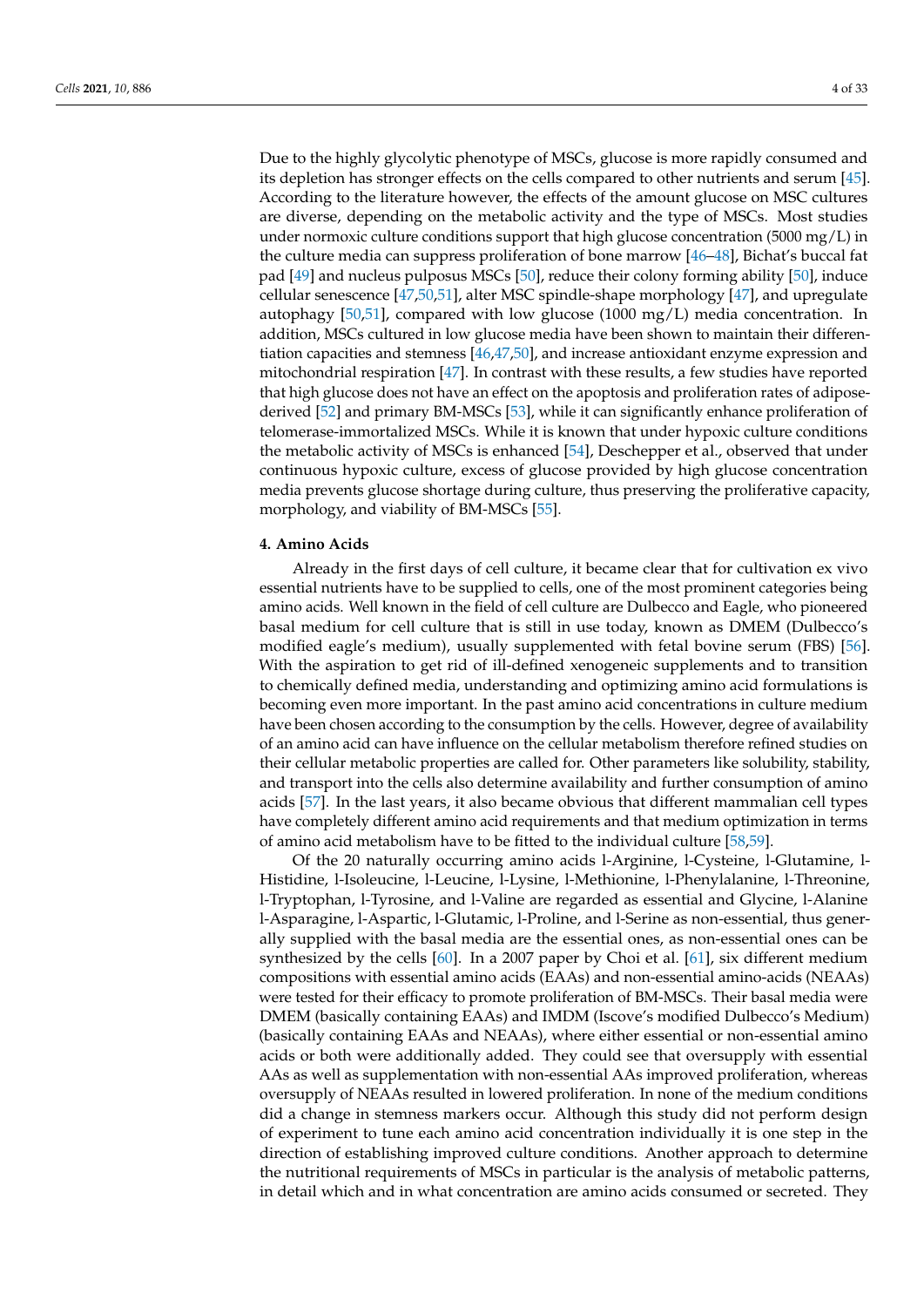Due to the highly glycolytic phenotype of MSCs, glucose is more rapidly consumed and its depletion has stronger effects on the cells compared to other nutrients and serum [45]. According to the literature however, the effects of the amount glucose on MSC cultures are diverse, depending on the metabolic activity and the type of MSCs. Most studies under normoxic culture conditions support that high glucose concentration (5000 mg/L) in the culture media can suppress proliferation of bone marrow [46–48], Bichat's buccal fat pad [49] and nucleus pulposus MSCs [50], reduce their colony forming ability [50], induce cellular senescence [47,50,51], alter MSC spindle-shape morphology [47], and upregulate autophagy [50,51], compared with low glucose (1000 mg/L) media concentration. In addition, MSCs cultured in low glucose media have been shown to maintain their differentiation capacities and stemness [46,47,50], and increase antioxidant enzyme expression and mitochondrial respiration [47]. In contrast with these results, a few studies have reported that high glucose does not have an effect on the apoptosis and proliferation rates of adipose-derived [52] and primary BM-MSCs [53], while it can significantly enhance proliferation of telomerase-immortalized MSCs. While it is known that under hypoxic culture conditions the metabolic activity of MSCs is enhanced [54], Deschepper et al., observed that under continuous hypoxic culture, excess of glucose provided by high glucose concentration media prevents glucose shortage during culture, thus preserving the proliferative capacity, morphology, and viability of BM-MSCs [55].

## 4. Amino Acids

Already in the first days of cell culture, it became clear that for cultivation ex vivo essential nutrients have to be supplied to cells, one of the most prominent categories being amino acids. Well known in the field of cell culture are Dulbecco and Eagle, who pioneered basal medium for cell culture that is still in use today, known as DMEM (Dulbecco's modified eagle's medium), usually supplemented with fetal bovine serum (FBS) [56]. With the aspiration to get rid of ill-defined xenogeneic supplements and to transition to chemically defined media, understanding and optimizing amino acid formulations is becoming even more important. In the past amino acid concentrations in culture medium have been chosen according to the consumption by the cells. However, degree of availability of an amino acid can have influence on the cellular metabolism therefore refined studies on their cellular metabolic properties are called for. Other parameters like solubility, stability, and transport into the cells also determine availability and further consumption of amino acids [57]. In the last years, it also became obvious that different mammalian cell types have completely different amino acid requirements and that medium optimization in terms of amino acid metabolism have to be fitted to the individual culture [58,59].

Of the 20 naturally occurring amino acids l-Arginine, l-Cysteine, l-Glutamine, l-Histidine, l-Isoleucine, l-Leucine, l-Lysine, l-Methionine, l-Phenylalanine, l-Threonine, l-Tryptophan, l-Tyrosine, and l-Valine are regarded as essential and Glycine, l-Alanine l-Asparagine, l-Aspartic, l-Glutamic, l-Proline, and l-Serine as non-essential, thus generally supplied with the basal media are the essential ones, as non-essential ones can be synthesized by the cells [60]. In a 2007 paper by Choi et al. [61], six different medium compositions with essential amino acids (EAAs) and non-essential amino-acids (NEAAs) were tested for their efficacy to promote proliferation of BM-MSCs. Their basal media were DMEM (basically containing EAAs) and IMDM (Iscove's modified Dulbecco's Medium) (basically containing EAAs and NEAAs), where either essential or non-essential amino acids or both were additionally added. They could see that oversupply with essential AAs as well as supplementation with non-essential AAs improved proliferation, whereas oversupply of NEAAs resulted in lowered proliferation. In none of the medium conditions did a change in stemness markers occur. Although this study did not perform design of experiment to tune each amino acid concentration individually it is one step in the direction of establishing improved culture conditions. Another approach to determine the nutritional requirements of MSCs in particular is the analysis of metabolic patterns, in detail which and in what concentration are amino acids consumed or secreted. They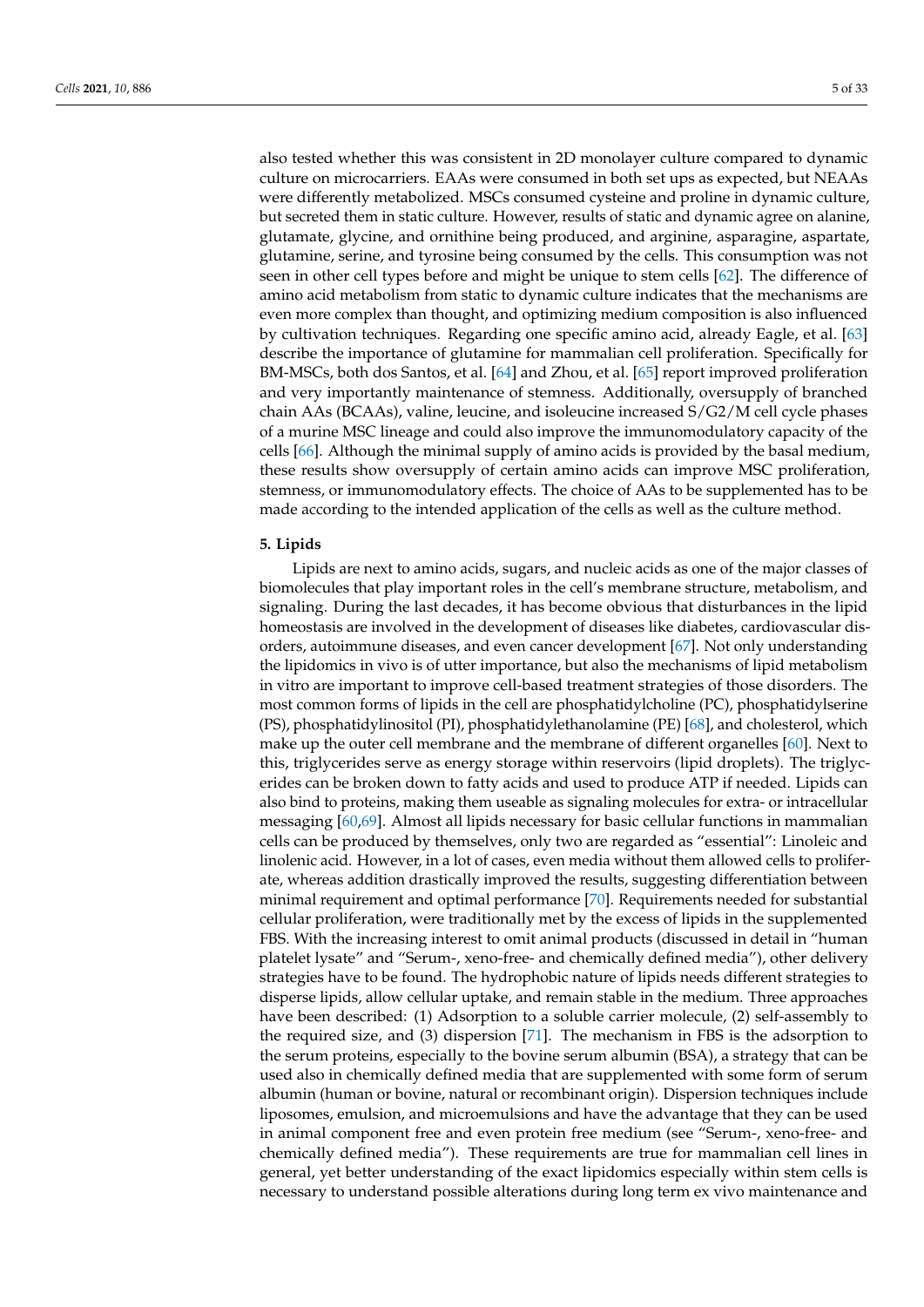also tested whether this was consistent in 2D monolayer culture compared to dynamic culture on microcarriers. EAAs were consumed in both set ups as expected, but NEAAs were differently metabolized. MSCs consumed cysteine and proline in dynamic culture, but secreted them in static culture. However, results of static and dynamic agree on alanine, glutamate, glycine, and ornithine being produced, and arginine, asparagine, aspartate, glutamine, serine, and tyrosine being consumed by the cells. This consumption was not seen in other cell types before and might be unique to stem cells [62]. The difference of amino acid metabolism from static to dynamic culture indicates that the mechanisms are even more complex than thought, and optimizing medium composition is also influenced by cultivation techniques. Regarding one specific amino acid, already Eagle, et al. [63] describe the importance of glutamine for mammalian cell proliferation. Specifically for BM-MSCs, both dos Santos, et al. [64] and Zhou, et al. [65] report improved proliferation and very importantly maintenance of stemness. Additionally, oversupply of branched chain AAs (BCAAs), valine, leucine, and isoleucine increased S/G2/M cell cycle phases of a murine MSC lineage and could also improve the immunomodulatory capacity of the cells [66]. Although the minimal supply of amino acids is provided by the basal medium, these results show oversupply of certain amino acids can improve MSC proliferation, stemness, or immunomodulatory effects. The choice of AAs to be supplemented has to be made according to the intended application of the cells as well as the culture method.

## 5. Lipids

Lipids are next to amino acids, sugars, and nucleic acids as one of the major classes of biomolecules that play important roles in the cell's membrane structure, metabolism, and signaling. During the last decades, it has become obvious that disturbances in the lipid homeostasis are involved in the development of diseases like diabetes, cardiovascular disorders, autoimmune diseases, and even cancer development [67]. Not only understanding the lipidomics in vivo is of utter importance, but also the mechanisms of lipid metabolism in vitro are important to improve cell-based treatment strategies of those disorders. The most common forms of lipids in the cell are phosphatidylcholine (PC), phosphatidylserine (PS), phosphatidylinositol (PI), phosphatidylethanolamine (PE) [68], and cholesterol, which make up the outer cell membrane and the membrane of different organelles [60]. Next to this, triglycerides serve as energy storage within reservoirs (lipid droplets). The triglycerides can be broken down to fatty acids and used to produce ATP if needed. Lipids can also bind to proteins, making them useable as signaling molecules for extra- or intracellular messaging [60,69]. Almost all lipids necessary for basic cellular functions in mammalian cells can be produced by themselves, only two are regarded as "essential": Linoleic and linolenic acid. However, in a lot of cases, even media without them allowed cells to proliferate, whereas addition drastically improved the results, suggesting differentiation between minimal requirement and optimal performance [70]. Requirements needed for substantial cellular proliferation, were traditionally met by the excess of lipids in the supplemented FBS. With the increasing interest to omit animal products (discussed in detail in "human platelet lysate" and "Serum-, xeno-free- and chemically defined media"), other delivery strategies have to be found. The hydrophobic nature of lipids needs different strategies to disperse lipids, allow cellular uptake, and remain stable in the medium. Three approaches have been described: (1) Adsorption to a soluble carrier molecule, (2) self-assembly to the required size, and (3) dispersion [71]. The mechanism in FBS is the adsorption to the serum proteins, especially to the bovine serum albumin (BSA), a strategy that can be used also in chemically defined media that are supplemented with some form of serum albumin (human or bovine, natural or recombinant origin). Dispersion techniques include liposomes, emulsion, and microemulsions and have the advantage that they can be used in animal component free and even protein free medium (see "Serum-, xeno-free- and chemically defined media"). These requirements are true for mammalian cell lines in general, yet better understanding of the exact lipidomics especially within stem cells is necessary to understand possible alterations during long term ex vivo maintenance and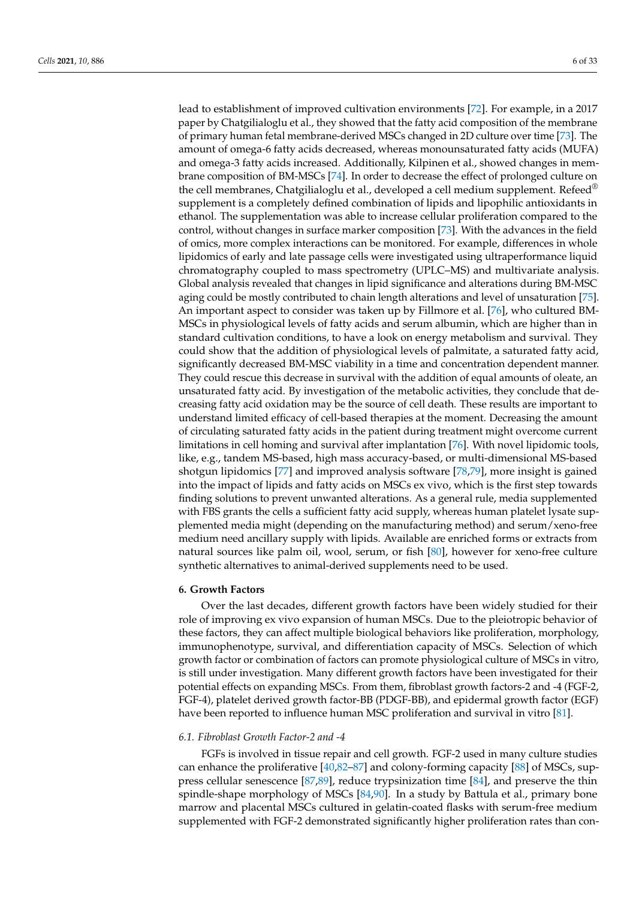lead to establishment of improved cultivation environments [72]. For example, in a 2017 paper by Chatgilialoglu et al., they showed that the fatty acid composition of the membrane of primary human fetal membrane-derived MSCs changed in 2D culture over time [73]. The amount of omega-6 fatty acids decreased, whereas monounsaturated fatty acids (MUFA) and omega-3 fatty acids increased. Additionally, Kilpinen et al., showed changes in membrane composition of BM-MSCs [74]. In order to decrease the effect of prolonged culture on the cell membranes, Chatgilialoglu et al., developed a cell medium supplement. Refeed® supplement is a completely defined combination of lipids and lipophilic antioxidants in ethanol. The supplementation was able to increase cellular proliferation compared to the control, without changes in surface marker composition [73]. With the advances in the field of omics, more complex interactions can be monitored. For example, differences in whole lipidomics of early and late passage cells were investigated using ultraperformance liquid chromatography coupled to mass spectrometry (UPLC–MS) and multivariate analysis. Global analysis revealed that changes in lipid significance and alterations during BM-MSC aging could be mostly contributed to chain length alterations and level of unsaturation [75]. An important aspect to consider was taken up by Fillmore et al. [76], who cultured BM-MSCs in physiological levels of fatty acids and serum albumin, which are higher than in standard cultivation conditions, to have a look on energy metabolism and survival. They could show that the addition of physiological levels of palmitate, a saturated fatty acid, significantly decreased BM-MSC viability in a time and concentration dependent manner. They could rescue this decrease in survival with the addition of equal amounts of oleate, an unsaturated fatty acid. By investigation of the metabolic activities, they conclude that decreasing fatty acid oxidation may be the source of cell death. These results are important to understand limited efficacy of cell-based therapies at the moment. Decreasing the amount of circulating saturated fatty acids in the patient during treatment might overcome current limitations in cell homing and survival after implantation [76]. With novel lipidomic tools, like, e.g., tandem MS-based, high mass accuracy-based, or multi-dimensional MS-based shotgun lipidomics [77] and improved analysis software [78,79], more insight is gained into the impact of lipids and fatty acids on MSCs ex vivo, which is the first step towards finding solutions to prevent unwanted alterations. As a general rule, media supplemented with FBS grants the cells a sufficient fatty acid supply, whereas human platelet lysate supplemented media might (depending on the manufacturing method) and serum/xeno-free medium need ancillary supply with lipids. Available are enriched forms or extracts from natural sources like palm oil, wool, serum, or fish [80], however for xeno-free culture synthetic alternatives to animal-derived supplements need to be used.

## 6. Growth Factors

Over the last decades, different growth factors have been widely studied for their role of improving ex vivo expansion of human MSCs. Due to the pleiotropic behavior of these factors, they can affect multiple biological behaviors like proliferation, morphology, immunophenotype, survival, and differentiation capacity of MSCs. Selection of which growth factor or combination of factors can promote physiological culture of MSCs in vitro, is still under investigation. Many different growth factors have been investigated for their potential effects on expanding MSCs. From them, fibroblast growth factors-2 and -4 (FGF-2, FGF-4), platelet derived growth factor-BB (PDGF-BB), and epidermal growth factor (EGF) have been reported to influence human MSC proliferation and survival in vitro [81].

### *6.1. Fibroblast Growth Factor-2 and -4*

FGFs is involved in tissue repair and cell growth. FGF-2 used in many culture studies can enhance the proliferative [40,82–87] and colony-forming capacity [88] of MSCs, suppress cellular senescence [87,89], reduce trypsinization time [84], and preserve the thin spindle-shape morphology of MSCs [84,90]. In a study by Battula et al., primary bone marrow and placental MSCs cultured in gelatin-coated flasks with serum-free medium supplemented with FGF-2 demonstrated significantly higher proliferation rates than con-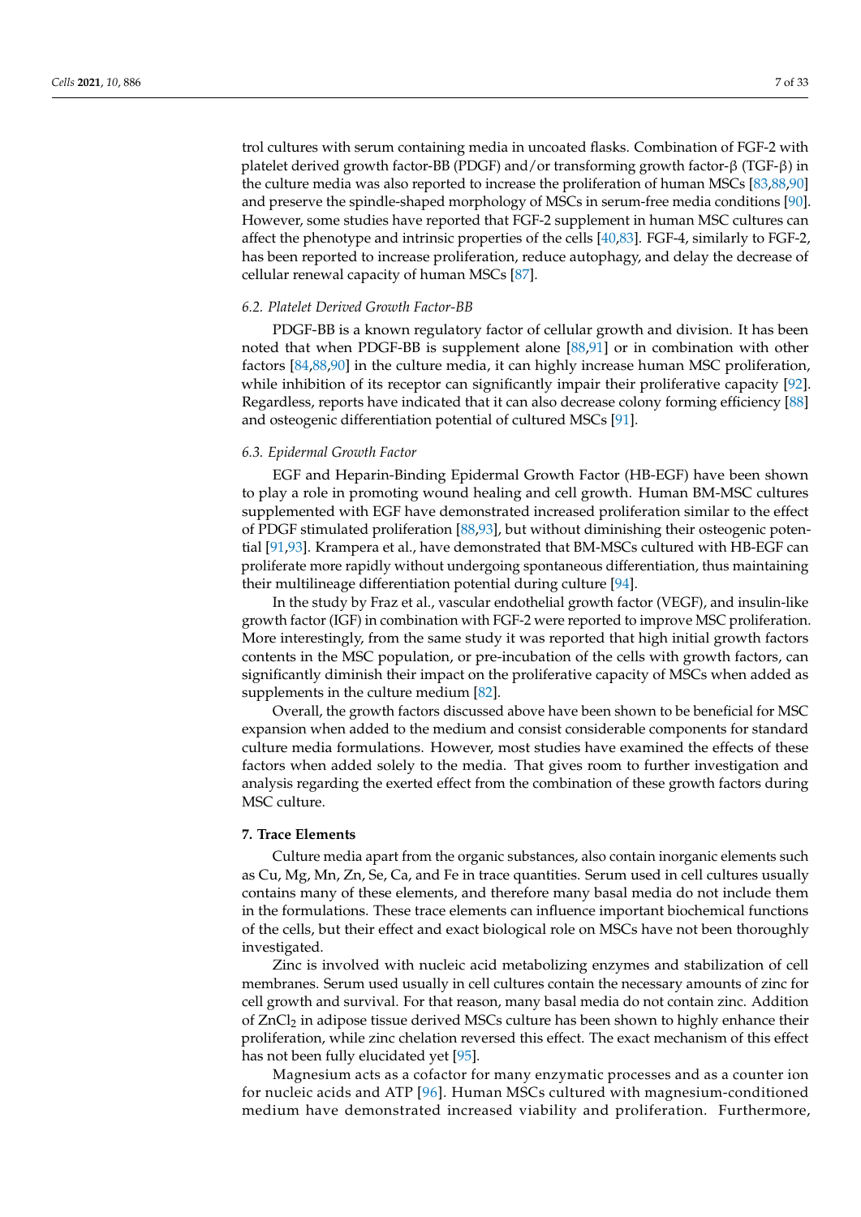trol cultures with serum containing media in uncoated flasks. Combination of FGF-2 with platelet derived growth factor-BB (PDGF) and/or transforming growth factor-β (TGF-β) in the culture media was also reported to increase the proliferation of human MSCs [83,88,90] and preserve the spindle-shaped morphology of MSCs in serum-free media conditions [90]. However, some studies have reported that FGF-2 supplement in human MSC cultures can affect the phenotype and intrinsic properties of the cells [40,83]. FGF-4, similarly to FGF-2, has been reported to increase proliferation, reduce autophagy, and delay the decrease of cellular renewal capacity of human MSCs [87].

### *6.2. Platelet Derived Growth Factor-BB*

PDGF-BB is a known regulatory factor of cellular growth and division. It has been noted that when PDGF-BB is supplement alone [88,91] or in combination with other factors [84,88,90] in the culture media, it can highly increase human MSC proliferation, while inhibition of its receptor can significantly impair their proliferative capacity [92]. Regardless, reports have indicated that it can also decrease colony forming efficiency [88] and osteogenic differentiation potential of cultured MSCs [91].

### *6.3. Epidermal Growth Factor*

EGF and Heparin-Binding Epidermal Growth Factor (HB-EGF) have been shown to play a role in promoting wound healing and cell growth. Human BM-MSC cultures supplemented with EGF have demonstrated increased proliferation similar to the effect of PDGF stimulated proliferation [88,93], but without diminishing their osteogenic potential [91,93]. Krampera et al., have demonstrated that BM-MSCs cultured with HB-EGF can proliferate more rapidly without undergoing spontaneous differentiation, thus maintaining their multilineage differentiation potential during culture [94].

In the study by Fraz et al., vascular endothelial growth factor (VEGF), and insulin-like growth factor (IGF) in combination with FGF-2 were reported to improve MSC proliferation. More interestingly, from the same study it was reported that high initial growth factors contents in the MSC population, or pre-incubation of the cells with growth factors, can significantly diminish their impact on the proliferative capacity of MSCs when added as supplements in the culture medium [82].

Overall, the growth factors discussed above have been shown to be beneficial for MSC expansion when added to the medium and consist considerable components for standard culture media formulations. However, most studies have examined the effects of these factors when added solely to the media. That gives room to further investigation and analysis regarding the exerted effect from the combination of these growth factors during MSC culture.

## **7. Trace Elements**

Culture media apart from the organic substances, also contain inorganic elements such as Cu, Mg, Mn, Zn, Se, Ca, and Fe in trace quantities. Serum used in cell cultures usually contains many of these elements, and therefore many basal media do not include them in the formulations. These trace elements can influence important biochemical functions of the cells, but their effect and exact biological role on MSCs have not been thoroughly investigated.

Zinc is involved with nucleic acid metabolizing enzymes and stabilization of cell membranes. Serum used usually in cell cultures contain the necessary amounts of zinc for cell growth and survival. For that reason, many basal media do not contain zinc. Addition of $ZnCl_2$ in adipose tissue derived MSCs culture has been shown to highly enhance their proliferation, while zinc chelation reversed this effect. The exact mechanism of this effect has not been fully elucidated yet [95].

Magnesium acts as a cofactor for many enzymatic processes and as a counter ion for nucleic acids and ATP [96]. Human MSCs cultured with magnesium-conditioned medium have demonstrated increased viability and proliferation. Furthermore,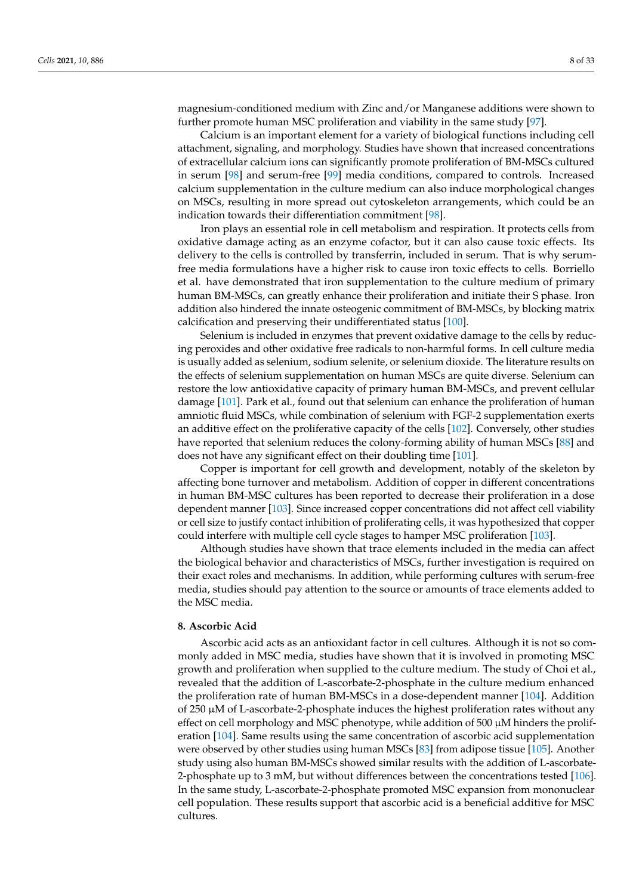magnesium-conditioned medium with Zinc and/or Manganese additions were shown to further promote human MSC proliferation and viability in the same study [97].

Calcium is an important element for a variety of biological functions including cell attachment, signaling, and morphology. Studies have shown that increased concentrations of extracellular calcium ions can significantly promote proliferation of BM-MSCs cultured in serum [98] and serum-free [99] media conditions, compared to controls. Increased calcium supplementation in the culture medium can also induce morphological changes on MSCs, resulting in more spread out cytoskeleton arrangements, which could be an indication towards their differentiation commitment [98].

Iron plays an essential role in cell metabolism and respiration. It protects cells from oxidative damage acting as an enzyme cofactor, but it can also cause toxic effects. Its delivery to the cells is controlled by transferrin, included in serum. That is why serum-free media formulations have a higher risk to cause iron toxic effects to cells. Borriello et al. have demonstrated that iron supplementation to the culture medium of primary human BM-MSCs, can greatly enhance their proliferation and initiate their S phase. Iron addition also hindered the innate osteogenic commitment of BM-MSCs, by blocking matrix calcification and preserving their undifferentiated status [100].

Selenium is included in enzymes that prevent oxidative damage to the cells by reducing peroxides and other oxidative free radicals to non-harmful forms. In cell culture media is usually added as selenium, sodium selenite, or selenium dioxide. The literature results on the effects of selenium supplementation on human MSCs are quite diverse. Selenium can restore the low antioxidative capacity of primary human BM-MSCs, and prevent cellular damage [101]. Park et al., found out that selenium can enhance the proliferation of human amniotic fluid MSCs, while combination of selenium with FGF-2 supplementation exerts an additive effect on the proliferative capacity of the cells [102]. Conversely, other studies have reported that selenium reduces the colony-forming ability of human MSCs [88] and does not have any significant effect on their doubling time [101].

Copper is important for cell growth and development, notably of the skeleton by affecting bone turnover and metabolism. Addition of copper in different concentrations in human BM-MSC cultures has been reported to decrease their proliferation in a dose dependent manner [103]. Since increased copper concentrations did not affect cell viability or cell size to justify contact inhibition of proliferating cells, it was hypothesized that copper could interfere with multiple cell cycle stages to hamper MSC proliferation [103].

Although studies have shown that trace elements included in the media can affect the biological behavior and characteristics of MSCs, further investigation is required on their exact roles and mechanisms. In addition, while performing cultures with serum-free media, studies should pay attention to the source or amounts of trace elements added to the MSC media.

## 8. Ascorbic Acid

Ascorbic acid acts as an antioxidant factor in cell cultures. Although it is not so commonly added in MSC media, studies have shown that it is involved in promoting MSC growth and proliferation when supplied to the culture medium. The study of Choi et al., revealed that the addition of L-ascorbate-2-phosphate in the culture medium enhanced the proliferation rate of human BM-MSCs in a dose-dependent manner [104]. Addition of 250 μM of L-ascorbate-2-phosphate induces the highest proliferation rates without any effect on cell morphology and MSC phenotype, while addition of 500 μM hinders the proliferation [104]. Same results using the same concentration of ascorbic acid supplementation were observed by other studies using human MSCs [83] from adipose tissue [105]. Another study using also human BM-MSCs showed similar results with the addition of L-ascorbate-2-phosphate up to 3 mM, but without differences between the concentrations tested [106]. In the same study, L-ascorbate-2-phosphate promoted MSC expansion from mononuclear cell population. These results support that ascorbic acid is a beneficial additive for MSC cultures.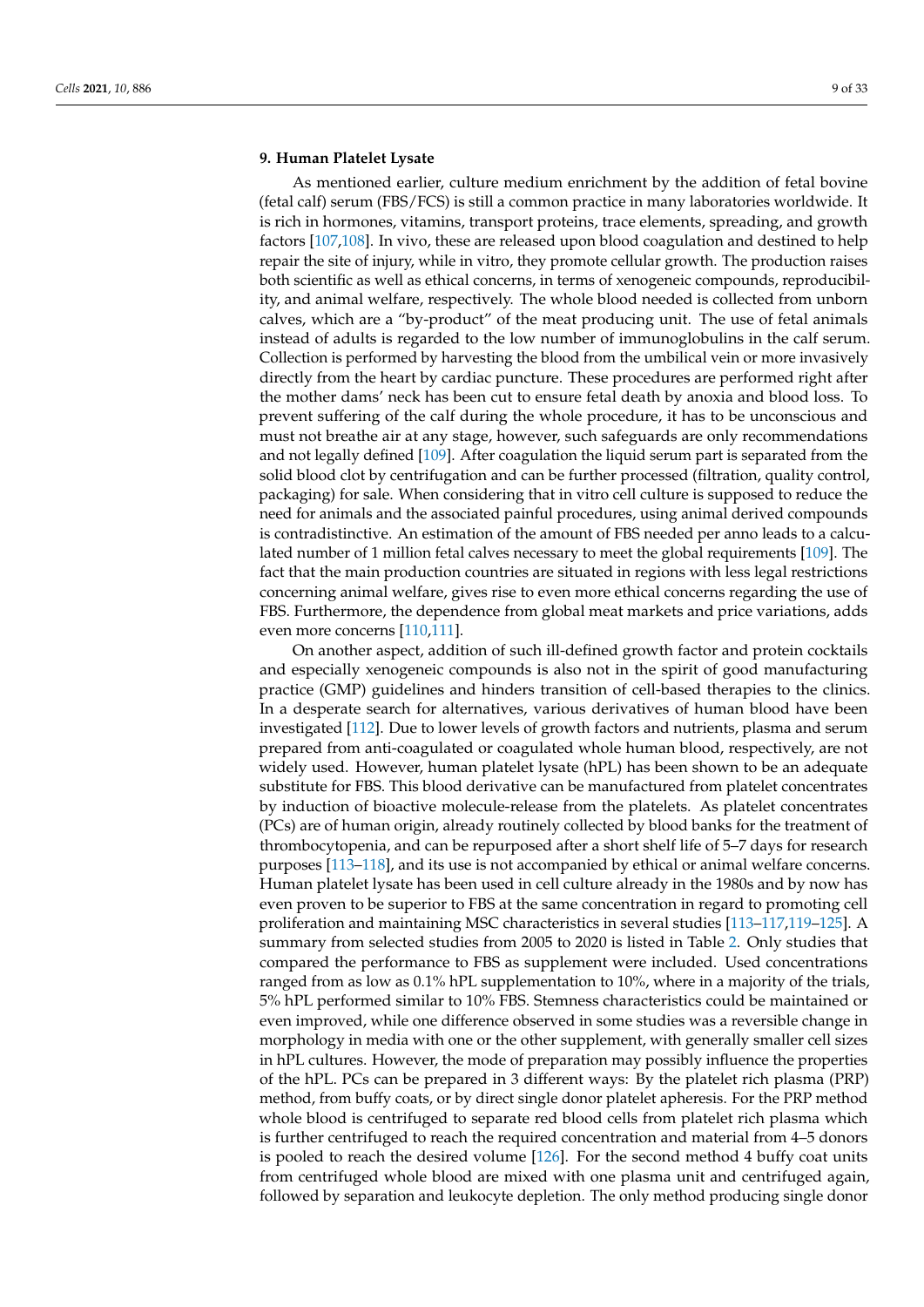## 9. Human Platelet Lysate

As mentioned earlier, culture medium enrichment by the addition of fetal bovine (fetal calf) serum (FBS/FCS) is still a common practice in many laboratories worldwide. It is rich in hormones, vitamins, transport proteins, trace elements, spreading, and growth factors [107,108]. In vivo, these are released upon blood coagulation and destined to help repair the site of injury, while in vitro, they promote cellular growth. The production raises both scientific as well as ethical concerns, in terms of xenogeneic compounds, reproducibility, and animal welfare, respectively. The whole blood needed is collected from unborn calves, which are a "by-product" of the meat producing unit. The use of fetal animals instead of adults is regarded to the low number of immunoglobulins in the calf serum. Collection is performed by harvesting the blood from the umbilical vein or more invasively directly from the heart by cardiac puncture. These procedures are performed right after the mother dams' neck has been cut to ensure fetal death by anoxia and blood loss. To prevent suffering of the calf during the whole procedure, it has to be unconscious and must not breathe air at any stage, however, such safeguards are only recommendations and not legally defined [109]. After coagulation the liquid serum part is separated from the solid blood clot by centrifugation and can be further processed (filtration, quality control, packaging) for sale. When considering that in vitro cell culture is supposed to reduce the need for animals and the associated painful procedures, using animal derived compounds is contradistinctive. An estimation of the amount of FBS needed per anno leads to a calculated number of 1 million fetal calves necessary to meet the global requirements [109]. The fact that the main production countries are situated in regions with less legal restrictions concerning animal welfare, gives rise to even more ethical concerns regarding the use of FBS. Furthermore, the dependence from global meat markets and price variations, adds even more concerns [110,111].

On another aspect, addition of such ill-defined growth factor and protein cocktails and especially xenogeneic compounds is also not in the spirit of good manufacturing practice (GMP) guidelines and hinders transition of cell-based therapies to the clinics. In a desperate search for alternatives, various derivatives of human blood have been investigated [112]. Due to lower levels of growth factors and nutrients, plasma and serum prepared from anti-coagulated or coagulated whole human blood, respectively, are not widely used. However, human platelet lysate (hPL) has been shown to be an adequate substitute for FBS. This blood derivative can be manufactured from platelet concentrates by induction of bioactive molecule-release from the platelets. As platelet concentrates (PCs) are of human origin, already routinely collected by blood banks for the treatment of thrombocytopenia, and can be repurposed after a short shelf life of 5–7 days for research purposes [113–118], and its use is not accompanied by ethical or animal welfare concerns. Human platelet lysate has been used in cell culture already in the 1980s and by now has even proven to be superior to FBS at the same concentration in regard to promoting cell proliferation and maintaining MSC characteristics in several studies [113–117,119–125]. A summary from selected studies from 2005 to 2020 is listed in Table 2. Only studies that compared the performance to FBS as supplement were included. Used concentrations ranged from as low as 0.1% hPL supplementation to 10%, where in a majority of the trials, 5% hPL performed similar to 10% FBS. Stemness characteristics could be maintained or even improved, while one difference observed in some studies was a reversible change in morphology in media with one or the other supplement, with generally smaller cell sizes in hPL cultures. However, the mode of preparation may possibly influence the properties of the hPL. PCs can be prepared in 3 different ways: By the platelet rich plasma (PRP) method, from buffy coats, or by direct single donor platelet apheresis. For the PRP method whole blood is centrifuged to separate red blood cells from platelet rich plasma which is further centrifuged to reach the required concentration and material from 4–5 donors is pooled to reach the desired volume [126]. For the second method 4 buffy coat units from centrifuged whole blood are mixed with one plasma unit and centrifuged again, followed by separation and leukocyte depletion. The only method producing single donor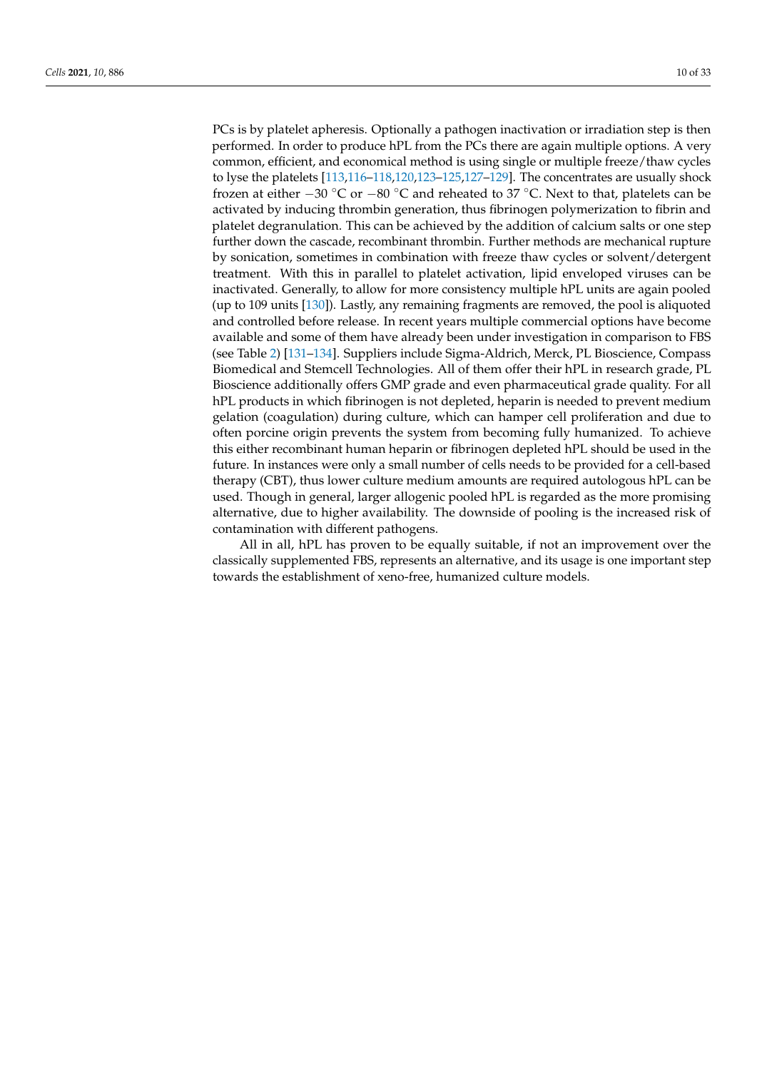PCs is by platelet apheresis. Optionally a pathogen inactivation or irradiation step is then performed. In order to produce hPL from the PCs there are again multiple options. A very common, efficient, and economical method is using single or multiple freeze/thaw cycles to lyse the platelets [113,116–118,120,123–125,127–129]. The concentrates are usually shock frozen at either −30 °C or −80 °C and reheated to 37 °C. Next to that, platelets can be activated by inducing thrombin generation, thus fibrinogen polymerization to fibrin and platelet degranulation. This can be achieved by the addition of calcium salts or one step further down the cascade, recombinant thrombin. Further methods are mechanical rupture by sonication, sometimes in combination with freeze thaw cycles or solvent/detergent treatment. With this in parallel to platelet activation, lipid enveloped viruses can be inactivated. Generally, to allow for more consistency multiple hPL units are again pooled (up to 109 units [130]). Lastly, any remaining fragments are removed, the pool is aliquoted and controlled before release. In recent years multiple commercial options have become available and some of them have already been under investigation in comparison to FBS (see Table 2) [131–134]. Suppliers include Sigma-Aldrich, Merck, PL Bioscience, Compass Biomedical and Stemcell Technologies. All of them offer their hPL in research grade, PL Bioscience additionally offers GMP grade and even pharmaceutical grade quality. For all hPL products in which fibrinogen is not depleted, heparin is needed to prevent medium gelation (coagulation) during culture, which can hamper cell proliferation and due to often porcine origin prevents the system from becoming fully humanized. To achieve this either recombinant human heparin or fibrinogen depleted hPL should be used in the future. In instances were only a small number of cells needs to be provided for a cell-based therapy (CBT), thus lower culture medium amounts are required autologous hPL can be used. Though in general, larger allogenic pooled hPL is regarded as the more promising alternative, due to higher availability. The downside of pooling is the increased risk of contamination with different pathogens.

All in all, hPL has proven to be equally suitable, if not an improvement over the classically supplemented FBS, represents an alternative, and its usage is one important step towards the establishment of xeno-free, humanized culture models.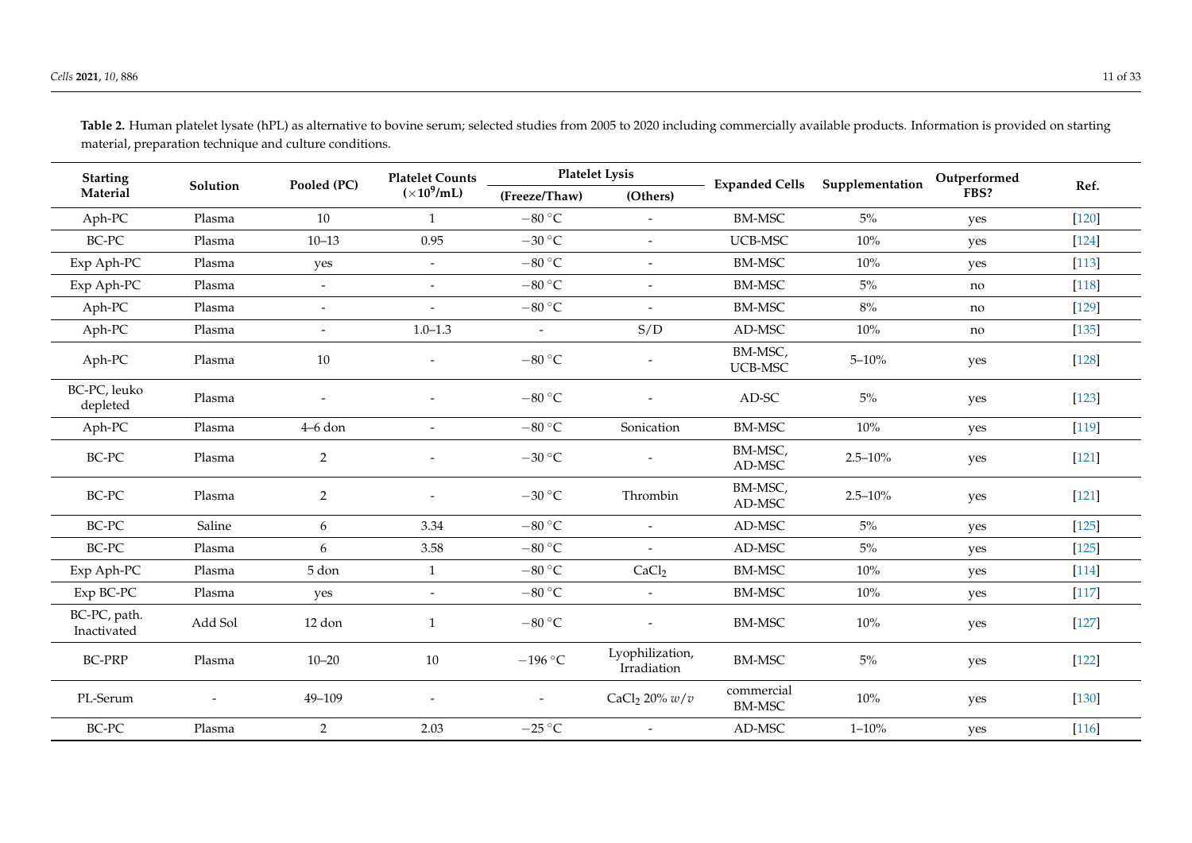**Table 2.** Human platelet lysate (hPL) as alternative to bovine serum; selected studies from 2005 to 2020 including commercially available products. Information is provided on starting material, preparation technique and culture conditions.

| Starting Material | Solution | Pooled (PC) | Platelet Counts ($\times 10^9$/mL) | Platelet Lysis | | Expanded Cells | Supplementation | Outperformed FBS? | Ref. |
|---|---|---|---|---|---|---|---|---|---|
| | | | | (Freeze/Thaw) | (Others) | | | | |
| Aph-PC | Plasma | 10 | 1 | −80 °C | - | BM-MSC | 5% | yes | [120] |
| BC-PC | Plasma | 10–13 | 0.95 | −30 °C | - | UCB-MSC | 10% | yes | [124] |
| Exp Aph-PC | Plasma | yes | - | −80 °C | - | BM-MSC | 10% | yes | [113] |
| Exp Aph-PC | Plasma | - | - | −80 °C | - | BM-MSC | 5% | no | [118] |
| Aph-PC | Plasma | - | - | −80 °C | - | BM-MSC | 8% | no | [129] |
| Aph-PC | Plasma | - | 1.0–1.3 | - | S/D | AD-MSC | 10% | no | [135] |
| Aph-PC | Plasma | 10 | - | −80 °C | - | BM-MSC, UCB-MSC | 5–10% | yes | [128] |
| BC-PC, leuko depleted | Plasma | - | - | −80 °C | - | AD-SC | 5% | yes | [123] |
| Aph-PC | Plasma | 4–6 don | - | −80 °C | Sonication | BM-MSC | 10% | yes | [119] |
| BC-PC | Plasma | 2 | - | −30 °C | - | BM-MSC, AD-MSC | 2.5–10% | yes | [121] |
| BC-PC | Plasma | 2 | - | −30 °C | Thrombin | BM-MSC, AD-MSC | 2.5–10% | yes | [121] |
| BC-PC | Saline | 6 | 3.34 | −80 °C | - | AD-MSC | 5% | yes | [125] |
| BC-PC | Plasma | 6 | 3.58 | −80 °C | - | AD-MSC | 5% | yes | [125] |
| Exp Aph-PC | Plasma | 5 don | 1 | −80 °C | $CaCl_2$ | BM-MSC | 10% | yes | [114] |
| Exp BC-PC | Plasma | yes | - | −80 °C | - | BM-MSC | 10% | yes | [117] |
| BC-PC, path. Inactivated | Add Sol | 12 don | 1 | −80 °C | - | BM-MSC | 10% | yes | [127] |
| BC-PRP | Plasma | 10–20 | 10 | −196 °C | Lyophilization, Irradiation | BM-MSC | 5% | yes | [122] |
| PL-Serum | - | 49–109 | - | - | $CaCl_2$ 20% $w/v$ | commercial BM-MSC | 10% | yes | [130] |
| BC-PC | Plasma | 2 | 2.03 | −25 °C | - | AD-MSC | 1–10% | yes | [116] |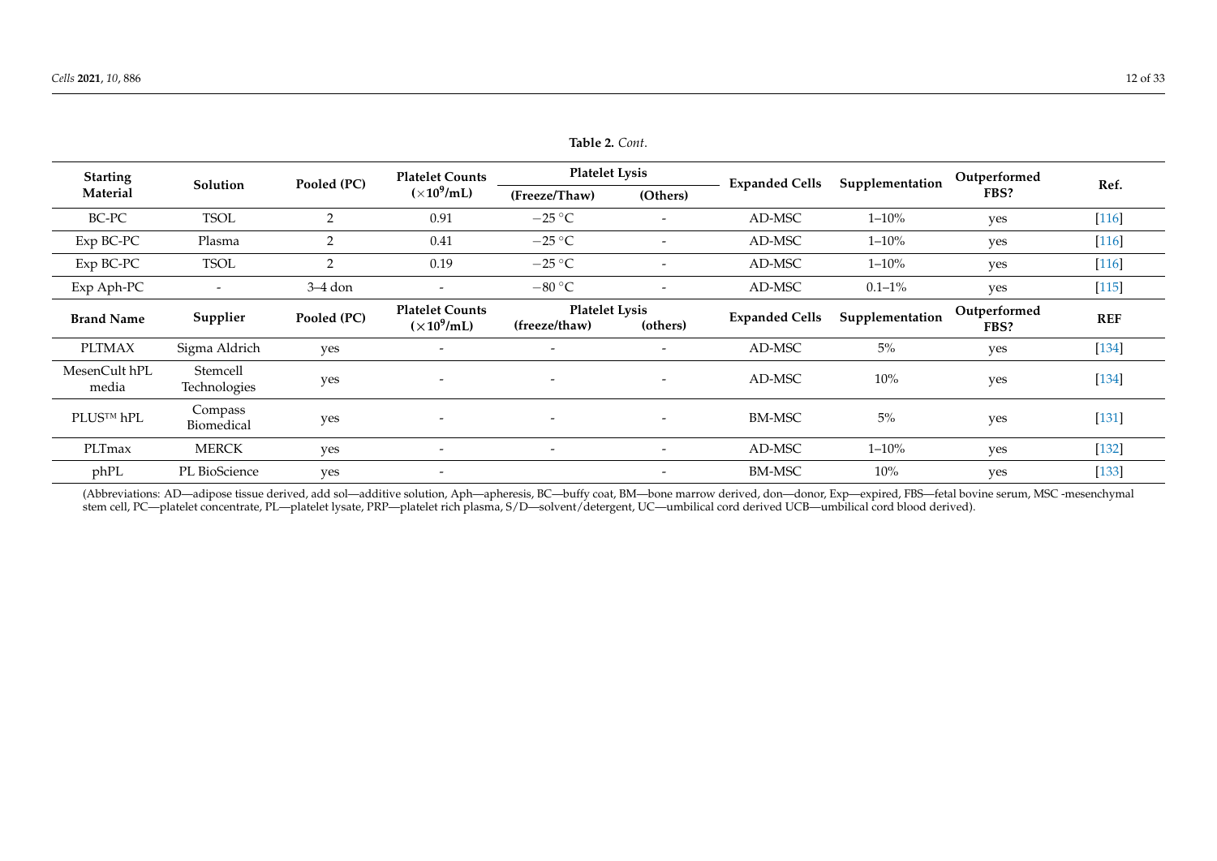**Table 2.** *Cont.*

| Starting Material | Solution | Pooled (PC) | Platelet Counts ($\times 10^9$/mL) | Platelet Lysis | | Expanded Cells | Supplementation | Outperformed FBS? | Ref. |
|---|---|---|---|---|---|---|---|---|---|
| | | | | (Freeze/Thaw) | (Others) | | | | |
| BC-PC | TSOL | 2 | 0.91 | −25 °C | - | AD-MSC | 1–10% | yes | [116] |
| Exp BC-PC | Plasma | 2 | 0.41 | −25 °C | - | AD-MSC | 1–10% | yes | [116] |
| Exp BC-PC | TSOL | 2 | 0.19 | −25 °C | - | AD-MSC | 1–10% | yes | [116] |
| Exp Aph-PC | - | 3–4 don | - | −80 °C | - | AD-MSC | 0.1–1% | yes | [115] |
| **Brand Name** | **Supplier** | **Pooled (PC)** | **Platelet Counts ($\times 10^9$/mL)** | **Platelet Lysis (freeze/thaw)** | **(others)** | **Expanded Cells** | **Supplementation** | **Outperformed FBS?** | **REF** |
| PLTMAX | Sigma Aldrich | yes | - | - | - | AD-MSC | 5% | yes | [134] |
| MesenCult hPL media | Stemcell Technologies | yes | - | - | - | AD-MSC | 10% | yes | [134] |
| PLUS™ hPL | Compass Biomedical | yes | - | - | - | BM-MSC | 5% | yes | [131] |
| PLTmax | MERCK | yes | - | - | - | AD-MSC | 1–10% | yes | [132] |
| phPL | PL BioScience | yes | - | | - | BM-MSC | 10% | yes | [133] |

(Abbreviations: AD—adipose tissue derived, add sol—additive solution, Aph—apheresis, BC—buffy coat, BM—bone marrow derived, don—donor, Exp—expired, FBS—fetal bovine serum, MSC -mesenchymal stem cell, PC—platelet concentrate, PL—platelet lysate, PRP—platelet rich plasma, S/D—solvent/detergent, UC—umbilical cord derived UCB—umbilical cord blood derived).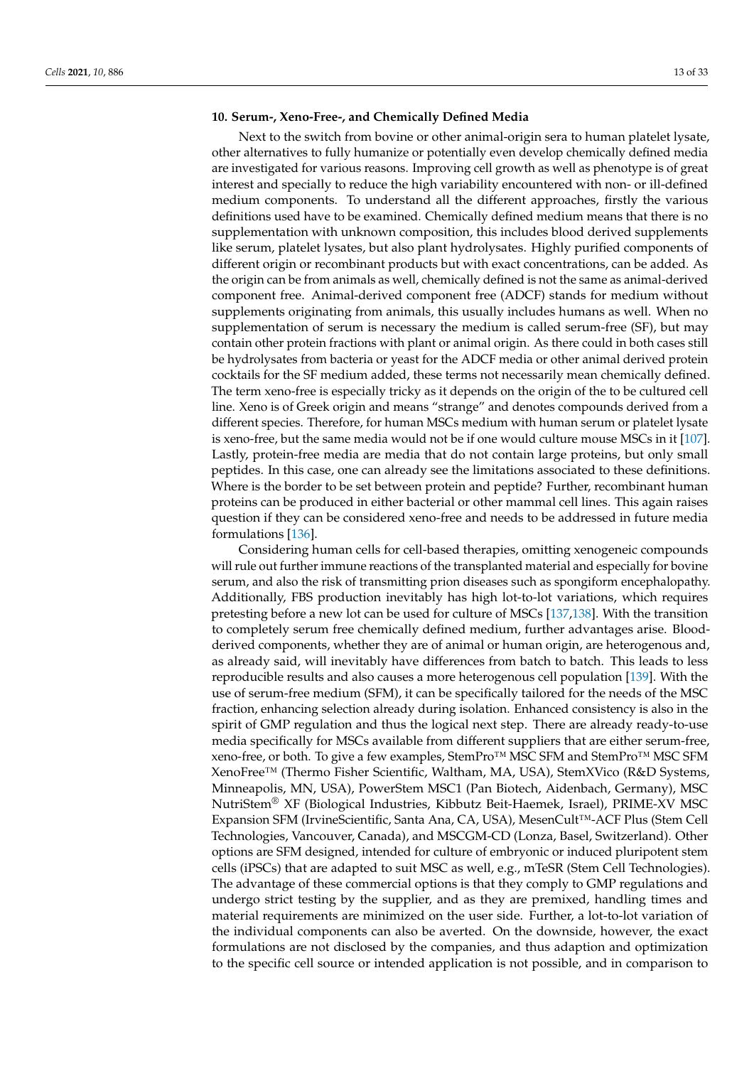## 10. Serum-, Xeno-Free-, and Chemically Defined Media

Next to the switch from bovine or other animal-origin sera to human platelet lysate, other alternatives to fully humanize or potentially even develop chemically defined media are investigated for various reasons. Improving cell growth as well as phenotype is of great interest and specially to reduce the high variability encountered with non- or ill-defined medium components. To understand all the different approaches, firstly the various definitions used have to be examined. Chemically defined medium means that there is no supplementation with unknown composition, this includes blood derived supplements like serum, platelet lysates, but also plant hydrolysates. Highly purified components of different origin or recombinant products but with exact concentrations, can be added. As the origin can be from animals as well, chemically defined is not the same as animal-derived component free. Animal-derived component free (ADCF) stands for medium without supplements originating from animals, this usually includes humans as well. When no supplementation of serum is necessary the medium is called serum-free (SF), but may contain other protein fractions with plant or animal origin. As there could in both cases still be hydrolysates from bacteria or yeast for the ADCF media or other animal derived protein cocktails for the SF medium added, these terms not necessarily mean chemically defined. The term xeno-free is especially tricky as it depends on the origin of the to be cultured cell line. Xeno is of Greek origin and means "strange" and denotes compounds derived from a different species. Therefore, for human MSCs medium with human serum or platelet lysate is xeno-free, but the same media would not be if one would culture mouse MSCs in it [107]. Lastly, protein-free media are media that do not contain large proteins, but only small peptides. In this case, one can already see the limitations associated to these definitions. Where is the border to be set between protein and peptide? Further, recombinant human proteins can be produced in either bacterial or other mammal cell lines. This again raises question if they can be considered xeno-free and needs to be addressed in future media formulations [136].

Considering human cells for cell-based therapies, omitting xenogeneic compounds will rule out further immune reactions of the transplanted material and especially for bovine serum, and also the risk of transmitting prion diseases such as spongiform encephalopathy. Additionally, FBS production inevitably has high lot-to-lot variations, which requires pretesting before a new lot can be used for culture of MSCs [137,138]. With the transition to completely serum free chemically defined medium, further advantages arise. Blood-derived components, whether they are of animal or human origin, are heterogenous and, as already said, will inevitably have differences from batch to batch. This leads to less reproducible results and also causes a more heterogeneous cell population [139]. With the use of serum-free medium (SFM), it can be specifically tailored for the needs of the MSC fraction, enhancing selection already during isolation. Enhanced consistency is also in the spirit of GMP regulation and thus the logical next step. There are already ready-to-use media specifically for MSCs available from different suppliers that are either serum-free, xeno-free, or both. To give a few examples, StemPro™ MSC SFM and StemPro™ MSC SFM XenoFree™ (Thermo Fisher Scientific, Waltham, MA, USA), StemXVico (R&D Systems, Minneapolis, MN, USA), PowerStem MSC1 (Pan Biotech, Aidenbach, Germany), MSC NutriStem® XF (Biological Industries, Kibbutz Beit-Haemek, Israel), PRIME-XV MSC Expansion SFM (IrvineScientific, Santa Ana, CA, USA), MesenCult™-ACF Plus (Stem Cell Technologies, Vancouver, Canada), and MSCGM-CD (Lonza, Basel, Switzerland). Other options are SFM designed, intended for culture of embryonic or induced pluripotent stem cells (iPSCs) that are adapted to suit MSC as well, e.g., mTeSR (Stem Cell Technologies). The advantage of these commercial options is that they comply to GMP regulations and undergo strict testing by the supplier, and as they are premixed, handling times and material requirements are minimized on the user side. Further, a lot-to-lot variation of the individual components can also be averted. On the downside, however, the exact formulations are not disclosed by the companies, and thus adaption and optimization to the specific cell source or intended application is not possible, and in comparison to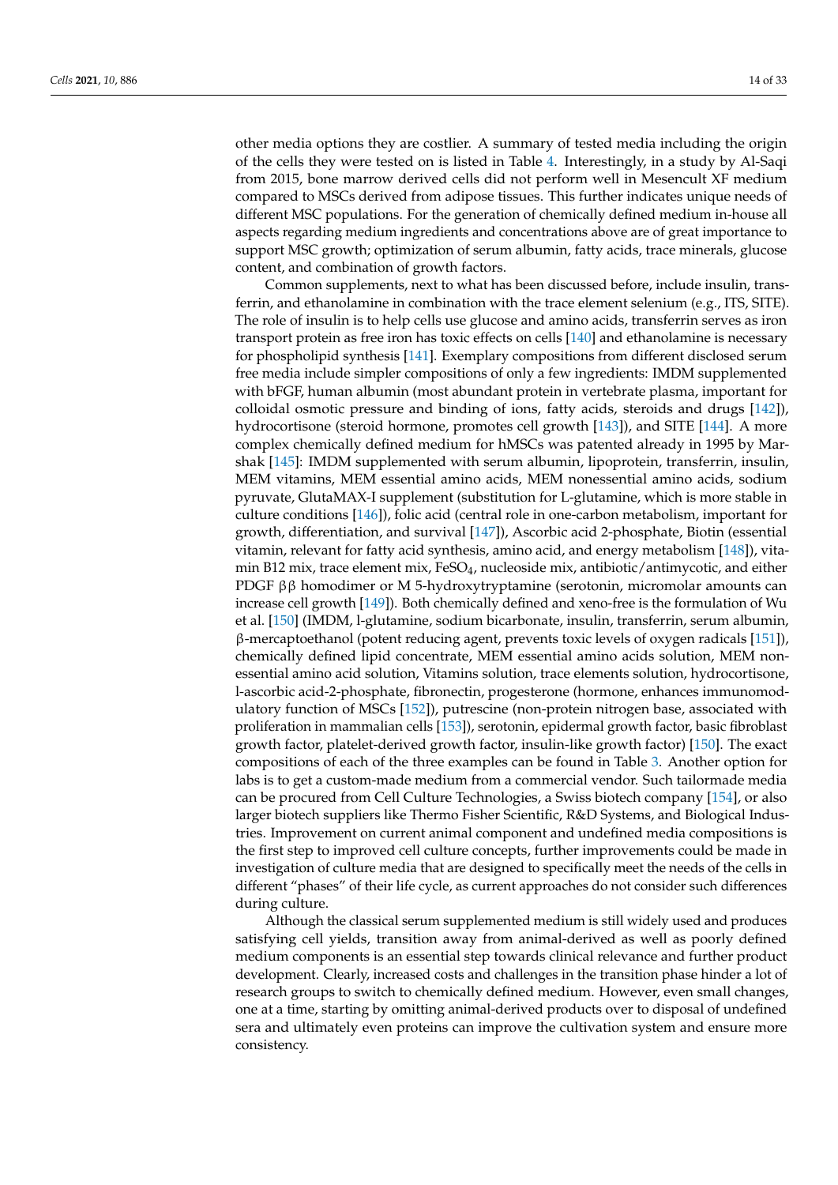other media options they are costlier. A summary of tested media including the origin of the cells they were tested on is listed in Table 4. Interestingly, in a study by Al-Saqi from 2015, bone marrow derived cells did not perform well in Mesencult XF medium compared to MSCs derived from adipose tissues. This further indicates unique needs of different MSC populations. For the generation of chemically defined medium in-house all aspects regarding medium ingredients and concentrations above are of great importance to support MSC growth; optimization of serum albumin, fatty acids, trace minerals, glucose content, and combination of growth factors.

Common supplements, next to what has been discussed before, include insulin, transferrin, and ethanolamine in combination with the trace element selenium (e.g., ITS, SITE). The role of insulin is to help cells use glucose and amino acids, transferrin serves as iron transport protein as free iron has toxic effects on cells [140] and ethanolamine is necessary for phospholipid synthesis [141]. Exemplary compositions from different disclosed serum free media include simpler compositions of only a few ingredients: IMDM supplemented with bFGF, human albumin (most abundant protein in vertebrate plasma, important for colloidal osmotic pressure and binding of ions, fatty acids, steroids and drugs [142]), hydrocortisone (steroid hormone, promotes cell growth [143]), and SITE [144]. A more complex chemically defined medium for hMSCs was patented already in 1995 by Marshak [145]: IMDM supplemented with serum albumin, lipoprotein, transferrin, insulin, MEM vitamins, MEM essential amino acids, MEM nonessential amino acids, sodium pyruvate, GlutaMAX-I supplement (substitution for L-glutamine, which is more stable in culture conditions [146]), folic acid (central role in one-carbon metabolism, important for growth, differentiation, and survival [147]), Ascorbic acid 2-phosphate, Biotin (essential vitamin, relevant for fatty acid synthesis, amino acid, and energy metabolism [148]), vitamin B12 mix, trace element mix, $FeSO_4$, nucleoside mix, antibiotic/antimycotic, and either PDGF ββ homodimer or M 5-hydroxytryptamine (serotonin, micromolar amounts can increase cell growth [149]). Both chemically defined and xeno-free is the formulation of Wu et al. [150] (IMDM, l-glutamine, sodium bicarbonate, insulin, transferrin, serum albumin, β-mercaptoethanol (potent reducing agent, prevents toxic levels of oxygen radicals [151]), chemically defined lipid concentrate, MEM essential amino acids solution, MEM non-essential amino acid solution, Vitamins solution, trace elements solution, hydrocortisone, l-ascorbic acid-2-phosphate, fibronectin, progesterone (hormone, enhances immunomodulatory function of MSCs [152]), putrescine (non-protein nitrogen base, associated with proliferation in mammalian cells [153]), serotonin, epidermal growth factor, basic fibroblast growth factor, platelet-derived growth factor, insulin-like growth factor) [150]. The exact compositions of each of the three examples can be found in Table 3. Another option for labs is to get a custom-made medium from a commercial vendor. Such tailormade media can be procured from Cell Culture Technologies, a Swiss biotech company [154], or also larger biotech suppliers like Thermo Fisher Scientific, R&D Systems, and Biological Industries. Improvement on current animal component and undefined media compositions is the first step to improved cell culture concepts, further improvements could be made in investigation of culture media that are designed to specifically meet the needs of the cells in different "phases" of their life cycle, as current approaches do not consider such differences during culture.

Although the classical serum supplemented medium is still widely used and produces satisfying cell yields, transition away from animal-derived as well as poorly defined medium components is an essential step towards clinical relevance and further product development. Clearly, increased costs and challenges in the transition phase hinder a lot of research groups to switch to chemically defined medium. However, even small changes, one at a time, starting by omitting animal-derived products over to disposal of undefined sera and ultimately even proteins can improve the cultivation system and ensure more consistency.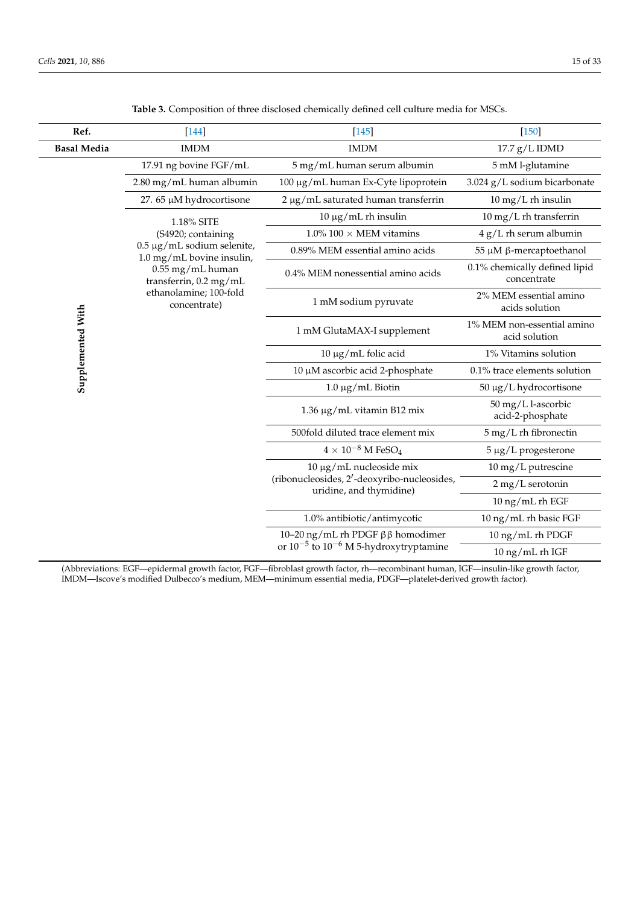**Table 3.** Composition of three disclosed chemically defined cell culture media for MSCs.

| Ref. | [144] | [145] | [150] |
|---|---|---|---|
| **Basal Media** | IMDM | IMDM | 17.7 g/L IDMD |
| **Supplemented With** | 17.91 ng bovine FGF/mL | 5 mg/mL human serum albumin | 5 mM l-glutamine |
| | 2.80 mg/mL human albumin | 100 µg/mL human Ex-Cyte lipoprotein | 3.024 g/L sodium bicarbonate |
| | 27. 65 µM hydrocortisone | 2 µg/mL saturated human transferrin | 10 mg/L rh insulin |
| | 1.18% SITE (S4920; containing 0.5 µg/mL sodium selenite, 1.0 mg/mL bovine insulin, 0.55 mg/mL human transferrin, 0.2 mg/mL ethanolamine; 100-fold concentrate) | 10 µg/mL rh insulin | 10 mg/L rh transferrin |
| | | 1.0% 100 × MEM vitamins | 4 g/L rh serum albumin |
| | | 0.89% MEM essential amino acids | 55 µM β-mercaptoethanol |
| | | 0.4% MEM nonessential amino acids | 0.1% chemically defined lipid concentrate |
| | | 1 mM sodium pyruvate | 2% MEM essential amino acids solution |
| | | 1 mM GlutaMAX-I supplement | 1% MEM non-essential amino acid solution |
| | | 10 µg/mL folic acid | 1% Vitamins solution |
| | | 10 µM ascorbic acid 2-phosphate | 0.1% trace elements solution |
| | | 1.0 µg/mL Biotin | 50 µg/L hydrocortisone |
| | | 1.36 µg/mL vitamin B12 mix | 50 mg/L l-ascorbic acid-2-phosphate |
| | | 500fold diluted trace element mix | 5 mg/L rh fibronectin |
| | | $4 \times 10^{-8}$ M $FeSO_4$ | 5 µg/L progesterone |
| | | 10 µg/mL nucleoside mix (ribonucleosides, 2′-deoxyribo-nucleosides, uridine, and thymidine) | 10 mg/L putrescine |
| | | | 2 mg/L serotonin |
| | | | 10 ng/mL rh EGF |
| | | 1.0% antibiotic/antimycotic | 10 ng/mL rh basic FGF |
| | | 10–20 ng/mL rh PDGF ββ homodimer or $10^{-5}$ to $10^{-6}$ M 5-hydroxytryptamine | 10 ng/mL rh PDGF |
| | | | 10 ng/mL rh IGF |

(Abbreviations: EGF—epidermal growth factor, FGF—fibroblast growth factor, rh—recombinant human, IGF—insulin-like growth factor, IMDM—Iscove's modified Dulbecco's medium, MEM—minimum essential media, PDGF—platelet-derived growth factor).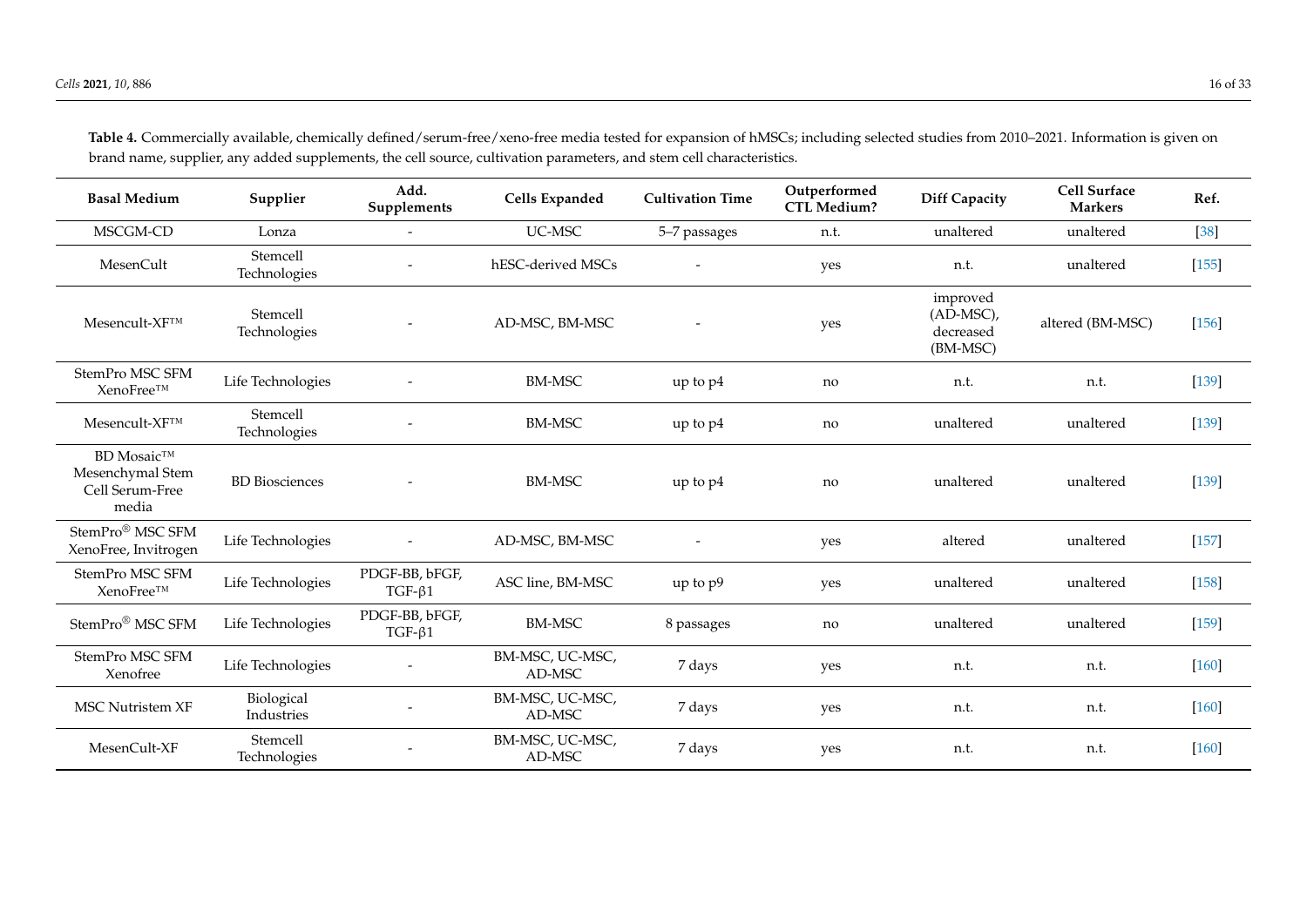**Table 4.** Commercially available, chemically defined/serum-free/xeno-free media tested for expansion of hMSCs; including selected studies from 2010–2021. Information is given on brand name, supplier, any added supplements, the cell source, cultivation parameters, and stem cell characteristics.

| Basal Medium | Supplier | Add. Supplements | Cells Expanded | Cultivation Time | Outperformed CTL Medium? | Diff Capacity | Cell Surface Markers | Ref. |
|---|---|---|---|---|---|---|---|---|
| MSCGM-CD | Lonza | - | UC-MSC | 5–7 passages | n.t. | unaltered | unaltered | [38] |
| MesenCult | Stemcell Technologies | - | hESC-derived MSCs | - | yes | n.t. | unaltered | [155] |
| Mesencult-XF™ | Stemcell Technologies | - | AD-MSC, BM-MSC | - | yes | improved (AD-MSC), decreased (BM-MSC) | altered (BM-MSC) | [156] |
| StemPro MSC SFM XenoFree™ | Life Technologies | - | BM-MSC | up to p4 | no | n.t. | n.t. | [139] |
| Mesencult-XF™ | Stemcell Technologies | - | BM-MSC | up to p4 | no | unaltered | unaltered | [139] |
| BD Mosaic™ Mesenchymal Stem Cell Serum-Free media | BD Biosciences | - | BM-MSC | up to p4 | no | unaltered | unaltered | [139] |
| StemPro® MSC SFM XenoFree, Invitrogen | Life Technologies | - | AD-MSC, BM-MSC | - | yes | altered | unaltered | [157] |
| StemPro MSC SFM XenoFree™ | Life Technologies | PDGF-BB, bFGF, TGF-β1 | ASC line, BM-MSC | up to p9 | yes | unaltered | unaltered | [158] |
| StemPro® MSC SFM | Life Technologies | PDGF-BB, bFGF, TGF-β1 | BM-MSC | 8 passages | no | unaltered | unaltered | [159] |
| StemPro MSC SFM Xenofree | Life Technologies | - | BM-MSC, UC-MSC, AD-MSC | 7 days | yes | n.t. | n.t. | [160] |
| MSC Nutristem XF | Biological Industries | - | BM-MSC, UC-MSC, AD-MSC | 7 days | yes | n.t. | n.t. | [160] |
| MesenCult-XF | Stemcell Technologies | - | BM-MSC, UC-MSC, AD-MSC | 7 days | yes | n.t. | n.t. | [160] |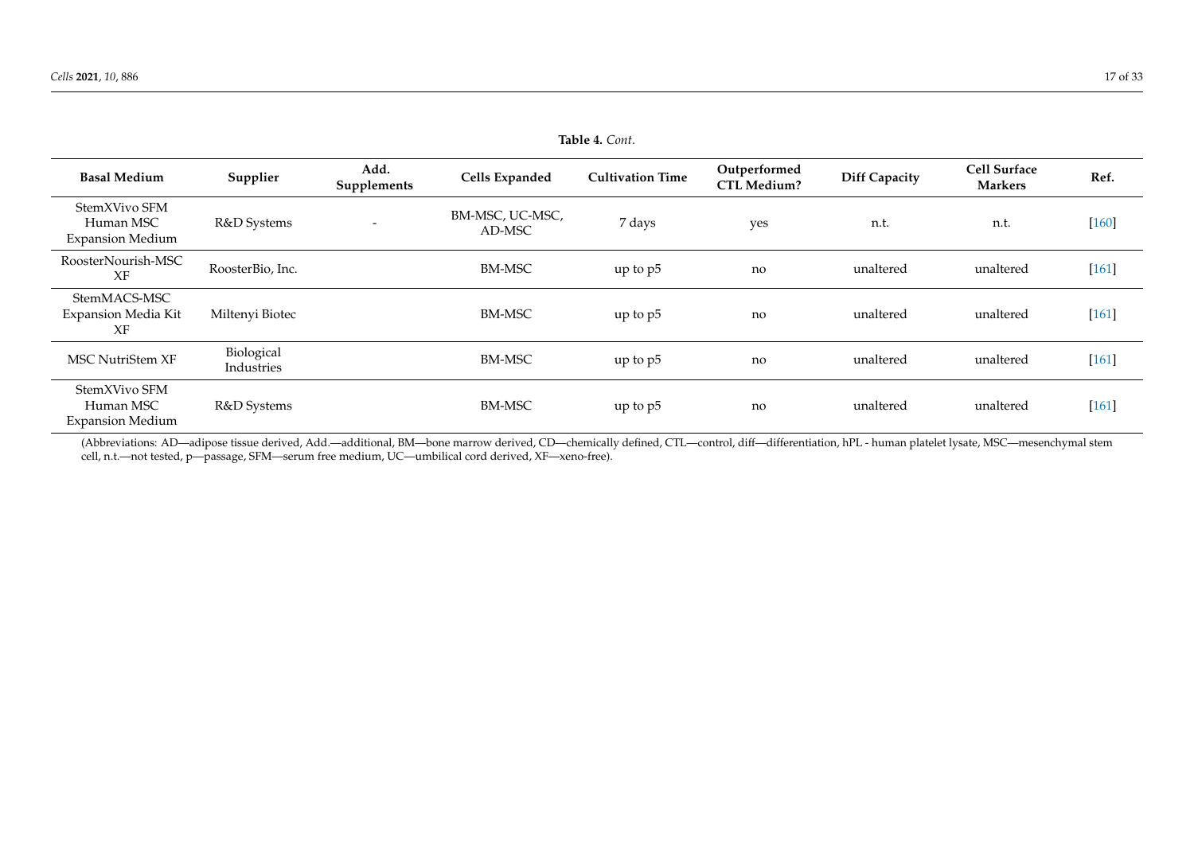**Table 4.** *Cont.*

| Basal Medium | Supplier | Add. Supplements | Cells Expanded | Cultivation Time | Outperformed CTL Medium? | Diff Capacity | Cell Surface Markers | Ref. |
|---|---|---|---|---|---|---|---|---|
| StemXVivo SFM Human MSC Expansion Medium | R&D Systems | - | BM-MSC, UC-MSC, AD-MSC | 7 days | yes | n.t. | n.t. | [160] |
| RoosterNourish-MSC XF | RoosterBio, Inc. | | BM-MSC | up to p5 | no | unaltered | unaltered | [161] |
| StemMACS-MSC Expansion Media Kit XF | Miltenyi Biotec | | BM-MSC | up to p5 | no | unaltered | unaltered | [161] |
| MSC NutriStem XF | Biological Industries | | BM-MSC | up to p5 | no | unaltered | unaltered | [161] |
| StemXVivo SFM Human MSC Expansion Medium | R&D Systems | | BM-MSC | up to p5 | no | unaltered | unaltered | [161] |

(Abbreviations: AD—adipose tissue derived, Add.—additional, BM—bone marrow derived, CD—chemically defined, CTL—control, diff—differentiation, hPL - human platelet lysate, MSC—mesenchymal stem cell, n.t.—not tested, p—passage, SFM—serum free medium, UC—umbilical cord derived, XF—xeno-free).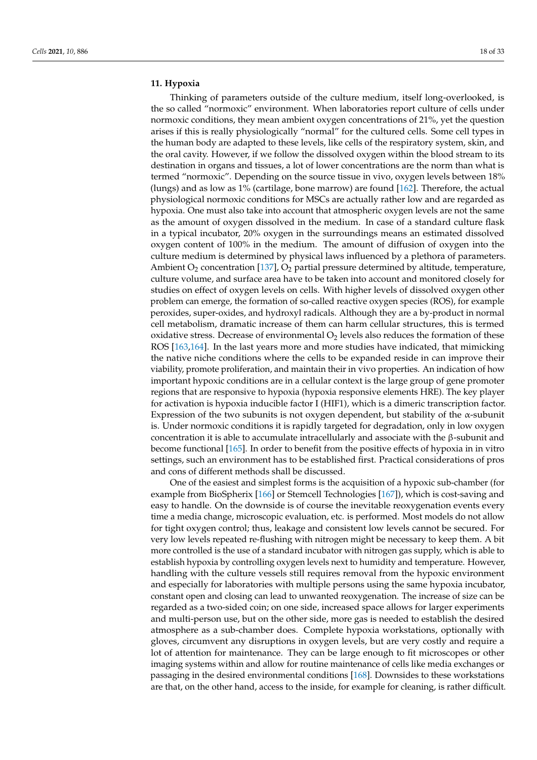## 11. Hypoxia

Thinking of parameters outside of the culture medium, itself long-overlooked, is the so called "normoxic" environment. When laboratories report culture of cells under normoxic conditions, they mean ambient oxygen concentrations of 21%, yet the question arises if this is really physiologically "normal" for the cultured cells. Some cell types in the human body are adapted to these levels, like cells of the respiratory system, skin, and the oral cavity. However, if we follow the dissolved oxygen within the blood stream to its destination in organs and tissues, a lot of lower concentrations are the norm than what is termed "normoxic". Depending on the source tissue in vivo, oxygen levels between 18% (lungs) and as low as 1% (cartilage, bone marrow) are found [162]. Therefore, the actual physiological normoxic conditions for MSCs are actually rather low and are regarded as hypoxia. One must also take into account that atmospheric oxygen levels are not the same as the amount of oxygen dissolved in the medium. In case of a standard culture flask in a typical incubator, 20% oxygen in the surroundings means an estimated dissolved oxygen content of 100% in the medium. The amount of diffusion of oxygen into the culture medium is determined by physical laws influenced by a plethora of parameters. Ambient $O_2$ concentration [137], $O_2$ partial pressure determined by altitude, temperature, culture volume, and surface area have to be taken into account and monitored closely for studies on effect of oxygen levels on cells. With higher levels of dissolved oxygen other problem can emerge, the formation of so-called reactive oxygen species (ROS), for example peroxides, super-oxides, and hydroxyl radicals. Although they are a by-product in normal cell metabolism, dramatic increase of them can harm cellular structures, this is termed oxidative stress. Decrease of environmental $O_2$ levels also reduces the formation of these ROS [163,164]. In the last years more and more studies have indicated, that mimicking the native niche conditions where the cells to be expanded reside in can improve their viability, promote proliferation, and maintain their in vivo properties. An indication of how important hypoxic conditions are in a cellular context is the large group of gene promoter regions that are responsive to hypoxia (hypoxia responsive elements HRE). The key player for activation is hypoxia inducible factor I (HIF1), which is a dimeric transcription factor. Expression of the two subunits is not oxygen dependent, but stability of the α-subunit is. Under normoxic conditions it is rapidly targeted for degradation, only in low oxygen concentration it is able to accumulate intracellularly and associate with the β-subunit and become functional [165]. In order to benefit from the positive effects of hypoxia in in vitro settings, such an environment has to be established first. Practical considerations of pros and cons of different methods shall be discussed.

One of the easiest and simplest forms is the acquisition of a hypoxic sub-chamber (for example from BioSpherix [166] or Stemcell Technologies [167]), which is cost-saving and easy to handle. On the downside is of course the inevitable reoxygenation events every time a media change, microscopic evaluation, etc. is performed. Most models do not allow for tight oxygen control; thus, leakage and consistent low levels cannot be secured. For very low levels repeated re-flushing with nitrogen might be necessary to keep them. A bit more controlled is the use of a standard incubator with nitrogen gas supply, which is able to establish hypoxia by controlling oxygen levels next to humidity and temperature. However, handling with the culture vessels still requires removal from the hypoxic environment and especially for laboratories with multiple persons using the same hypoxia incubator, constant open and closing can lead to unwanted reoxygenation. The increase of size can be regarded as a two-sided coin; on one side, increased space allows for larger experiments and multi-person use, but on the other side, more gas is needed to establish the desired atmosphere as a sub-chamber does. Complete hypoxia workstations, optionally with gloves, circumvent any disruptions in oxygen levels, but are very costly and require a lot of attention for maintenance. They can be large enough to fit microscopes or other imaging systems within and allow for routine maintenance of cells like media exchanges or passaging in the desired environmental conditions [168]. Downsides to these workstations are that, on the other hand, access to the inside, for example for cleaning, is rather difficult.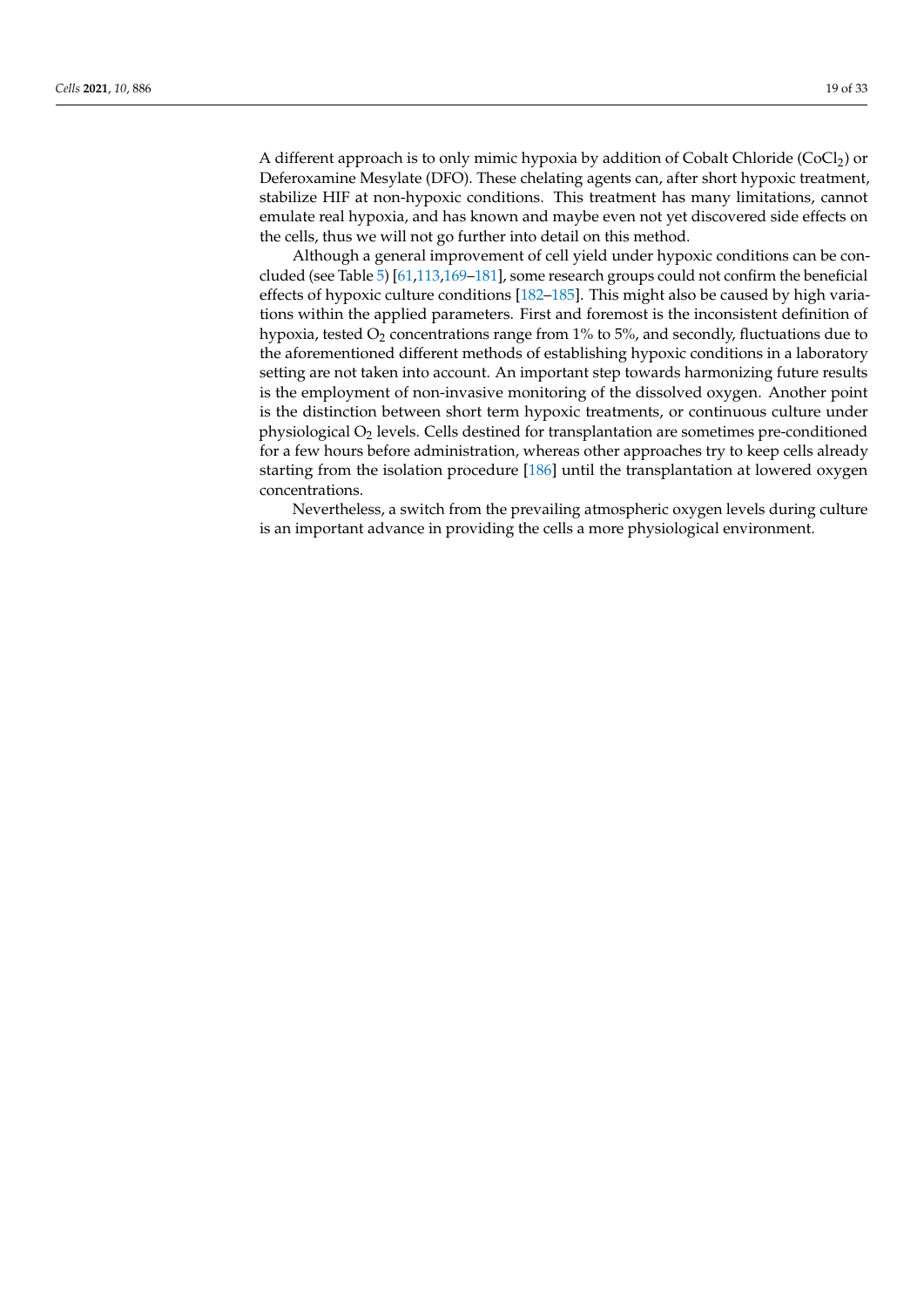A different approach is to only mimic hypoxia by addition of Cobalt Chloride ($CoCl_2$) or Deferoxamine Mesylate (DFO). These chelating agents can, after short hypoxic treatment, stabilize HIF at non-hypoxic conditions. This treatment has many limitations, cannot emulate real hypoxia, and has known and maybe even not yet discovered side effects on the cells, thus we will not go further into detail on this method.

Although a general improvement of cell yield under hypoxic conditions can be concluded (see Table 5) [61,113,169–181], some research groups could not confirm the beneficial effects of hypoxic culture conditions [182–185]. This might also be caused by high variations within the applied parameters. First and foremost is the inconsistent definition of hypoxia, tested $O_2$ concentrations range from 1% to 5%, and secondly, fluctuations due to the aforementioned different methods of establishing hypoxic conditions in a laboratory setting are not taken into account. An important step towards harmonizing future results is the employment of non-invasive monitoring of the dissolved oxygen. Another point is the distinction between short term hypoxic treatments, or continuous culture under physiological $O_2$ levels. Cells destined for transplantation are sometimes pre-conditioned for a few hours before administration, whereas other approaches try to keep cells already starting from the isolation procedure [186] until the transplantation at lowered oxygen concentrations.

Nevertheless, a switch from the prevailing atmospheric oxygen levels during culture is an important advance in providing the cells a more physiological environment.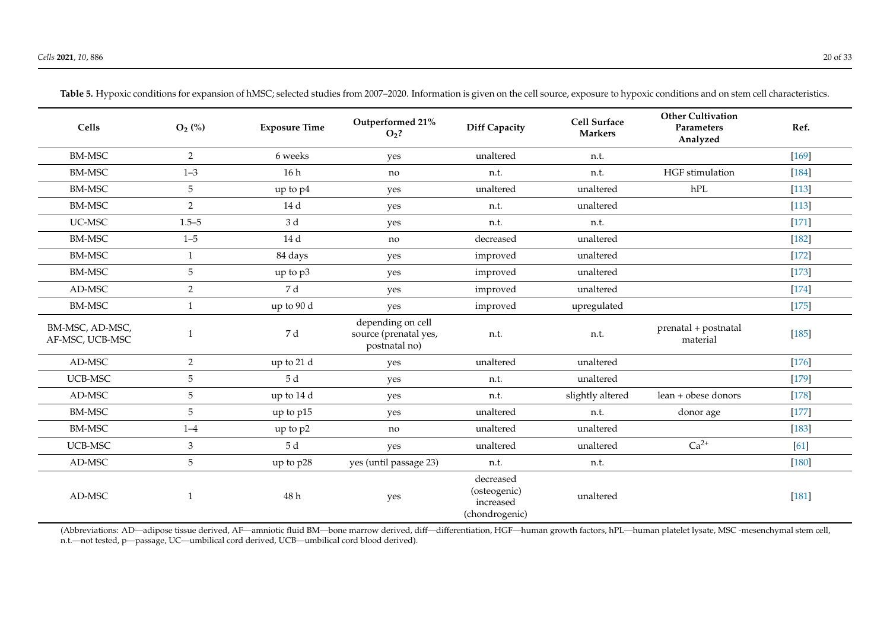**Table 5.** Hypoxic conditions for expansion of hMSC; selected studies from 2007–2020. Information is given on the cell source, exposure to hypoxic conditions and on stem cell characteristics.

| Cells | $O_2$ (%) | Exposure Time | Outperformed 21% $O_2$? | Diff Capacity | Cell Surface Markers | Other Cultivation Parameters Analyzed | Ref. |
|---|---|---|---|---|---|---|---|
| BM-MSC | 2 | 6 weeks | yes | unaltered | n.t. | | [169] |
| BM-MSC | 1–3 | 16 h | no | n.t. | n.t. | HGF stimulation | [184] |
| BM-MSC | 5 | up to p4 | yes | unaltered | unaltered | hPL | [113] |
| BM-MSC | 2 | 14 d | yes | n.t. | unaltered | | [113] |
| UC-MSC | 1.5–5 | 3 d | yes | n.t. | n.t. | | [171] |
| BM-MSC | 1–5 | 14 d | no | decreased | unaltered | | [182] |
| BM-MSC | 1 | 84 days | yes | improved | unaltered | | [172] |
| BM-MSC | 5 | up to p3 | yes | improved | unaltered | | [173] |
| AD-MSC | 2 | 7 d | yes | improved | unaltered | | [174] |
| BM-MSC | 1 | up to 90 d | yes | improved | upregulated | | [175] |
| BM-MSC, AD-MSC, AF-MSC, UCB-MSC | 1 | 7 d | depending on cell source (prenatal yes, postnatal no) | n.t. | n.t. | prenatal + postnatal material | [185] |
| AD-MSC | 2 | up to 21 d | yes | unaltered | unaltered | | [176] |
| UCB-MSC | 5 | 5 d | yes | n.t. | unaltered | | [179] |
| AD-MSC | 5 | up to 14 d | yes | n.t. | slightly altered | lean + obese donors | [178] |
| BM-MSC | 5 | up to p15 | yes | unaltered | n.t. | donor age | [177] |
| BM-MSC | 1–4 | up to p2 | no | unaltered | unaltered | | [183] |
| UCB-MSC | 3 | 5 d | yes | unaltered | unaltered | $Ca^{2+}$ | [61] |
| AD-MSC | 5 | up to p28 | yes (until passage 23) | n.t. | n.t. | | [180] |
| AD-MSC | 1 | 48 h | yes | decreased (osteogenic) increased (chondrogenic) | unaltered | | [181] |

(Abbreviations: AD—adipose tissue derived, AF—amniotic fluid BM—bone marrow derived, diff—differentiation, HGF—human growth factors, hPL—human platelet lysate, MSC -mesenchymal stem cell, n.t.—not tested, p—passage, UC—umbilical cord derived, UCB—umbilical cord blood derived).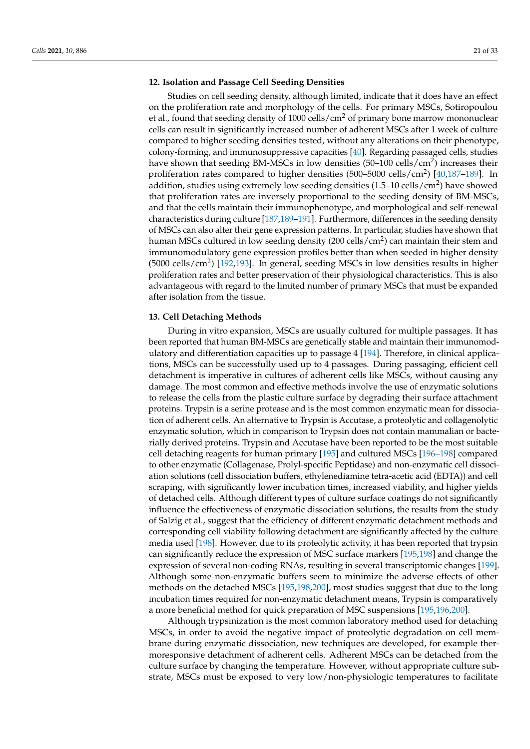## 12. Isolation and Passage Cell Seeding Densities

Studies on cell seeding density, although limited, indicate that it does have an effect on the proliferation rate and morphology of the cells. For primary MSCs, Sotiropoulou et al., found that seeding density of 1000 cells/cm$^2$ of primary bone marrow mononuclear cells can result in significantly increased number of adherent MSCs after 1 week of culture compared to higher seeding densities tested, without any alterations on their phenotype, colony-forming, and immunosuppressive capacities [40]. Regarding passaged cells, studies have shown that seeding BM-MSCs in low densities (50–100 cells/cm$^2$) increases their proliferation rates compared to higher densities (500–5000 cells/cm$^2$) [40,187–189]. In addition, studies using extremely low seeding densities (1.5–10 cells/cm$^2$) have showed that proliferation rates are inversely proportional to the seeding density of BM-MSCs, and that the cells maintain their immunophenotype, and morphological and self-renewal characteristics during culture [187,189–191]. Furthermore, differences in the seeding density of MSCs can also alter their gene expression patterns. In particular, studies have shown that human MSCs cultured in low seeding density (200 cells/cm$^2$) can maintain their stem and immunomodulatory gene expression profiles better than when seeded in higher density (5000 cells/cm$^2$) [192,193]. In general, seeding MSCs in low densities results in higher proliferation rates and better preservation of their physiological characteristics. This is also advantageous with regard to the limited number of primary MSCs that must be expanded after isolation from the tissue.

## 13. Cell Detaching Methods

During in vitro expansion, MSCs are usually cultured for multiple passages. It has been reported that human BM-MSCs are genetically stable and maintain their immunomodulatory and differentiation capacities up to passage 4 [194]. Therefore, in clinical applications, MSCs can be successfully used up to 4 passages. During passaging, efficient cell detachment is imperative in cultures of adherent cells like MSCs, without causing any damage. The most common and effective methods involve the use of enzymatic solutions to release the cells from the plastic culture surface by degrading their surface attachment proteins. Trypsin is a serine protease and is the most common enzymatic mean for dissociation of adherent cells. An alternative to Trypsin is Accutase, a proteolytic and collagenolytic enzymatic solution, which in comparison to Trypsin does not contain mammalian or bacterially derived proteins. Trypsin and Accutase have been reported to be the most suitable cell detaching reagents for human primary [195] and cultured MSCs [196–198] compared to other enzymatic (Collagenase, Prolyl-specific Peptidase) and non-enzymatic cell dissociation solutions (cell dissociation buffers, ethylenediamine tetra-acetic acid (EDTA)) and cell scraping, with significantly lower incubation times, increased viability, and higher yields of detached cells. Although different types of culture surface coatings do not significantly influence the effectiveness of enzymatic dissociation solutions, the results from the study of Salzig et al., suggest that the efficiency of different enzymatic detachment methods and corresponding cell viability following detachment are significantly affected by the culture media used [198]. However, due to its proteolytic activity, it has been reported that trypsin can significantly reduce the expression of MSC surface markers [195,198] and change the expression of several non-coding RNAs, resulting in several transcriptomic changes [199]. Although some non-enzymatic buffers seem to minimize the adverse effects of other methods on the detached MSCs [195,198,200], most studies suggest that due to the long incubation times required for non-enzymatic detachment means, Trypsin is comparatively a more beneficial method for quick preparation of MSC suspensions [195,196,200].

Although trypsinization is the most common laboratory method used for detaching MSCs, in order to avoid the negative impact of proteolytic degradation on cell membrane during enzymatic dissociation, new techniques are developed, for example thermoresponsive detachment of adherent cells. Adherent MSCs can be detached from the culture surface by changing the temperature. However, without appropriate culture substrate, MSCs must be exposed to very low/non-physiologic temperatures to facilitate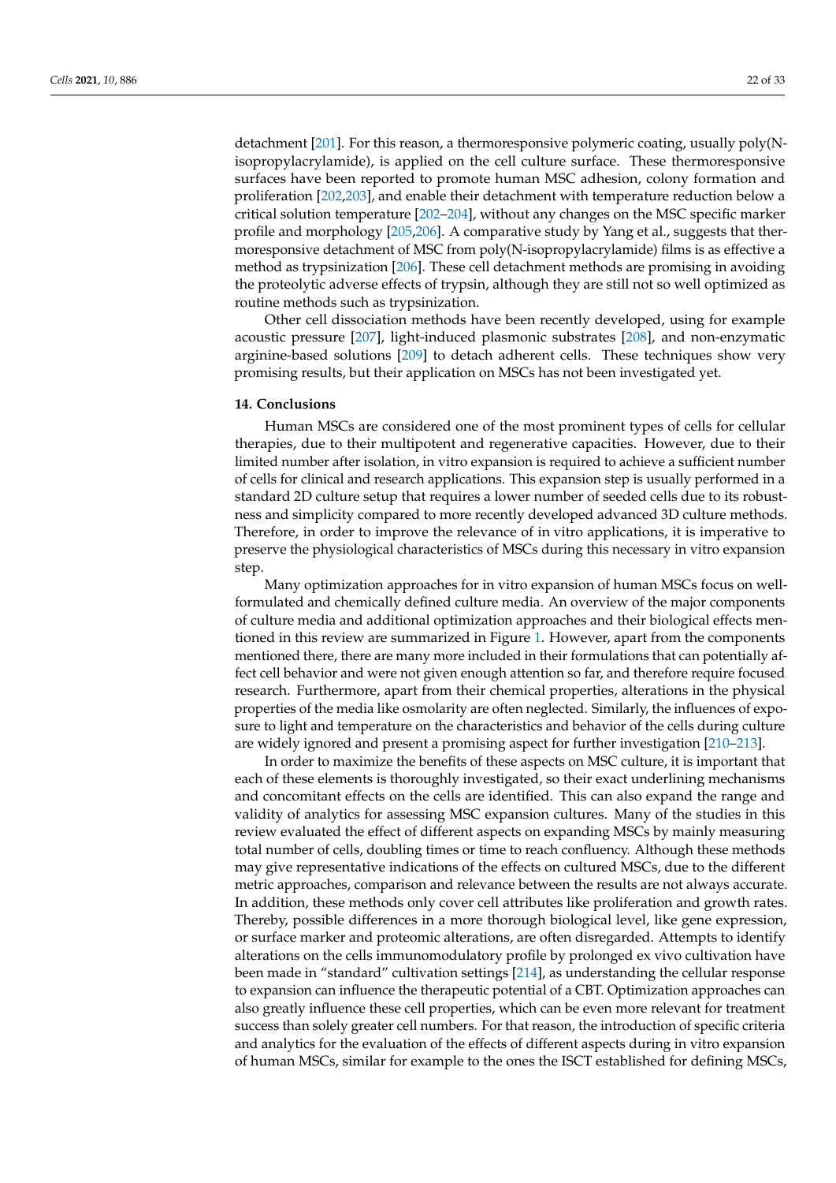detachment [201]. For this reason, a thermoresponsive polymeric coating, usually poly(N-isopropylacrylamide), is applied on the cell culture surface. These thermoresponsive surfaces have been reported to promote human MSC adhesion, colony formation and proliferation [202,203], and enable their detachment with temperature reduction below a critical solution temperature [202–204], without any changes on the MSC specific marker profile and morphology [205,206]. A comparative study by Yang et al., suggests that thermoresponsive detachment of MSC from poly(N-isopropylacrylamide) films is as effective a method as trypsinization [206]. These cell detachment methods are promising in avoiding the proteolytic adverse effects of trypsin, although they are still not so well optimized as routine methods such as trypsinization.

Other cell dissociation methods have been recently developed, using for example acoustic pressure [207], light-induced plasmonic substrates [208], and non-enzymatic arginine-based solutions [209] to detach adherent cells. These techniques show very promising results, but their application on MSCs has not been investigated yet.

## 14. Conclusions

Human MSCs are considered one of the most prominent types of cells for cellular therapies, due to their multipotent and regenerative capacities. However, due to their limited number after isolation, in vitro expansion is required to achieve a sufficient number of cells for clinical and research applications. This expansion step is usually performed in a standard 2D culture setup that requires a lower number of seeded cells due to its robustness and simplicity compared to more recently developed advanced 3D culture methods. Therefore, in order to improve the relevance of in vitro applications, it is imperative to preserve the physiological characteristics of MSCs during this necessary in vitro expansion step.

Many optimization approaches for in vitro expansion of human MSCs focus on well-formulated and chemically defined culture media. An overview of the major components of culture media and additional optimization approaches and their biological effects mentioned in this review are summarized in Figure 1. However, apart from the components mentioned there, there are many more included in their formulations that can potentially affect cell behavior and were not given enough attention so far, and therefore require focused research. Furthermore, apart from their chemical properties, alterations in the physical properties of the media like osmolarity are often neglected. Similarly, the influences of exposure to light and temperature on the characteristics and behavior of the cells during culture are widely ignored and present a promising aspect for further investigation [210–213].

In order to maximize the benefits of these aspects on MSC culture, it is important that each of these elements is thoroughly investigated, so their exact underlining mechanisms and concomitant effects on the cells are identified. This can also expand the range and validity of analytics for assessing MSC expansion cultures. Many of the studies in this review evaluated the effect of different aspects on expanding MSCs by mainly measuring total number of cells, doubling times or time to reach confluency. Although these methods may give representative indications of the effects on cultured MSCs, due to the different metric approaches, comparison and relevance between the results are not always accurate. In addition, these methods only cover cell attributes like proliferation and growth rates. Thereby, possible differences in a more thorough biological level, like gene expression, or surface marker and proteomic alterations, are often disregarded. Attempts to identify alterations on the cells immunomodulatory profile by prolonged ex vivo cultivation have been made in "standard" cultivation settings [214], as understanding the cellular response to expansion can influence the therapeutic potential of a CBT. Optimization approaches can also greatly influence these cell properties, which can be even more relevant for treatment success than solely greater cell numbers. For that reason, the introduction of specific criteria and analytics for the evaluation of the effects of different aspects during in vitro expansion of human MSCs, similar for example to the ones the ISCT established for defining MSCs,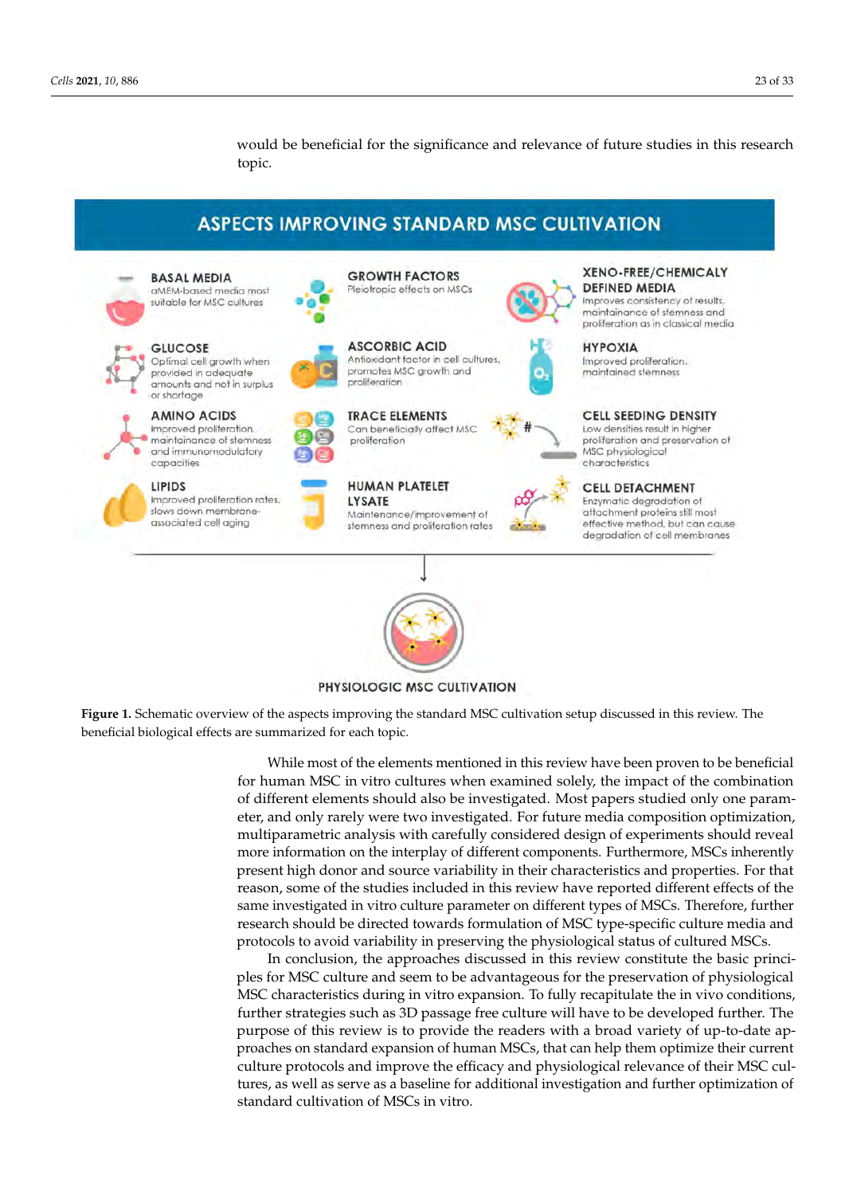would be beneficial for the significance and relevance of future studies in this research topic.

**Figure 1.** Schematic overview of the aspects improving the standard MSC cultivation setup discussed in this review. The beneficial biological effects are summarized for each topic.

While most of the elements mentioned in this review have been proven to be beneficial for human MSC in vitro cultures when examined solely, the impact of the combination of different elements should also be investigated. Most papers studied only one parameter, and only rarely were two investigated. For future media composition optimization, multiparametric analysis with carefully considered design of experiments should reveal more information on the interplay of different components. Furthermore, MSCs inherently present high donor and source variability in their characteristics and properties. For that reason, some of the studies included in this review have reported different effects of the same investigated in vitro culture parameter on different types of MSCs. Therefore, further research should be directed towards formulation of MSC type-specific culture media and protocols to avoid variability in preserving the physiological status of cultured MSCs.

In conclusion, the approaches discussed in this review constitute the basic principles for MSC culture and seem to be advantageous for the preservation of physiological MSC characteristics during in vitro expansion. To fully recapitulate the in vivo conditions, further strategies such as 3D passage free culture will have to be developed further. The purpose of this review is to provide the readers with a broad variety of up-to-date approaches on standard expansion of human MSCs, that can help them optimize their current culture protocols and improve the efficacy and physiological relevance of their MSC cultures, as well as serve as a baseline for additional investigation and further optimization of standard cultivation of MSCs in vitro.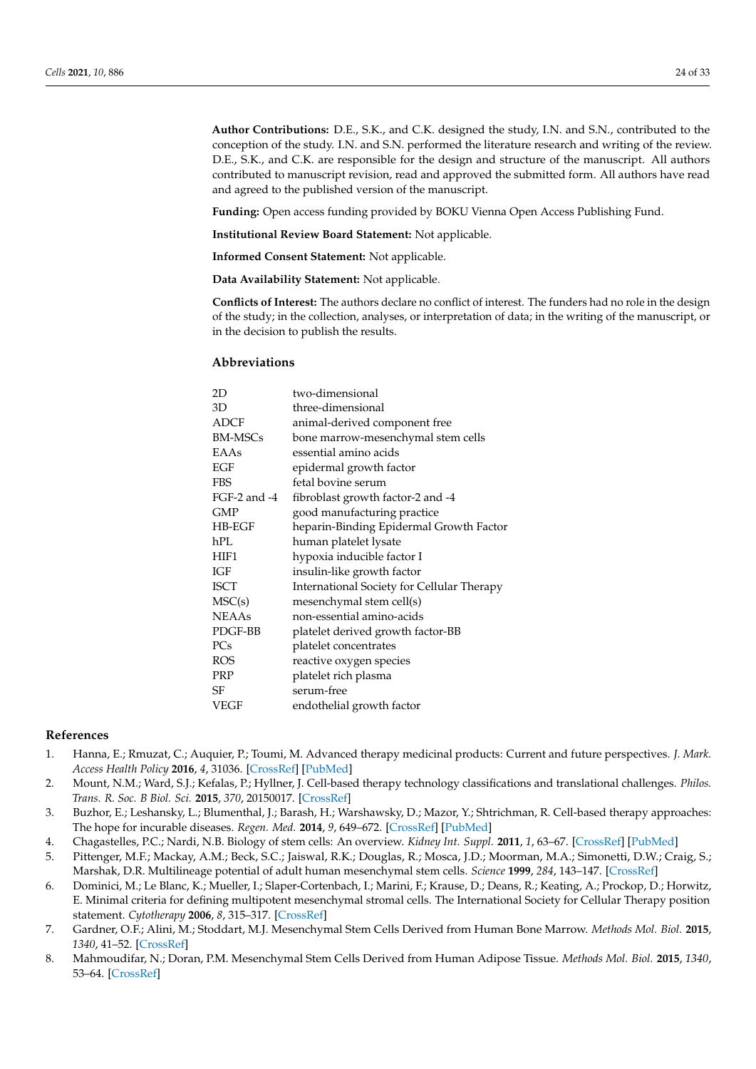**Author Contributions:** D.E., S.K., and C.K. designed the study, I.N. and S.N., contributed to the conception of the study. I.N. and S.N. performed the literature research and writing of the review. D.E., S.K., and C.K. are responsible for the design and structure of the manuscript. All authors contributed to manuscript revision, read and approved the submitted form. All authors have read and agreed to the published version of the manuscript.

**Funding:** Open access funding provided by BOKU Vienna Open Access Publishing Fund.

**Institutional Review Board Statement:** Not applicable.

**Informed Consent Statement:** Not applicable.

**Data Availability Statement:** Not applicable.

**Conflicts of Interest:** The authors declare no conflict of interest. The funders had no role in the design of the study; in the collection, analyses, or interpretation of data; in the writing of the manuscript, or in the decision to publish the results.

## Abbreviations

| | |
|---|---|
| 2D | two-dimensional |
| 3D | three-dimensional |
| ADCF | animal-derived component free |
| BM-MSCs | bone marrow-mesenchymal stem cells |
| EAAs | essential amino acids |
| EGF | epidermal growth factor |
| FBS | fetal bovine serum |
| FGF-2 and -4 | fibroblast growth factor-2 and -4 |
| GMP | good manufacturing practice |
| HB-EGF | heparin-Binding Epidermal Growth Factor |
| hPL | human platelet lysate |
| HIF1 | hypoxia inducible factor I |
| IGF | insulin-like growth factor |
| ISCT | International Society for Cellular Therapy |
| MSC(s) | mesenchymal stem cell(s) |
| NEAAs | non-essential amino-acids |
| PDGF-BB | platelet derived growth factor-BB |
| PCs | platelet concentrates |
| ROS | reactive oxygen species |
| PRP | platelet rich plasma |
| SF | serum-free |
| VEGF | endothelial growth factor |

## References

1. Hanna, E.; Rmuzat, C.; Auquier, P.; Toumi, M. Advanced therapy medicinal products: Current and future perspectives. *J. Mark. Access Health Policy* **2016**, *4*, 31036. [CrossRef] [PubMed]
2. Mount, N.M.; Ward, S.J.; Kefalas, P.; Hyllner, J. Cell-based therapy technology classifications and translational challenges. *Philos. Trans. R. Soc. B Biol. Sci.* **2015**, *370*, 20150017. [CrossRef]
3. Buzhor, E.; Leshansky, L.; Blumenthal, J.; Barash, H.; Warshawsky, D.; Mazor, Y.; Shtrichman, R. Cell-based therapy approaches: The hope for incurable diseases. *Regen. Med.* **2014**, *9*, 649–672. [CrossRef] [PubMed]
4. Chagastelles, P.C.; Nardi, N.B. Biology of stem cells: An overview. *Kidney Int. Suppl.* **2011**, *1*, 63–67. [CrossRef] [PubMed]
5. Pittenger, M.F.; Mackay, A.M.; Beck, S.C.; Jaiswal, R.K.; Douglas, R.; Mosca, J.D.; Moorman, M.A.; Simonetti, D.W.; Craig, S.; Marshak, D.R. Multilineage potential of adult human mesenchymal stem cells. *Science* **1999**, *284*, 143–147. [CrossRef]
6. Dominici, M.; Le Blanc, K.; Mueller, I.; Slaper-Cortenbach, I.; Marini, F.; Krause, D.; Deans, R.; Keating, A.; Prockop, D.; Horwitz, E. Minimal criteria for defining multipotent mesenchymal stromal cells. The International Society for Cellular Therapy position statement. *Cytotherapy* **2006**, *8*, 315–317. [CrossRef]
7. Gardner, O.F.; Alini, M.; Stoddart, M.J. Mesenchymal Stem Cells Derived from Human Bone Marrow. *Methods Mol. Biol.* **2015**, *1340*, 41–52. [CrossRef]
8. Mahmoudifar, N.; Doran, P.M. Mesenchymal Stem Cells Derived from Human Adipose Tissue. *Methods Mol. Biol.* **2015**, *1340*, 53–64. [CrossRef]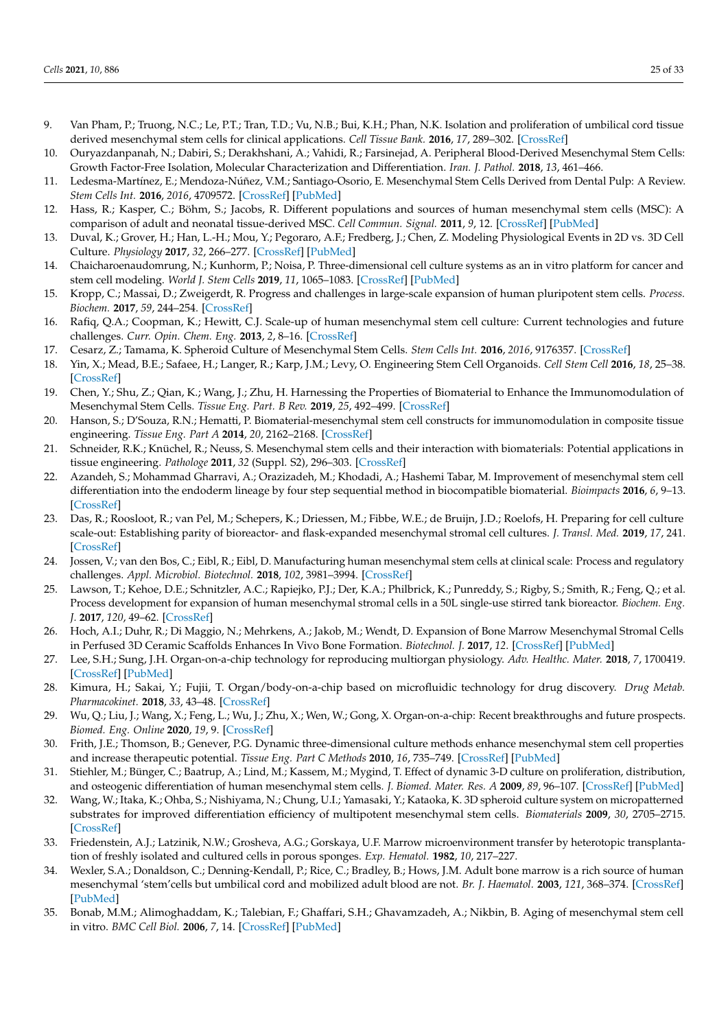9. Van Pham, P.; Truong, N.C.; Le, P.T.; Tran, T.D.; Vu, N.B.; Bui, K.H.; Phan, N.K. Isolation and proliferation of umbilical cord tissue derived mesenchymal stem cells for clinical applications. *Cell Tissue Bank.* **2016**, *17*, 289–302. [CrossRef]
10. Ouryazdanpanah, N.; Dabiri, S.; Derakhshani, A.; Vahidi, R.; Farsinejad, A. Peripheral Blood-Derived Mesenchymal Stem Cells: Growth Factor-Free Isolation, Molecular Characterization and Differentiation. *Iran. J. Pathol.* **2018**, *13*, 461–466.
11. Ledesma-Martínez, E.; Mendoza-Núñez, V.M.; Santiago-Osorio, E. Mesenchymal Stem Cells Derived from Dental Pulp: A Review. *Stem Cells Int.* **2016**, *2016*, 4709572. [CrossRef] [PubMed]
12. Hass, R.; Kasper, C.; Böhm, S.; Jacobs, R. Different populations and sources of human mesenchymal stem cells (MSC): A comparison of adult and neonatal tissue-derived MSC. *Cell Commun. Signal.* **2011**, *9*, 12. [CrossRef] [PubMed]
13. Duval, K.; Grover, H.; Han, L.-H.; Mou, Y.; Pegoraro, A.F.; Fredberg, J.; Chen, Z. Modeling Physiological Events in 2D vs. 3D Cell Culture. *Physiology* **2017**, *32*, 266–277. [CrossRef] [PubMed]
14. Chaicharoenaudomrung, N.; Kunhorm, P.; Noisa, P. Three-dimensional cell culture systems as an in vitro platform for cancer and stem cell modeling. *World J. Stem Cells* **2019**, *11*, 1065–1083. [CrossRef] [PubMed]
15. Kropp, C.; Massai, D.; Zweigerdt, R. Progress and challenges in large-scale expansion of human pluripotent stem cells. *Process. Biochem.* **2017**, *59*, 244–254. [CrossRef]
16. Rafiq, Q.A.; Coopman, K.; Hewitt, C.J. Scale-up of human mesenchymal stem cell culture: Current technologies and future challenges. *Curr. Opin. Chem. Eng.* **2013**, *2*, 8–16. [CrossRef]
17. Cesarz, Z.; Tamama, K. Spheroid Culture of Mesenchymal Stem Cells. *Stem Cells Int.* **2016**, *2016*, 9176357. [CrossRef]
18. Yin, X.; Mead, B.E.; Safaee, H.; Langer, R.; Karp, J.M.; Levy, O. Engineering Stem Cell Organoids. *Cell Stem Cell* **2016**, *18*, 25–38. [CrossRef]
19. Chen, Y.; Shu, Z.; Qian, K.; Wang, J.; Zhu, H. Harnessing the Properties of Biomaterial to Enhance the Immunomodulation of Mesenchymal Stem Cells. *Tissue Eng. Part. B Rev.* **2019**, *25*, 492–499. [CrossRef]
20. Hanson, S.; D'Souza, R.N.; Hematti, P. Biomaterial-mesenchymal stem cell constructs for immunomodulation in composite tissue engineering. *Tissue Eng. Part A* **2014**, *20*, 2162–2168. [CrossRef]
21. Schneider, R.K.; Knüchel, R.; Neuss, S. Mesenchymal stem cells and their interaction with biomaterials: Potential applications in tissue engineering. *Pathologe* **2011**, *32* (Suppl. S2), 296–303. [CrossRef]
22. Azandeh, S.; Mohammad Gharravi, A.; Orazizadeh, M.; Khodadi, A.; Hashemi Tabar, M. Improvement of mesenchymal stem cell differentiation into the endoderm lineage by four step sequential method in biocompatible biomaterial. *Bioimpacts* **2016**, *6*, 9–13. [CrossRef]
23. Das, R.; Roosloot, R.; van Pel, M.; Schepers, K.; Driessen, M.; Fibbe, W.E.; de Bruijn, J.D.; Roelofs, H. Preparing for cell culture scale-out: Establishing parity of bioreactor- and flask-expanded mesenchymal stromal cell cultures. *J. Transl. Med.* **2019**, *17*, 241. [CrossRef]
24. Jossen, V.; van den Bos, C.; Eibl, R.; Eibl, D. Manufacturing human mesenchymal stem cells at clinical scale: Process and regulatory challenges. *Appl. Microbiol. Biotechnol.* **2018**, *102*, 3981–3994. [CrossRef]
25. Lawson, T.; Kehoe, D.E.; Schnitzler, A.C.; Rapiejko, P.J.; Der, K.A.; Philbrick, K.; Punreddy, S.; Rigby, S.; Smith, R.; Feng, Q.; et al. Process development for expansion of human mesenchymal stromal cells in a 50L single-use stirred tank bioreactor. *Biochem. Eng. J.* **2017**, *120*, 49–62. [CrossRef]
26. Hoch, A.I.; Duhr, R.; Di Maggio, N.; Mehrkens, A.; Jakob, M.; Wendt, D. Expansion of Bone Marrow Mesenchymal Stromal Cells in Perfused 3D Ceramic Scaffolds Enhances In Vivo Bone Formation. *Biotechnol. J.* **2017**, *12*. [CrossRef] [PubMed]
27. Lee, S.H.; Sung, J.H. Organ-on-a-chip technology for reproducing multiorgan physiology. *Adv. Healthc. Mater.* **2018**, *7*, 1700419. [CrossRef] [PubMed]
28. Kimura, H.; Sakai, Y.; Fujii, T. Organ/body-on-a-chip based on microfluidic technology for drug discovery. *Drug Metab. Pharmacokinet.* **2018**, *33*, 43–48. [CrossRef]
29. Wu, Q.; Liu, J.; Wang, X.; Feng, L.; Wu, J.; Zhu, X.; Wen, W.; Gong, X. Organ-on-a-chip: Recent breakthroughs and future prospects. *Biomed. Eng. Online* **2020**, *19*, 9. [CrossRef]
30. Frith, J.E.; Thomson, B.; Genever, P.G. Dynamic three-dimensional culture methods enhance mesenchymal stem cell properties and increase therapeutic potential. *Tissue Eng. Part C Methods* **2010**, *16*, 735–749. [CrossRef] [PubMed]
31. Stiehler, M.; Bünger, C.; Baatrup, A.; Lind, M.; Kassem, M.; Mygind, T. Effect of dynamic 3-D culture on proliferation, distribution, and osteogenic differentiation of human mesenchymal stem cells. *J. Biomed. Mater. Res. A* **2009**, *89*, 96–107. [CrossRef] [PubMed]
32. Wang, W.; Itaka, K.; Ohba, S.; Nishiyama, N.; Chung, U.I.; Yamasaki, Y.; Kataoka, K. 3D spheroid culture system on micropatterned substrates for improved differentiation efficiency of multipotent mesenchymal stem cells. *Biomaterials* **2009**, *30*, 2705–2715. [CrossRef]
33. Friedenstein, A.J.; Latzinik, N.W.; Grosheva, A.G.; Gorskaya, U.F. Marrow microenvironment transfer by heterotopic transplantation of freshly isolated and cultured cells in porous sponges. *Exp. Hematol.* **1982**, *10*, 217–227.
34. Wexler, S.A.; Donaldson, C.; Denning-Kendall, P.; Rice, C.; Bradley, B.; Hows, J.M. Adult bone marrow is a rich source of human mesenchymal 'stem'cells but umbilical cord and mobilized adult blood are not. *Br. J. Haematol.* **2003**, *121*, 368–374. [CrossRef] [PubMed]
35. Bonab, M.M.; Alimoghaddam, K.; Talebian, F.; Ghaffari, S.H.; Ghavamzadeh, A.; Nikbin, B. Aging of mesenchymal stem cell in vitro. *BMC Cell Biol.* **2006**, *7*, 14. [CrossRef] [PubMed]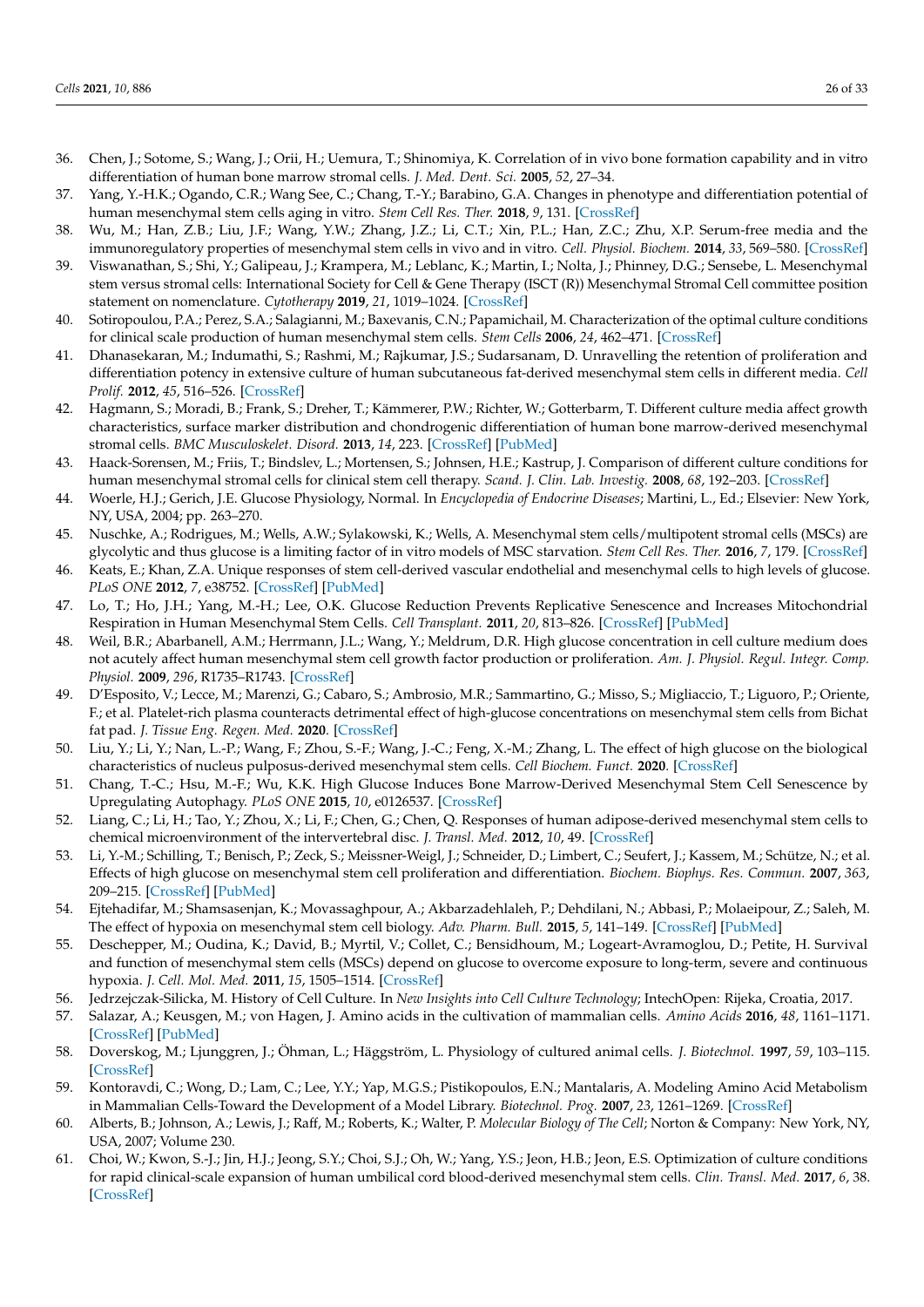36. Chen, J.; Sotome, S.; Wang, J.; Orii, H.; Uemura, T.; Shinomiya, K. Correlation of in vivo bone formation capability and in vitro differentiation of human bone marrow stromal cells. *J. Med. Dent. Sci.* **2005**, *52*, 27–34.
37. Yang, Y.-H.K.; Ogando, C.R.; Wang See, C.; Chang, T.-Y.; Barabino, G.A. Changes in phenotype and differentiation potential of human mesenchymal stem cells aging in vitro. *Stem Cell Res. Ther.* **2018**, *9*, 131. [CrossRef]
38. Wu, M.; Han, Z.B.; Liu, J.F.; Wang, Y.W.; Zhang, J.Z.; Li, C.T.; Xin, P.L.; Han, Z.C.; Zhu, X.P. Serum-free media and the immunoregulatory properties of mesenchymal stem cells in vivo and in vitro. *Cell. Physiol. Biochem.* **2014**, *33*, 569–580. [CrossRef]
39. Viswanathan, S.; Shi, Y.; Galipeau, J.; Krampera, M.; Leblanc, K.; Martin, I.; Nolta, J.; Phinney, D.G.; Sensebe, L. Mesenchymal stem versus stromal cells: International Society for Cell & Gene Therapy (ISCT (R)) Mesenchymal Stromal Cell committee position statement on nomenclature. *Cytotherapy* **2019**, *21*, 1019–1024. [CrossRef]
40. Sotiropoulou, P.A.; Perez, S.A.; Salagianni, M.; Baxevanis, C.N.; Papamichail, M. Characterization of the optimal culture conditions for clinical scale production of human mesenchymal stem cells. *Stem Cells* **2006**, *24*, 462–471. [CrossRef]
41. Dhanasekaran, M.; Indumathi, S.; Rashmi, M.; Rajkumar, J.S.; Sudarsanam, D. Unravelling the retention of proliferation and differentiation potency in extensive culture of human subcutaneous fat-derived mesenchymal stem cells in different media. *Cell Prolif.* **2012**, *45*, 516–526. [CrossRef]
42. Hagmann, S.; Moradi, B.; Frank, S.; Dreher, T.; Kämmerer, P.W.; Richter, W.; Gotterbarm, T. Different culture media affect growth characteristics, surface marker distribution and chondrogenic differentiation of human bone marrow-derived mesenchymal stromal cells. *BMC Musculoskelet. Disord.* **2013**, *14*, 223. [CrossRef] [PubMed]
43. Haack-Sorensen, M.; Friis, T.; Bindslev, L.; Mortensen, S.; Johnsen, H.E.; Kastrup, J. Comparison of different culture conditions for human mesenchymal stromal cells for clinical stem cell therapy. *Scand. J. Clin. Lab. Investig.* **2008**, *68*, 192–203. [CrossRef]
44. Woerle, H.J.; Gerich, J.E. Glucose Physiology, Normal. In *Encyclopedia of Endocrine Diseases*; Martini, L., Ed.; Elsevier: New York, NY, USA, 2004; pp. 263–270.
45. Nuschke, A.; Rodrigues, M.; Wells, A.W.; Sylakowski, K.; Wells, A. Mesenchymal stem cells/multipotent stromal cells (MSCs) are glycolytic and thus glucose is a limiting factor of in vitro models of MSC starvation. *Stem Cell Res. Ther.* **2016**, *7*, 179. [CrossRef]
46. Keats, E.; Khan, Z.A. Unique responses of stem cell-derived vascular endothelial and mesenchymal cells to high levels of glucose. *PLoS ONE* **2012**, *7*, e38752. [CrossRef] [PubMed]
47. Lo, T.; Ho, J.H.; Yang, M.-H.; Lee, O.K. Glucose Reduction Prevents Replicative Senescence and Increases Mitochondrial Respiration in Human Mesenchymal Stem Cells. *Cell Transplant.* **2011**, *20*, 813–826. [CrossRef] [PubMed]
48. Weil, B.R.; Abarbanell, A.M.; Herrmann, J.L.; Wang, Y.; Meldrum, D.R. High glucose concentration in cell culture medium does not acutely affect human mesenchymal stem cell growth factor production or proliferation. *Am. J. Physiol. Regul. Integr. Comp. Physiol.* **2009**, *296*, R1735–R1743. [CrossRef]
49. D'Esposito, V.; Lecce, M.; Marenzi, G.; Cabaro, S.; Ambrosio, M.R.; Sammartino, G.; Misso, S.; Migliaccio, T.; Liguoro, P.; Oriente, F.; et al. Platelet-rich plasma counteracts detrimental effect of high-glucose concentrations on mesenchymal stem cells from Bichat fat pad. *J. Tissue Eng. Regen. Med.* **2020**. [CrossRef]
50. Liu, Y.; Li, Y.; Nan, L.-P.; Wang, F.; Zhou, S.-F.; Wang, J.-C.; Feng, X.-M.; Zhang, L. The effect of high glucose on the biological characteristics of nucleus pulposus-derived mesenchymal stem cells. *Cell Biochem. Funct.* **2020**. [CrossRef]
51. Chang, T.-C.; Hsu, M.-F.; Wu, K.K. High Glucose Induces Bone Marrow-Derived Mesenchymal Stem Cell Senescence by Upregulating Autophagy. *PLoS ONE* **2015**, *10*, e0126537. [CrossRef]
52. Liang, C.; Li, H.; Tao, Y.; Zhou, X.; Li, F.; Chen, G.; Chen, Q. Responses of human adipose-derived mesenchymal stem cells to chemical microenvironment of the intervertebral disc. *J. Transl. Med.* **2012**, *10*, 49. [CrossRef]
53. Li, Y.-M.; Schilling, T.; Benisch, P.; Zeck, S.; Meissner-Weigl, J.; Schneider, D.; Limbert, C.; Seufert, J.; Kassem, M.; Schütze, N.; et al. Effects of high glucose on mesenchymal stem cell proliferation and differentiation. *Biochem. Biophys. Res. Commun.* **2007**, *363*, 209–215. [CrossRef] [PubMed]
54. Ejtehadifar, M.; Shamsasenjan, K.; Movassaghpour, A.; Akbarzadehlaleh, P.; Dehdilani, N.; Abbasi, P.; Molaeipour, Z.; Saleh, M. The effect of hypoxia on mesenchymal stem cell biology. *Adv. Pharm. Bull.* **2015**, *5*, 141–149. [CrossRef] [PubMed]
55. Deschepper, M.; Oudina, K.; David, B.; Myrtil, V.; Collet, C.; Bensidhoum, M.; Logeart-Avramoglou, D.; Petite, H. Survival and function of mesenchymal stem cells (MSCs) depend on glucose to overcome exposure to long-term, severe and continuous hypoxia. *J. Cell. Mol. Med.* **2011**, *15*, 1505–1514. [CrossRef]
56. Jedrzejczak-Silicka, M. History of Cell Culture. In *New Insights into Cell Culture Technology*; IntechOpen: Rijeka, Croatia, 2017.
57. Salazar, A.; Keusgen, M.; von Hagen, J. Amino acids in the cultivation of mammalian cells. *Amino Acids* **2016**, *48*, 1161–1171. [CrossRef] [PubMed]
58. Doverskog, M.; Ljunggren, J.; Öhman, L.; Häggström, L. Physiology of cultured animal cells. *J. Biotechnol.* **1997**, *59*, 103–115. [CrossRef]
59. Kontoravdi, C.; Wong, D.; Lam, C.; Lee, Y.Y.; Yap, M.G.S.; Pistikopoulos, E.N.; Mantalaris, A. Modeling Amino Acid Metabolism in Mammalian Cells-Toward the Development of a Model Library. *Biotechnol. Prog.* **2007**, *23*, 1261–1269. [CrossRef]
60. Alberts, B.; Johnson, A.; Lewis, J.; Raff, M.; Roberts, K.; Walter, P. *Molecular Biology of The Cell*; Norton & Company: New York, NY, USA, 2007; Volume 230.
61. Choi, W.; Kwon, S.-J.; Jin, H.J.; Jeong, S.Y.; Choi, S.J.; Oh, W.; Yang, Y.S.; Jeon, H.B.; Jeon, E.S. Optimization of culture conditions for rapid clinical-scale expansion of human umbilical cord blood-derived mesenchymal stem cells. *Clin. Transl. Med.* **2017**, *6*, 38. [CrossRef]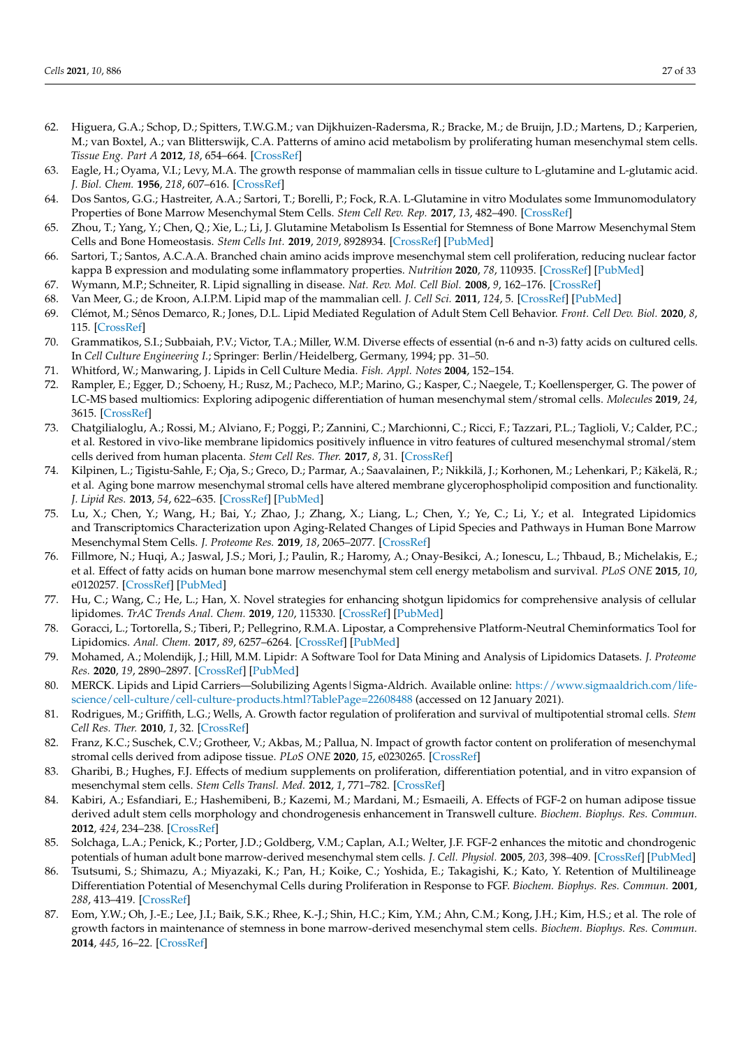62. Higuera, G.A.; Schop, D.; Spitters, T.W.G.M.; van Dijkhuizen-Radersma, R.; Bracke, M.; de Bruijn, J.D.; Martens, D.; Karperien, M.; van Boxtel, A.; van Blitterswijk, C.A. Patterns of amino acid metabolism by proliferating human mesenchymal stem cells. *Tissue Eng. Part A* **2012**, *18*, 654–664. [CrossRef]
63. Eagle, H.; Oyama, V.I.; Levy, M.A. The growth response of mammalian cells in tissue culture to L-glutamine and L-glutamic acid. *J. Biol. Chem.* **1956**, *218*, 607–616. [CrossRef]
64. Dos Santos, G.G.; Hastreiter, A.A.; Sartori, T.; Borelli, P.; Fock, R.A. L-Glutamine in vitro Modulates some Immunomodulatory Properties of Bone Marrow Mesenchymal Stem Cells. *Stem Cell Rev. Rep.* **2017**, *13*, 482–490. [CrossRef]
65. Zhou, T.; Yang, Y.; Chen, Q.; Xie, L.; Li, J. Glutamine Metabolism Is Essential for Stemness of Bone Marrow Mesenchymal Stem Cells and Bone Homeostasis. *Stem Cells Int.* **2019**, *2019*, 8928934. [CrossRef] [PubMed]
66. Sartori, T.; Santos, A.C.A.A. Branched chain amino acids improve mesenchymal stem cell proliferation, reducing nuclear factor kappa B expression and modulating some inflammatory properties. *Nutrition* **2020**, *78*, 110935. [CrossRef] [PubMed]
67. Wymann, M.P.; Schneiter, R. Lipid signalling in disease. *Nat. Rev. Mol. Cell Biol.* **2008**, *9*, 162–176. [CrossRef]
68. Van Meer, G.; de Kroon, A.I.P.M. Lipid map of the mammalian cell. *J. Cell Sci.* **2011**, *124*, 5. [CrossRef] [PubMed]
69. Clémot, M.; Sênos Demarco, R.; Jones, D.L. Lipid Mediated Regulation of Adult Stem Cell Behavior. *Front. Cell Dev. Biol.* **2020**, *8*, 115. [CrossRef]
70. Grammatikos, S.I.; Subbaiah, P.V.; Victor, T.A.; Miller, W.M. Diverse effects of essential (n-6 and n-3) fatty acids on cultured cells. In *Cell Culture Engineering I*; Springer: Berlin/Heidelberg, Germany, 1994; pp. 31–50.
71. Whitford, W.; Manwaring, J. Lipids in Cell Culture Media. *Fish. Appl. Notes* **2004**, 152–154.
72. Rampler, E.; Egger, D.; Schoeny, H.; Rusz, M.; Pacheco, M.P.; Marino, G.; Kasper, C.; Naegele, T.; Koellensperger, G. The power of LC-MS based multiomics: Exploring adipogenic differentiation of human mesenchymal stem/stromal cells. *Molecules* **2019**, *24*, 3615. [CrossRef]
73. Chatgilialoglu, A.; Rossi, M.; Alviano, F.; Poggi, P.; Zannini, C.; Marchionni, C.; Ricci, F.; Tazzari, P.L.; Taglioli, V.; Calder, P.C.; et al. Restored in vivo-like membrane lipidomics positively influence in vitro features of cultured mesenchymal stromal/stem cells derived from human placenta. *Stem Cell Res. Ther.* **2017**, *8*, 31. [CrossRef]
74. Kilpinen, L.; Tigistu-Sahle, F.; Oja, S.; Greco, D.; Parmar, A.; Saavalainen, P.; Nikkilä, J.; Korhonen, M.; Lehenkari, P.; Käkelä, R.; et al. Aging bone marrow mesenchymal stromal cells have altered membrane glycerophospholipid composition and functionality. *J. Lipid Res.* **2013**, *54*, 622–635. [CrossRef] [PubMed]
75. Lu, X.; Chen, Y.; Wang, H.; Bai, Y.; Zhao, J.; Zhang, X.; Liang, L.; Chen, Y.; Ye, C.; Li, Y.; et al. Integrated Lipidomics and Transcriptomics Characterization upon Aging-Related Changes of Lipid Species and Pathways in Human Bone Marrow Mesenchymal Stem Cells. *J. Proteome Res.* **2019**, *18*, 2065–2077. [CrossRef]
76. Fillmore, N.; Huqi, A.; Jaswal, J.S.; Mori, J.; Paulin, R.; Haromy, A.; Onay-Besikci, A.; Ionescu, L.; Thbaud, B.; Michelakis, E.; et al. Effect of fatty acids on human bone marrow mesenchymal stem cell energy metabolism and survival. *PLoS ONE* **2015**, *10*, e0120257. [CrossRef] [PubMed]
77. Hu, C.; Wang, C.; He, L.; Han, X. Novel strategies for enhancing shotgun lipidomics for comprehensive analysis of cellular lipidomes. *TrAC Trends Anal. Chem.* **2019**, *120*, 115330. [CrossRef] [PubMed]
78. Goracci, L.; Tortorella, S.; Tiberi, P.; Pellegrino, R.M.A. Lipostar, a Comprehensive Platform-Neutral Cheminformatics Tool for Lipidomics. *Anal. Chem.* **2017**, *89*, 6257–6264. [CrossRef] [PubMed]
79. Mohamed, A.; Molendijk, J.; Hill, M.M. Lipidr: A Software Tool for Data Mining and Analysis of Lipidomics Datasets. *J. Proteome Res.* **2020**, *19*, 2890–2897. [CrossRef] [PubMed]
80. MERCK. Lipids and Lipid Carriers—Solubilizing Agents | Sigma-Aldrich. Available online: https://www.sigmaaldrich.com/life-science/cell-culture/cell-culture-products.html?TablePage=22608488 (accessed on 12 January 2021).
81. Rodrigues, M.; Griffith, L.G.; Wells, A. Growth factor regulation of proliferation and survival of multipotential stromal cells. *Stem Cell Res. Ther.* **2010**, *1*, 32. [CrossRef]
82. Franz, K.C.; Suschek, C.V.; Grotheer, V.; Akbas, M.; Pallua, N. Impact of growth factor content on proliferation of mesenchymal stromal cells derived from adipose tissue. *PLoS ONE* **2020**, *15*, e0230265. [CrossRef]
83. Gharibi, B.; Hughes, F.J. Effects of medium supplements on proliferation, differentiation potential, and in vitro expansion of mesenchymal stem cells. *Stem Cells Transl. Med.* **2012**, *1*, 771–782. [CrossRef]
84. Kabiri, A.; Esfandiari, E.; Hashemibeni, B.; Kazemi, M.; Mardani, M.; Esmaeili, A. Effects of FGF-2 on human adipose tissue derived adult stem cells morphology and chondrogenesis enhancement in Transwell culture. *Biochem. Biophys. Res. Commun.* **2012**, *424*, 234–238. [CrossRef]
85. Solchaga, L.A.; Penick, K.; Porter, J.D.; Goldberg, V.M.; Caplan, A.I.; Welter, J.F. FGF-2 enhances the mitotic and chondrogenic potentials of human adult bone marrow-derived mesenchymal stem cells. *J. Cell. Physiol.* **2005**, *203*, 398–409. [CrossRef] [PubMed]
86. Tsutsumi, S.; Shimazu, A.; Miyazaki, K.; Pan, H.; Koike, C.; Yoshida, E.; Takagishi, K.; Kato, Y. Retention of Multilineage Differentiation Potential of Mesenchymal Cells during Proliferation in Response to FGF. *Biochem. Biophys. Res. Commun.* **2001**, *288*, 413–419. [CrossRef]
87. Eom, Y.W.; Oh, J.-E.; Lee, J.I.; Baik, S.K.; Rhee, K.-J.; Shin, H.C.; Kim, Y.M.; Ahn, C.M.; Kong, J.H.; Kim, H.S.; et al. The role of growth factors in maintenance of stemness in bone marrow-derived mesenchymal stem cells. *Biochem. Biophys. Res. Commun.* **2014**, *445*, 16–22. [CrossRef]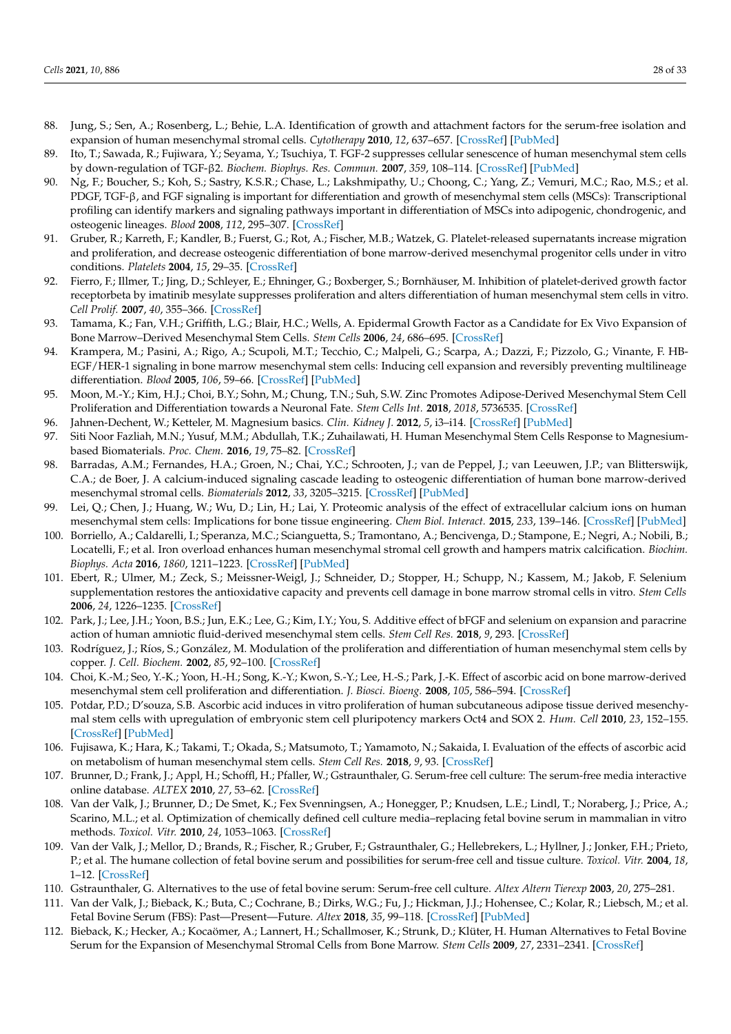88. Jung, S.; Sen, A.; Rosenberg, L.; Behie, L.A. Identification of growth and attachment factors for the serum-free isolation and expansion of human mesenchymal stromal cells. *Cytotherapy* **2010**, *12*, 637–657. [CrossRef] [PubMed]
89. Ito, T.; Sawada, R.; Fujiwara, Y.; Seyama, Y.; Tsuchiya, T. FGF-2 suppresses cellular senescence of human mesenchymal stem cells by down-regulation of TGF-β2. *Biochem. Biophys. Res. Commun.* **2007**, *359*, 108–114. [CrossRef] [PubMed]
90. Ng, F.; Boucher, S.; Koh, S.; Sastry, K.S.R.; Chase, L.; Lakshmipathy, U.; Choong, C.; Yang, Z.; Vemuri, M.C.; Rao, M.S.; et al. PDGF, TGF-β, and FGF signaling is important for differentiation and growth of mesenchymal stem cells (MSCs): Transcriptional profiling can identify markers and signaling pathways important in differentiation of MSCs into adipogenic, chondrogenic, and osteogenic lineages. *Blood* **2008**, *112*, 295–307. [CrossRef]
91. Gruber, R.; Karreth, F.; Kandler, B.; Fuerst, G.; Rot, A.; Fischer, M.B.; Watzek, G. Platelet-released supernatants increase migration and proliferation, and decrease osteogenic differentiation of bone marrow-derived mesenchymal progenitor cells under in vitro conditions. *Platelets* **2004**, *15*, 29–35. [CrossRef]
92. Fierro, F.; Illmer, T.; Jing, D.; Schleyer, E.; Ehninger, G.; Boxberger, S.; Bornhäuser, M. Inhibition of platelet-derived growth factor receptorbeta by imatinib mesylate suppresses proliferation and alters differentiation of human mesenchymal stem cells in vitro. *Cell Prolif.* **2007**, *40*, 355–366. [CrossRef]
93. Tamama, K.; Fan, V.H.; Griffith, L.G.; Blair, H.C.; Wells, A. Epidermal Growth Factor as a Candidate for Ex Vivo Expansion of Bone Marrow–Derived Mesenchymal Stem Cells. *Stem Cells* **2006**, *24*, 686–695. [CrossRef]
94. Krampera, M.; Pasini, A.; Rigo, A.; Scupoli, M.T.; Tecchio, C.; Malpeli, G.; Scarpa, A.; Dazzi, F.; Pizzolo, G.; Vinante, F. HB-EGF/HER-1 signaling in bone marrow mesenchymal stem cells: Inducing cell expansion and reversibly preventing multilineage differentiation. *Blood* **2005**, *106*, 59–66. [CrossRef] [PubMed]
95. Moon, M.-Y.; Kim, H.J.; Choi, B.Y.; Sohn, M.; Chung, T.N.; Suh, S.W. Zinc Promotes Adipose-Derived Mesenchymal Stem Cell Proliferation and Differentiation towards a Neuronal Fate. *Stem Cells Int.* **2018**, *2018*, 5736535. [CrossRef]
96. Jahnen-Dechent, W.; Ketteler, M. Magnesium basics. *Clin. Kidney J.* **2012**, *5*, i3–i14. [CrossRef] [PubMed]
97. Siti Noor Fazliah, M.N.; Yusuf, M.M.; Abdullah, T.K.; Zuhailawati, H. Human Mesenchymal Stem Cells Response to Magnesium-based Biomaterials. *Proc. Chem.* **2016**, *19*, 75–82. [CrossRef]
98. Barradas, A.M.; Fernandes, H.A.; Groen, N.; Chai, Y.C.; Schrooten, J.; van de Peppel, J.; van Leeuwen, J.P.; van Blitterswijk, C.A.; de Boer, J. A calcium-induced signaling cascade leading to osteogenic differentiation of human bone marrow-derived mesenchymal stromal cells. *Biomaterials* **2012**, *33*, 3205–3215. [CrossRef] [PubMed]
99. Lei, Q.; Chen, J.; Huang, W.; Wu, D.; Lin, H.; Lai, Y. Proteomic analysis of the effect of extracellular calcium ions on human mesenchymal stem cells: Implications for bone tissue engineering. *Chem Biol. Interact.* **2015**, *233*, 139–146. [CrossRef] [PubMed]
100. Borriello, A.; Caldarelli, I.; Speranza, M.C.; Scianguetta, S.; Tramontano, A.; Bencivenga, D.; Stampone, E.; Negri, A.; Nobili, B.; Locatelli, F.; et al. Iron overload enhances human mesenchymal stromal cell growth and hampers matrix calcification. *Biochim. Biophys. Acta* **2016**, *1860*, 1211–1223. [CrossRef] [PubMed]
101. Ebert, R.; Ulmer, M.; Zeck, S.; Meissner-Weigl, J.; Schneider, D.; Stopper, H.; Schupp, N.; Kassem, M.; Jakob, F. Selenium supplementation restores the antioxidative capacity and prevents cell damage in bone marrow stromal cells in vitro. *Stem Cells* **2006**, *24*, 1226–1235. [CrossRef]
102. Park, J.; Lee, J.H.; Yoon, B.S.; Jun, E.K.; Lee, G.; Kim, I.Y.; You, S. Additive effect of bFGF and selenium on expansion and paracrine action of human amniotic fluid-derived mesenchymal stem cells. *Stem Cell Res.* **2018**, *9*, 293. [CrossRef]
103. Rodríguez, J.; Ríos, S.; González, M. Modulation of the proliferation and differentiation of human mesenchymal stem cells by copper. *J. Cell. Biochem.* **2002**, *85*, 92–100. [CrossRef]
104. Choi, K.-M.; Seo, Y.-K.; Yoon, H.-H.; Song, K.-Y.; Kwon, S.-Y.; Lee, H.-S.; Park, J.-K. Effect of ascorbic acid on bone marrow-derived mesenchymal stem cell proliferation and differentiation. *J. Biosci. Bioeng.* **2008**, *105*, 586–594. [CrossRef]
105. Potdar, P.D.; D'souza, S.B. Ascorbic acid induces in vitro proliferation of human subcutaneous adipose tissue derived mesenchymal stem cells with upregulation of embryonic stem cell pluripotency markers Oct4 and SOX 2. *Hum. Cell* **2010**, *23*, 152–155. [CrossRef] [PubMed]
106. Fujisawa, K.; Hara, K.; Takami, T.; Okada, S.; Matsumoto, T.; Yamamoto, N.; Sakaida, I. Evaluation of the effects of ascorbic acid on metabolism of human mesenchymal stem cells. *Stem Cell Res.* **2018**, *9*, 93. [CrossRef]
107. Brunner, D.; Frank, J.; Appl, H.; Schoffl, H.; Pfaller, W.; Gstraunthaler, G. Serum-free cell culture: The serum-free media interactive online database. *ALTEX* **2010**, *27*, 53–62. [CrossRef]
108. Van der Valk, J.; Brunner, D.; De Smet, K.; Fex Svenningsen, A.; Honegger, P.; Knudsen, L.E.; Lindl, T.; Noraberg, J.; Price, A.; Scarino, M.L.; et al. Optimization of chemically defined cell culture media–replacing fetal bovine serum in mammalian in vitro methods. *Toxicol. Vitr.* **2010**, *24*, 1053–1063. [CrossRef]
109. Van der Valk, J.; Mellor, D.; Brands, R.; Fischer, R.; Gruber, F.; Gstraunthaler, G.; Hellebrekers, L.; Hyllner, J.; Jonker, F.H.; Prieto, P.; et al. The humane collection of fetal bovine serum and possibilities for serum-free cell and tissue culture. *Toxicol. Vitr.* **2004**, *18*, 1–12. [CrossRef]
110. Gstraunthaler, G. Alternatives to the use of fetal bovine serum: Serum-free cell culture. *Altex Altern Tierexp* **2003**, *20*, 275–281.
111. Van der Valk, J.; Bieback, K.; Buta, C.; Cochrane, B.; Dirks, W.G.; Fu, J.; Hickman, J.J.; Hohensee, C.; Kolar, R.; Liebsch, M.; et al. Fetal Bovine Serum (FBS): Past—Present—Future. *Altex* **2018**, *35*, 99–118. [CrossRef] [PubMed]
112. Bieback, K.; Hecker, A.; Kocaömer, A.; Lannert, H.; Schallmoser, K.; Strunk, D.; Klüter, H. Human Alternatives to Fetal Bovine Serum for the Expansion of Mesenchymal Stromal Cells from Bone Marrow. *Stem Cells* **2009**, *27*, 2331–2341. [CrossRef]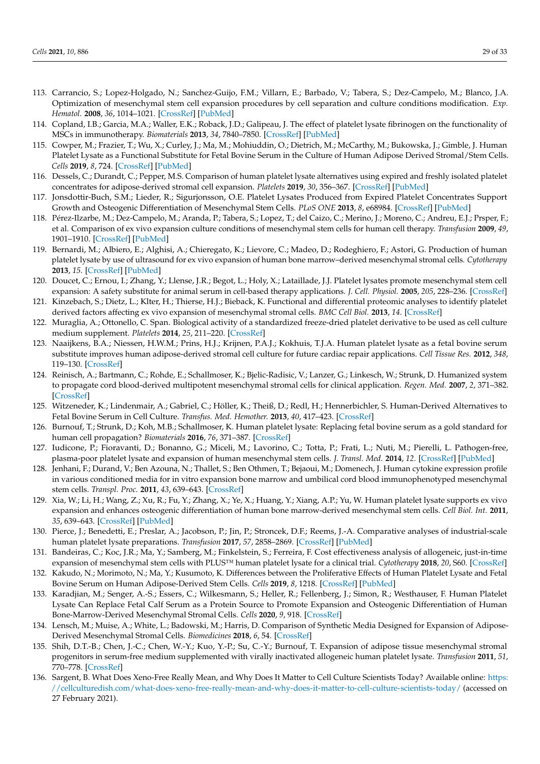113. Carrancio, S.; Lopez-Holgado, N.; Sanchez-Guijo, F.M.; Villarn, E.; Barbado, V.; Tabera, S.; Dez-Campelo, M.; Blanco, J.A. Optimization of mesenchymal stem cell expansion procedures by cell separation and culture conditions modification. *Exp. Hematol.* **2008**, *36*, 1014–1021. [CrossRef] [PubMed]
114. Copland, I.B.; Garcia, M.A.; Waller, E.K.; Roback, J.D.; Galipeau, J. The effect of platelet lysate fibrinogen on the functionality of MSCs in immunotherapy. *Biomaterials* **2013**, *34*, 7840–7850. [CrossRef] [PubMed]
115. Cowper, M.; Frazier, T.; Wu, X.; Curley, J.; Ma, M.; Mohiuddin, O.; Dietrich, M.; McCarthy, M.; Bukowska, J.; Gimble, J. Human Platelet Lysate as a Functional Substitute for Fetal Bovine Serum in the Culture of Human Adipose Derived Stromal/Stem Cells. *Cells* **2019**, *8*, 724. [CrossRef] [PubMed]
116. Dessels, C.; Durandt, C.; Pepper, M.S. Comparison of human platelet lysate alternatives using expired and freshly isolated platelet concentrates for adipose-derived stromal cell expansion. *Platelets* **2019**, *30*, 356–367. [CrossRef] [PubMed]
117. Jonsdottir-Buch, S.M.; Lieder, R.; Sigurjonsson, O.E. Platelet Lysates Produced from Expired Platelet Concentrates Support Growth and Osteogenic Differentiation of Mesenchymal Stem Cells. *PLoS ONE* **2013**, *8*, e68984. [CrossRef] [PubMed]
118. Pérez-Ilzarbe, M.; Dez-Campelo, M.; Aranda, P.; Tabera, S.; Lopez, T.; del Caizo, C.; Merino, J.; Moreno, C.; Andreu, E.J.; Prsper, F.; et al. Comparison of ex vivo expansion culture conditions of mesenchymal stem cells for human cell therapy. *Transfusion* **2009**, *49*, 1901–1910. [CrossRef] [PubMed]
119. Bernardi, M.; Albiero, E.; Alghisi, A.; Chieregato, K.; Lievore, C.; Madeo, D.; Rodeghiero, F.; Astori, G. Production of human platelet lysate by use of ultrasound for ex vivo expansion of human bone marrow–derived mesenchymal stromal cells. *Cytotherapy* **2013**, *15*. [CrossRef] [PubMed]
120. Doucet, C.; Ernou, I.; Zhang, Y.; Llense, J.R.; Begot, L.; Holy, X.; Lataillade, J.J. Platelet lysates promote mesenchymal stem cell expansion: A safety substitute for animal serum in cell-based therapy applications. *J. Cell. Physiol.* **2005**, *205*, 228–236. [CrossRef]
121. Kinzebach, S.; Dietz, L.; Klter, H.; Thierse, H.J.; Bieback, K. Functional and differential proteomic analyses to identify platelet derived factors affecting ex vivo expansion of mesenchymal stromal cells. *BMC Cell Biol.* **2013**, *14*. [CrossRef]
122. Muraglia, A.; Ottonello, C. Span. Biological activity of a standardized freeze-dried platelet derivative to be used as cell culture medium supplement. *Platelets* **2014**, *25*, 211–220. [CrossRef]
123. Naaijkens, B.A.; Niessen, H.W.M.; Prins, H.J.; Krijnen, P.A.J.; Kokhuis, T.J.A. Human platelet lysate as a fetal bovine serum substitute improves human adipose-derived stromal cell culture for future cardiac repair applications. *Cell Tissue Res.* **2012**, *348*, 119–130. [CrossRef]
124. Reinisch, A.; Bartmann, C.; Rohde, E.; Schallmoser, K.; Bjelic-Radisic, V.; Lanzer, G.; Linkesch, W.; Strunk, D. Humanized system to propagate cord blood-derived multipotent mesenchymal stromal cells for clinical application. *Regen. Med.* **2007**, *2*, 371–382. [CrossRef]
125. Witzeneder, K.; Lindenmair, A.; Gabriel, C.; Höller, K.; Theiß, D.; Redl, H.; Hennerbichler, S. Human-Derived Alternatives to Fetal Bovine Serum in Cell Culture. *Transfus. Med. Hemother.* **2013**, *40*, 417–423. [CrossRef]
126. Burnouf, T.; Strunk, D.; Koh, M.B.; Schallmoser, K. Human platelet lysate: Replacing fetal bovine serum as a gold standard for human cell propagation? *Biomaterials* **2016**, *76*, 371–387. [CrossRef]
127. Iudicone, P.; Fioravanti, D.; Bonanno, G.; Miceli, M.; Lavorino, C.; Totta, P.; Frati, L.; Nuti, M.; Pierelli, L. Pathogen-free, plasma-poor platelet lysate and expansion of human mesenchymal stem cells. *J. Transl. Med.* **2014**, *12*. [CrossRef] [PubMed]
128. Jenhani, F.; Durand, V.; Ben Azouna, N.; Thallet, S.; Ben Othmen, T.; Bejaoui, M.; Domenech, J. Human cytokine expression profile in various conditioned media for in vitro expansion bone marrow and umbilical cord blood immunophenotyped mesenchymal stem cells. *Transpl. Proc.* **2011**, *43*, 639–643. [CrossRef]
129. Xia, W.; Li, H.; Wang, Z.; Xu, R.; Fu, Y.; Zhang, X.; Ye, X.; Huang, Y.; Xiang, A.P.; Yu, W. Human platelet lysate supports ex vivo expansion and enhances osteogenic differentiation of human bone marrow-derived mesenchymal stem cells. *Cell Biol. Int.* **2011**, *35*, 639–643. [CrossRef] [PubMed]
130. Pierce, J.; Benedetti, E.; Preslar, A.; Jacobson, P.; Jin, P.; Stroncek, D.F.; Reems, J.-A. Comparative analyses of industrial-scale human platelet lysate preparations. *Transfusion* **2017**, *57*, 2858–2869. [CrossRef] [PubMed]
131. Bandeiras, C.; Koc, J.R.; Ma, Y.; Samberg, M.; Finkelstein, S.; Ferreira, F. Cost effectiveness analysis of allogeneic, just-in-time expansion of mesenchymal stem cells with PLUS™ human platelet lysate for a clinical trial. *Cytotherapy* **2018**, *20*, S60. [CrossRef]
132. Kakudo, N.; Morimoto, N.; Ma, Y.; Kusumoto, K. Differences between the Proliferative Effects of Human Platelet Lysate and Fetal Bovine Serum on Human Adipose-Derived Stem Cells. *Cells* **2019**, *8*, 1218. [CrossRef] [PubMed]
133. Karadjian, M.; Senger, A.-S.; Essers, C.; Wilkesmann, S.; Heller, R.; Fellenberg, J.; Simon, R.; Westhauser, F. Human Platelet Lysate Can Replace Fetal Calf Serum as a Protein Source to Promote Expansion and Osteogenic Differentiation of Human Bone-Marrow-Derived Mesenchymal Stromal Cells. *Cells* **2020**, *9*, 918. [CrossRef]
134. Lensch, M.; Muise, A.; White, L.; Badowski, M.; Harris, D. Comparison of Synthetic Media Designed for Expansion of Adipose-Derived Mesenchymal Stromal Cells. *Biomedicines* **2018**, *6*, 54. [CrossRef]
135. Shih, D.T.-B.; Chen, J.-C.; Chen, W.-Y.; Kuo, Y.-P.; Su, C.-Y.; Burnouf, T. Expansion of adipose tissue mesenchymal stromal progenitors in serum-free medium supplemented with virally inactivated allogeneic human platelet lysate. *Transfusion* **2011**, *51*, 770–778. [CrossRef]
136. Sargent, B. What Does Xeno-Free Really Mean, and Why Does It Matter to Cell Culture Scientists Today? Available online: https://cellculturedish.com/what-does-xeno-free-really-mean-and-why-does-it-matter-to-cell-culture-scientists-today/ (accessed on 27 February 2021).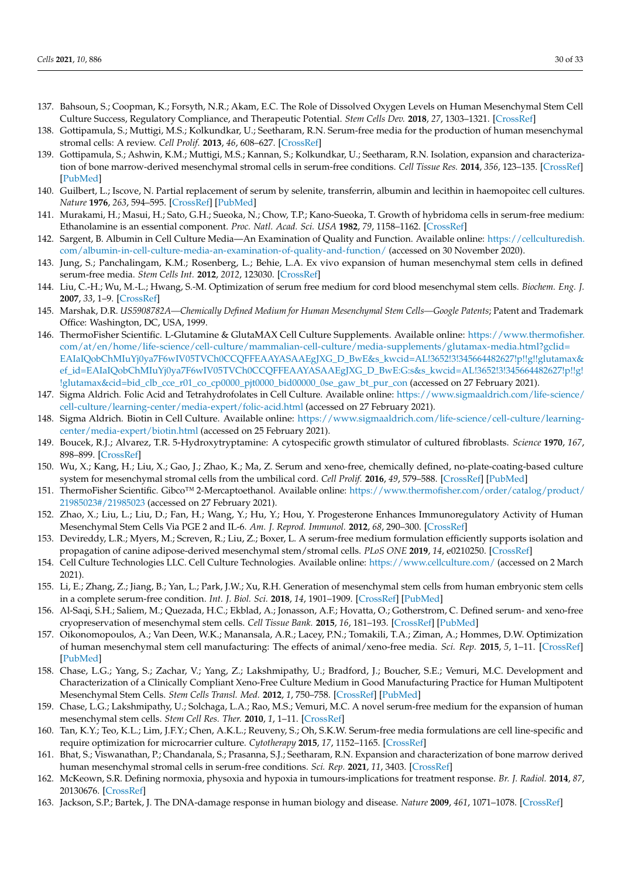137. Bahsoun, S.; Coopman, K.; Forsyth, N.R.; Akam, E.C. The Role of Dissolved Oxygen Levels on Human Mesenchymal Stem Cell Culture Success, Regulatory Compliance, and Therapeutic Potential. *Stem Cells Dev.* **2018**, *27*, 1303–1321. [CrossRef]
138. Gottipamula, S.; Muttigi, M.S.; Kolkundkar, U.; Seetharam, R.N. Serum-free media for the production of human mesenchymal stromal cells: A review. *Cell Prolif.* **2013**, *46*, 608–627. [CrossRef]
139. Gottipamula, S.; Ashwin, K.M.; Muttigi, M.S.; Kannan, S.; Kolkundkar, U.; Seetharam, R.N. Isolation, expansion and characterization of bone marrow-derived mesenchymal stromal cells in serum-free conditions. *Cell Tissue Res.* **2014**, *356*, 123–135. [CrossRef] [PubMed]
140. Guilbert, L.; Iscove, N. Partial replacement of serum by selenite, transferrin, albumin and lecithin in haemopoitec cell cultures. *Nature* **1976**, *263*, 594–595. [CrossRef] [PubMed]
141. Murakami, H.; Masui, H.; Sato, G.H.; Sueoka, N.; Chow, T.P.; Kano-Sueoka, T. Growth of hybridoma cells in serum-free medium: Ethanolamine is an essential component. *Proc. Natl. Acad. Sci. USA* **1982**, *79*, 1158–1162. [CrossRef]
142. Sargent, B. Albumin in Cell Culture Media—An Examination of Quality and Function. Available online: https://cellculturedish.com/albumin-in-cell-culture-media-an-examination-of-quality-and-function/ (accessed on 30 November 2020).
143. Jung, S.; Panchalingam, K.M.; Rosenberg, L.; Behie, L.A. Ex vivo expansion of human mesenchymal stem cells in defined serum-free media. *Stem Cells Int.* **2012**, *2012*, 123030. [CrossRef]
144. Liu, C.-H.; Wu, M.-L.; Hwang, S.-M. Optimization of serum free medium for cord blood mesenchymal stem cells. *Biochem. Eng. J.* **2007**, *33*, 1–9. [CrossRef]
145. Marshak, D.R. *US5908782A—Chemically Defined Medium for Human Mesenchymal Stem Cells—Google Patents*; Patent and Trademark Office: Washington, DC, USA, 1999.
146. ThermoFisher Scientific. L-Glutamine & GlutaMAX Cell Culture Supplements. Available online: https://www.thermofisher.com/at/en/home/life-science/cell-culture/mammalian-cell-culture/media-supplements/glutamax-media.html?gclid=EAIaIQobChMIuYj0ya7F6wIV05TVCh0CCQFFEAAYASAAEgJXG_D_BwE&s_kwcid=AL!3652!3!345664482627!p!!g!!glutamax&ef_id=EAIaIQobChMIuYj0ya7F6wIV05TVCh0CCQFFEAAYASAAEgJXG_D_BwE:G:s&s_kwcid=AL!3652!3!345664482627!p!!g!!glutamax&cid=bid_clb_cce_r01_co_cp0000_pjt0000_bid00000_0se_gaw_bt_pur_con (accessed on 27 February 2021).
147. Sigma Aldrich. Folic Acid and Tetrahydrofolates in Cell Culture. Available online: https://www.sigmaaldrich.com/life-science/cell-culture/learning-center/media-expert/folic-acid.html (accessed on 27 February 2021).
148. Sigma Aldrich. Biotin in Cell Culture. Available online: https://www.sigmaaldrich.com/life-science/cell-culture/learning-center/media-expert/biotin.html (accessed on 25 February 2021).
149. Boucek, R.J.; Alvarez, T.R. 5-Hydroxytryptamine: A cytospecific growth stimulator of cultured fibroblasts. *Science* **1970**, *167*, 898–899. [CrossRef]
150. Wu, X.; Kang, H.; Liu, X.; Gao, J.; Zhao, K.; Ma, Z. Serum and xeno-free, chemically defined, no-plate-coating-based culture system for mesenchymal stromal cells from the umbilical cord. *Cell Prolif.* **2016**, *49*, 579–588. [CrossRef] [PubMed]
151. ThermoFisher Scientific. Gibco™ 2-Mercaptoethanol. Available online: https://www.thermofisher.com/order/catalog/product/21985023#/21985023 (accessed on 27 February 2021).
152. Zhao, X.; Liu, L.; Liu, D.; Fan, H.; Wang, Y.; Hu, Y.; Hou, Y. Progesterone Enhances Immunoregulatory Activity of Human Mesenchymal Stem Cells Via PGE 2 and IL-6. *Am. J. Reprod. Immunol.* **2012**, *68*, 290–300. [CrossRef]
153. Devireddy, L.R.; Myers, M.; Screven, R.; Liu, Z.; Boxer, L. A serum-free medium formulation efficiently supports isolation and propagation of canine adipose-derived mesenchymal stem/stromal cells. *PLoS ONE* **2019**, *14*, e0210250. [CrossRef]
154. Cell Culture Technologies LLC. Cell Culture Technologies. Available online: https://www.cellculture.com/ (accessed on 2 March 2021).
155. Li, E.; Zhang, Z.; Jiang, B.; Yan, L.; Park, J.W.; Xu, R.H. Generation of mesenchymal stem cells from human embryonic stem cells in a complete serum-free condition. *Int. J. Biol. Sci.* **2018**, *14*, 1901–1909. [CrossRef] [PubMed]
156. Al-Saqi, S.H.; Saliem, M.; Quezada, H.C.; Ekblad, A.; Jonasson, A.F.; Hovatta, O.; Gotherstrom, C. Defined serum- and xeno-free cryopreservation of mesenchymal stem cells. *Cell Tissue Bank.* **2015**, *16*, 181–193. [CrossRef] [PubMed]
157. Oikonomopoulos, A.; Van Deen, W.K.; Manansala, A.R.; Lacey, P.N.; Tomakili, T.A.; Ziman, A.; Hommes, D.W. Optimization of human mesenchymal stem cell manufacturing: The effects of animal/xeno-free media. *Sci. Rep.* **2015**, *5*, 1–11. [CrossRef] [PubMed]
158. Chase, L.G.; Yang, S.; Zachar, V.; Yang, Z.; Lakshmipathy, U.; Bradford, J.; Boucher, S.E.; Vemuri, M.C. Development and Characterization of a Clinically Compliant Xeno-Free Culture Medium in Good Manufacturing Practice for Human Multipotent Mesenchymal Stem Cells. *Stem Cells Transl. Med.* **2012**, *1*, 750–758. [CrossRef] [PubMed]
159. Chase, L.G.; Lakshmipathy, U.; Solchaga, L.A.; Rao, M.S.; Vemuri, M.C. A novel serum-free medium for the expansion of human mesenchymal stem cells. *Stem Cell Res. Ther.* **2010**, *1*, 1–11. [CrossRef]
160. Tan, K.Y.; Teo, K.L.; Lim, J.F.Y.; Chen, A.K.L.; Reuveny, S.; Oh, S.K.W. Serum-free media formulations are cell line-specific and require optimization for microcarrier culture. *Cytotherapy* **2015**, *17*, 1152–1165. [CrossRef]
161. Bhat, S.; Viswanathan, P.; Chandanala, S.; Prasanna, S.J.; Seetharam, R.N. Expansion and characterization of bone marrow derived human mesenchymal stromal cells in serum-free conditions. *Sci. Rep.* **2021**, *11*, 3403. [CrossRef]
162. McKeown, S.R. Defining normoxia, physoxia and hypoxia in tumours-implications for treatment response. *Br. J. Radiol.* **2014**, *87*, 20130676. [CrossRef]
163. Jackson, S.P.; Bartek, J. The DNA-damage response in human biology and disease. *Nature* **2009**, *461*, 1071–1078. [CrossRef]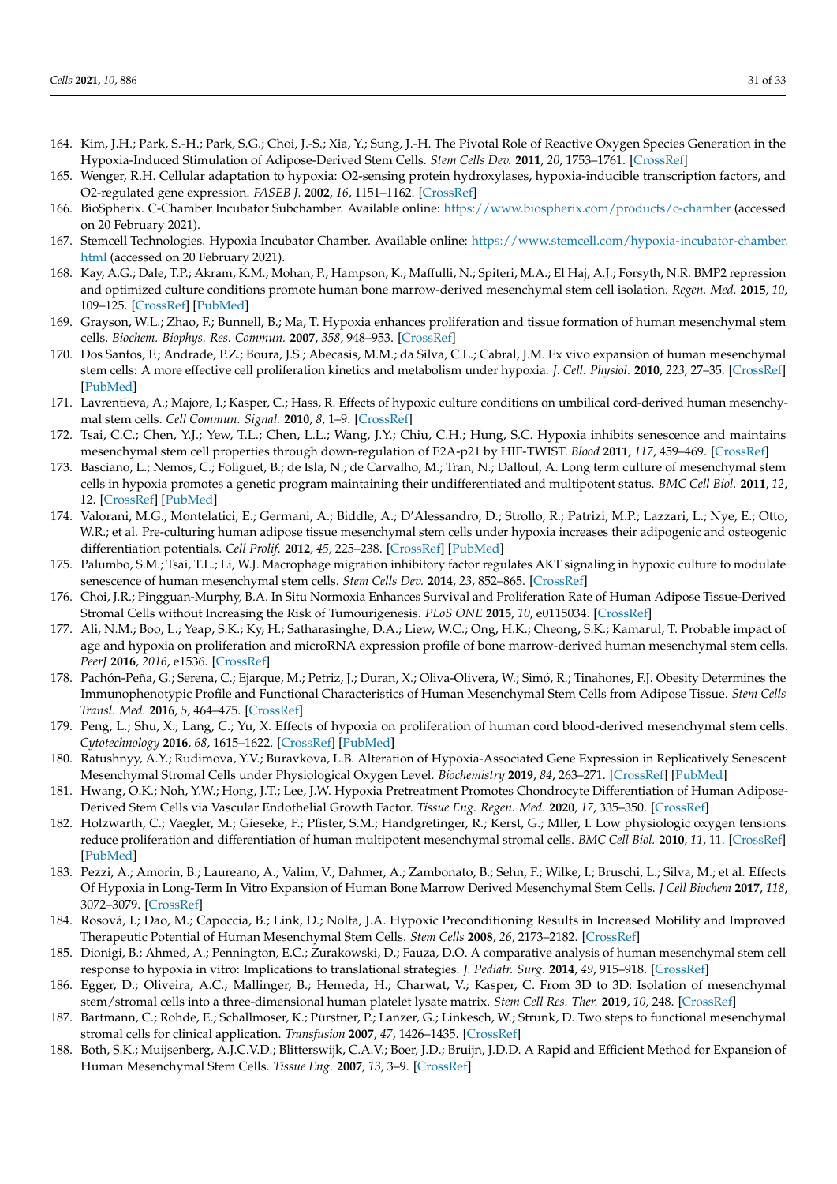164. Kim, J.H.; Park, S.-H.; Park, S.G.; Choi, J.-S.; Xia, Y.; Sung, J.-H. The Pivotal Role of Reactive Oxygen Species Generation in the Hypoxia-Induced Stimulation of Adipose-Derived Stem Cells. *Stem Cells Dev.* **2011**, *20*, 1753–1761. [CrossRef]
165. Wenger, R.H. Cellular adaptation to hypoxia: O2-sensing protein hydroxylases, hypoxia-inducible transcription factors, and O2-regulated gene expression. *FASEB J.* **2002**, *16*, 1151–1162. [CrossRef]
166. BioSpherix. C-Chamber Incubator Subchamber. Available online: https://www.biospherix.com/products/c-chamber (accessed on 20 February 2021).
167. Stemcell Technologies. Hypoxia Incubator Chamber. Available online: https://www.stemcell.com/hypoxia-incubator-chamber.html (accessed on 20 February 2021).
168. Kay, A.G.; Dale, T.P.; Akram, K.M.; Mohan, P.; Hampson, K.; Maffulli, N.; Spiteri, M.A.; El Haj, A.J.; Forsyth, N.R. BMP2 repression and optimized culture conditions promote human bone marrow-derived mesenchymal stem cell isolation. *Regen. Med.* **2015**, *10*, 109–125. [CrossRef] [PubMed]
169. Grayson, W.L.; Zhao, F.; Bunnell, B.; Ma, T. Hypoxia enhances proliferation and tissue formation of human mesenchymal stem cells. *Biochem. Biophys. Res. Commun.* **2007**, *358*, 948–953. [CrossRef]
170. Dos Santos, F.; Andrade, P.Z.; Boura, J.S.; Abecasis, M.M.; da Silva, C.L.; Cabral, J.M. Ex vivo expansion of human mesenchymal stem cells: A more effective cell proliferation kinetics and metabolism under hypoxia. *J. Cell. Physiol.* **2010**, *223*, 27–35. [CrossRef] [PubMed]
171. Lavrentieva, A.; Majore, I.; Kasper, C.; Hass, R. Effects of hypoxic culture conditions on umbilical cord-derived human mesenchymal stem cells. *Cell Commun. Signal.* **2010**, *8*, 1–9. [CrossRef]
172. Tsai, C.C.; Chen, Y.J.; Yew, T.L.; Chen, L.L.; Wang, J.Y.; Chiu, C.H.; Hung, S.C. Hypoxia inhibits senescence and maintains mesenchymal stem cell properties through down-regulation of E2A-p21 by HIF-TWIST. *Blood* **2011**, *117*, 459–469. [CrossRef]
173. Basciano, L.; Nemos, C.; Foliguet, B.; de Isla, N.; de Carvalho, M.; Tran, N.; Dalloul, A. Long term culture of mesenchymal stem cells in hypoxia promotes a genetic program maintaining their undifferentiated and multipotent status. *BMC Cell Biol.* **2011**, *12*, 12. [CrossRef] [PubMed]
174. Valorani, M.G.; Montelatici, E.; Germani, A.; Biddle, A.; D'Alessandro, D.; Strollo, R.; Patrizi, M.P.; Lazzari, L.; Nye, E.; Otto, W.R.; et al. Pre-culturing human adipose tissue mesenchymal stem cells under hypoxia increases their adipogenic and osteogenic differentiation potentials. *Cell Prolif.* **2012**, *45*, 225–238. [CrossRef] [PubMed]
175. Palumbo, S.M.; Tsai, T.L.; Li, W.J. Macrophage migration inhibitory factor regulates AKT signaling in hypoxic culture to modulate senescence of human mesenchymal stem cells. *Stem Cells Dev.* **2014**, *23*, 852–865. [CrossRef]
176. Choi, J.R.; Pingguan-Murphy, B.A. In Situ Normoxia Enhances Survival and Proliferation Rate of Human Adipose Tissue-Derived Stromal Cells without Increasing the Risk of Tumourigenesis. *PLoS ONE* **2015**, *10*, e0115034. [CrossRef]
177. Ali, N.M.; Boo, L.; Yeap, S.K.; Ky, H.; Satharasinghe, D.A.; Liew, W.C.; Ong, H.K.; Cheong, S.K.; Kamarul, T. Probable impact of age and hypoxia on proliferation and microRNA expression profile of bone marrow-derived human mesenchymal stem cells. *PeerJ* **2016**, *2016*, e1536. [CrossRef]
178. Pachón-Peña, G.; Serena, C.; Ejarque, M.; Petriz, J.; Duran, X.; Oliva-Olivera, W.; Simó, R.; Tinahones, F.J. Obesity Determines the Immunophenotypic Profile and Functional Characteristics of Human Mesenchymal Stem Cells from Adipose Tissue. *Stem Cells Transl. Med.* **2016**, *5*, 464–475. [CrossRef]
179. Peng, L.; Shu, X.; Lang, C.; Yu, X. Effects of hypoxia on proliferation of human cord blood-derived mesenchymal stem cells. *Cytotechnology* **2016**, *68*, 1615–1622. [CrossRef] [PubMed]
180. Ratushnyy, A.Y.; Rudimova, Y.V.; Buravkova, L.B. Alteration of Hypoxia-Associated Gene Expression in Replicatively Senescent Mesenchymal Stromal Cells under Physiological Oxygen Level. *Biochemistry* **2019**, *84*, 263–271. [CrossRef] [PubMed]
181. Hwang, O.K.; Noh, Y.W.; Hong, J.T.; Lee, J.W. Hypoxia Pretreatment Promotes Chondrocyte Differentiation of Human Adipose-Derived Stem Cells via Vascular Endothelial Growth Factor. *Tissue Eng. Regen. Med.* **2020**, *17*, 335–350. [CrossRef]
182. Holzwarth, C.; Vaegler, M.; Gieseke, F.; Pfister, S.M.; Handgretinger, R.; Kerst, G.; Mller, I. Low physiologic oxygen tensions reduce proliferation and differentiation of human multipotent mesenchymal stromal cells. *BMC Cell Biol.* **2010**, *11*, 11. [CrossRef] [PubMed]
183. Pezzi, A.; Amorin, B.; Laureano, A.; Valim, V.; Dahmer, A.; Zambonato, B.; Sehn, F.; Wilke, I.; Bruschi, L.; Silva, M.; et al. Effects Of Hypoxia in Long-Term In Vitro Expansion of Human Bone Marrow Derived Mesenchymal Stem Cells. *J Cell Biochem* **2017**, *118*, 3072–3079. [CrossRef]
184. Rosová, I.; Dao, M.; Capoccia, B.; Link, D.; Nolta, J.A. Hypoxic Preconditioning Results in Increased Motility and Improved Therapeutic Potential of Human Mesenchymal Stem Cells. *Stem Cells* **2008**, *26*, 2173–2182. [CrossRef]
185. Dionigi, B.; Ahmed, A.; Pennington, E.C.; Zurakowski, D.; Fauza, D.O. A comparative analysis of human mesenchymal stem cell response to hypoxia in vitro: Implications to translational strategies. *J. Pediatr. Surg.* **2014**, *49*, 915–918. [CrossRef]
186. Egger, D.; Oliveira, A.C.; Mallinger, B.; Hemeda, H.; Charwat, V.; Kasper, C. From 3D to 3D: Isolation of mesenchymal stem/stromal cells into a three-dimensional human platelet lysate matrix. *Stem Cell Res. Ther.* **2019**, *10*, 248. [CrossRef]
187. Bartmann, C.; Rohde, E.; Schallmoser, K.; Pürstner, P.; Lanzer, G.; Linkesch, W.; Strunk, D. Two steps to functional mesenchymal stromal cells for clinical application. *Transfusion* **2007**, *47*, 1426–1435. [CrossRef]
188. Both, S.K.; Muijsenberg, A.J.C.V.D.; Blitterswijk, C.A.V.; Boer, J.D.; Bruijn, J.D.D. A Rapid and Efficient Method for Expansion of Human Mesenchymal Stem Cells. *Tissue Eng.* **2007**, *13*, 3–9. [CrossRef]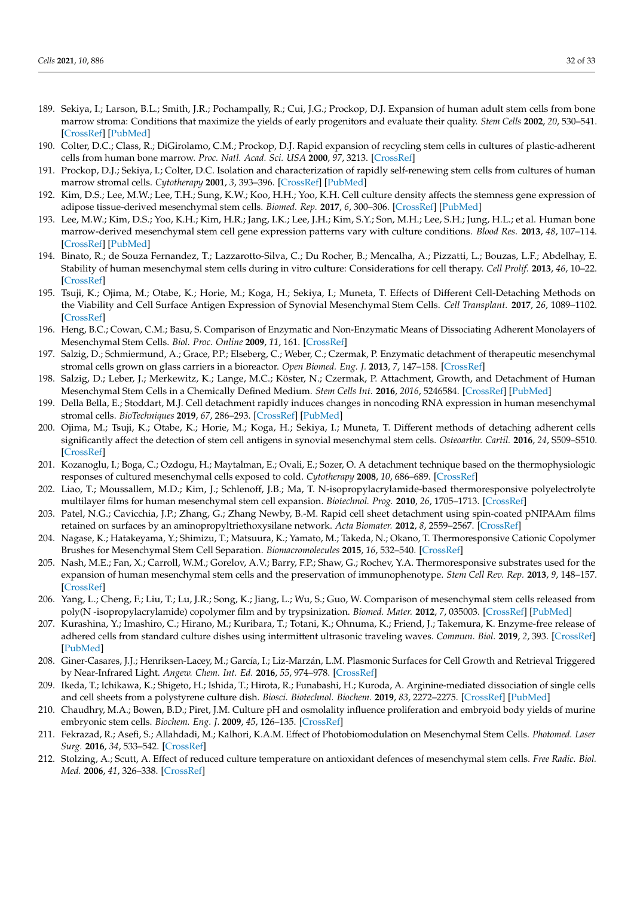189. Sekiya, I.; Larson, B.L.; Smith, J.R.; Pochampally, R.; Cui, J.G.; Prockop, D.J. Expansion of human adult stem cells from bone marrow stroma: Conditions that maximize the yields of early progenitors and evaluate their quality. *Stem Cells* **2002**, *20*, 530–541. [CrossRef] [PubMed]
190. Colter, D.C.; Class, R.; DiGirolamo, C.M.; Prockop, D.J. Rapid expansion of recycling stem cells in cultures of plastic-adherent cells from human bone marrow. *Proc. Natl. Acad. Sci. USA* **2000**, *97*, 3213. [CrossRef]
191. Prockop, D.J.; Sekiya, I.; Colter, D.C. Isolation and characterization of rapidly self-renewing stem cells from cultures of human marrow stromal cells. *Cytotherapy* **2001**, *3*, 393–396. [CrossRef] [PubMed]
192. Kim, D.S.; Lee, M.W.; Lee, T.H.; Sung, K.W.; Koo, H.H.; Yoo, K.H. Cell culture density affects the stemness gene expression of adipose tissue-derived mesenchymal stem cells. *Biomed. Rep.* **2017**, *6*, 300–306. [CrossRef] [PubMed]
193. Lee, M.W.; Kim, D.S.; Yoo, K.H.; Kim, H.R.; Jang, I.K.; Lee, J.H.; Kim, S.Y.; Son, M.H.; Lee, S.H.; Jung, H.L.; et al. Human bone marrow-derived mesenchymal stem cell gene expression patterns vary with culture conditions. *Blood Res.* **2013**, *48*, 107–114. [CrossRef] [PubMed]
194. Binato, R.; de Souza Fernandez, T.; Lazzarotto-Silva, C.; Du Rocher, B.; Mencalha, A.; Pizzatti, L.; Bouzas, L.F.; Abdelhay, E. Stability of human mesenchymal stem cells during in vitro culture: Considerations for cell therapy. *Cell Prolif.* **2013**, *46*, 10–22. [CrossRef]
195. Tsuji, K.; Ojima, M.; Otabe, K.; Horie, M.; Koga, H.; Sekiya, I.; Muneta, T. Effects of Different Cell-Detaching Methods on the Viability and Cell Surface Antigen Expression of Synovial Mesenchymal Stem Cells. *Cell Transplant.* **2017**, *26*, 1089–1102. [CrossRef]
196. Heng, B.C.; Cowan, C.M.; Basu, S. Comparison of Enzymatic and Non-Enzymatic Means of Dissociating Adherent Monolayers of Mesenchymal Stem Cells. *Biol. Proc. Online* **2009**, *11*, 161. [CrossRef]
197. Salzig, D.; Schmiermund, A.; Grace, P.P.; Elseberg, C.; Weber, C.; Czermak, P. Enzymatic detachment of therapeutic mesenchymal stromal cells grown on glass carriers in a bioreactor. *Open Biomed. Eng. J.* **2013**, *7*, 147–158. [CrossRef]
198. Salzig, D.; Leber, J.; Merkewitz, K.; Lange, M.C.; Köster, N.; Czermak, P. Attachment, Growth, and Detachment of Human Mesenchymal Stem Cells in a Chemically Defined Medium. *Stem Cells Int.* **2016**, *2016*, 5246584. [CrossRef] [PubMed]
199. Della Bella, E.; Stoddart, M.J. Cell detachment rapidly induces changes in noncoding RNA expression in human mesenchymal stromal cells. *BioTechniques* **2019**, *67*, 286–293. [CrossRef] [PubMed]
200. Ojima, M.; Tsuji, K.; Otabe, K.; Horie, M.; Koga, H.; Sekiya, I.; Muneta, T. Different methods of detaching adherent cells significantly affect the detection of stem cell antigens in synovial mesenchymal stem cells. *Osteoarthr. Cartil.* **2016**, *24*, S509–S510. [CrossRef]
201. Kozanoglu, I.; Boga, C.; Ozdogu, H.; Maytalman, E.; Ovali, E.; Sozer, O. A detachment technique based on the thermophysiologic responses of cultured mesenchymal cells exposed to cold. *Cytotherapy* **2008**, *10*, 686–689. [CrossRef]
202. Liao, T.; Moussallem, M.D.; Kim, J.; Schlenoff, J.B.; Ma, T. N-isopropylacrylamide-based thermoresponsive polyelectrolyte multilayer films for human mesenchymal stem cell expansion. *Biotechnol. Prog.* **2010**, *26*, 1705–1713. [CrossRef]
203. Patel, N.G.; Cavicchia, J.P.; Zhang, G.; Zhang Newby, B.-M. Rapid cell sheet detachment using spin-coated pNIPAAm films retained on surfaces by an aminopropyltriethoxysilane network. *Acta Biomater.* **2012**, *8*, 2559–2567. [CrossRef]
204. Nagase, K.; Hatakeyama, Y.; Shimizu, T.; Matsuura, K.; Yamato, M.; Takeda, N.; Okano, T. Thermoresponsive Cationic Copolymer Brushes for Mesenchymal Stem Cell Separation. *Biomacromolecules* **2015**, *16*, 532–540. [CrossRef]
205. Nash, M.E.; Fan, X.; Carroll, W.M.; Gorelov, A.V.; Barry, F.P.; Shaw, G.; Rochev, Y.A. Thermoresponsive substrates used for the expansion of human mesenchymal stem cells and the preservation of immunophenotype. *Stem Cell Rev. Rep.* **2013**, *9*, 148–157. [CrossRef]
206. Yang, L.; Cheng, F.; Liu, T.; Lu, J.R.; Song, K.; Jiang, L.; Wu, S.; Guo, W. Comparison of mesenchymal stem cells released from poly(N -isopropylacrylamide) copolymer film and by trypsinization. *Biomed. Mater.* **2012**, *7*, 035003. [CrossRef] [PubMed]
207. Kurashina, Y.; Imashiro, C.; Hirano, M.; Kuribara, T.; Totani, K.; Ohnuma, K.; Friend, J.; Takemura, K. Enzyme-free release of adhered cells from standard culture dishes using intermittent ultrasonic traveling waves. *Commun. Biol.* **2019**, *2*, 393. [CrossRef] [PubMed]
208. Giner-Casares, J.J.; Henriksen-Lacey, M.; García, I.; Liz-Marzán, L.M. Plasmonic Surfaces for Cell Growth and Retrieval Triggered by Near-Infrared Light. *Angew. Chem. Int. Ed.* **2016**, *55*, 974–978. [CrossRef]
209. Ikeda, T.; Ichikawa, K.; Shigeto, H.; Ishida, T.; Hirota, R.; Funabashi, H.; Kuroda, A. Arginine-mediated dissociation of single cells and cell sheets from a polystyrene culture dish. *Biosci. Biotechnol. Biochem.* **2019**, *83*, 2272–2275. [CrossRef] [PubMed]
210. Chaudhry, M.A.; Bowen, B.D.; Piret, J.M. Culture pH and osmolality influence proliferation and embryoid body yields of murine embryonic stem cells. *Biochem. Eng. J.* **2009**, *45*, 126–135. [CrossRef]
211. Fekrazad, R.; Asefi, S.; Allahdadi, M.; Kalhori, K.A.M. Effect of Photobiomodulation on Mesenchymal Stem Cells. *Photomed. Laser Surg.* **2016**, *34*, 533–542. [CrossRef]
212. Stolzing, A.; Scutt, A. Effect of reduced culture temperature on antioxidant defences of mesenchymal stem cells. *Free Radic. Biol. Med.* **2006**, *41*, 326–338. [CrossRef]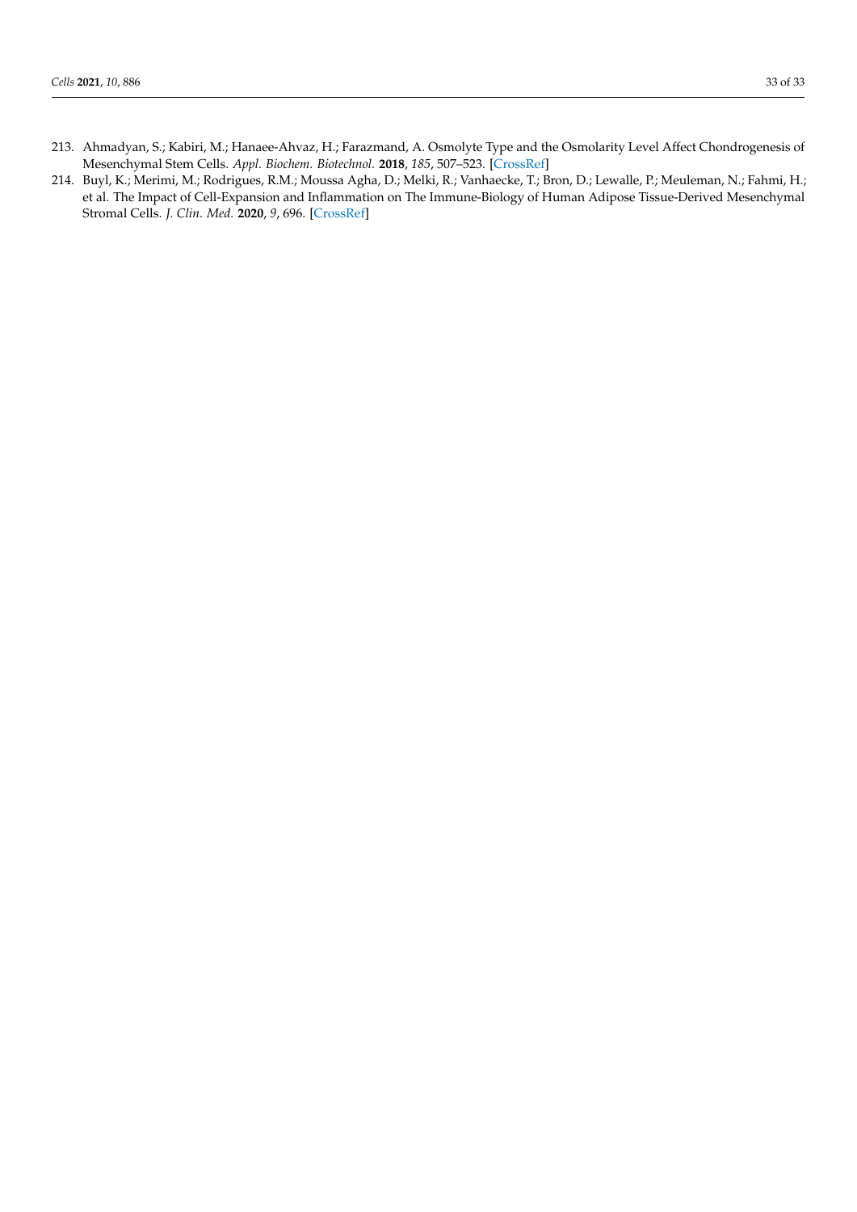213. Ahmadyan, S.; Kabiri, M.; Hanaee-Ahvaz, H.; Farazmand, A. Osmolyte Type and the Osmolarity Level Affect Chondrogenesis of Mesenchymal Stem Cells. *Appl. Biochem. Biotechnol.* **2018**, *185*, 507–523. [CrossRef]
214. Buyl, K.; Merimi, M.; Rodrigues, R.M.; Moussa Agha, D.; Melki, R.; Vanhaecke, T.; Bron, D.; Lewalle, P.; Meuleman, N.; Fahmi, H.; et al. The Impact of Cell-Expansion and Inflammation on The Immune-Biology of Human Adipose Tissue-Derived Mesenchymal Stromal Cells. *J. Clin. Med.* **2020**, *9*, 696. [CrossRef]